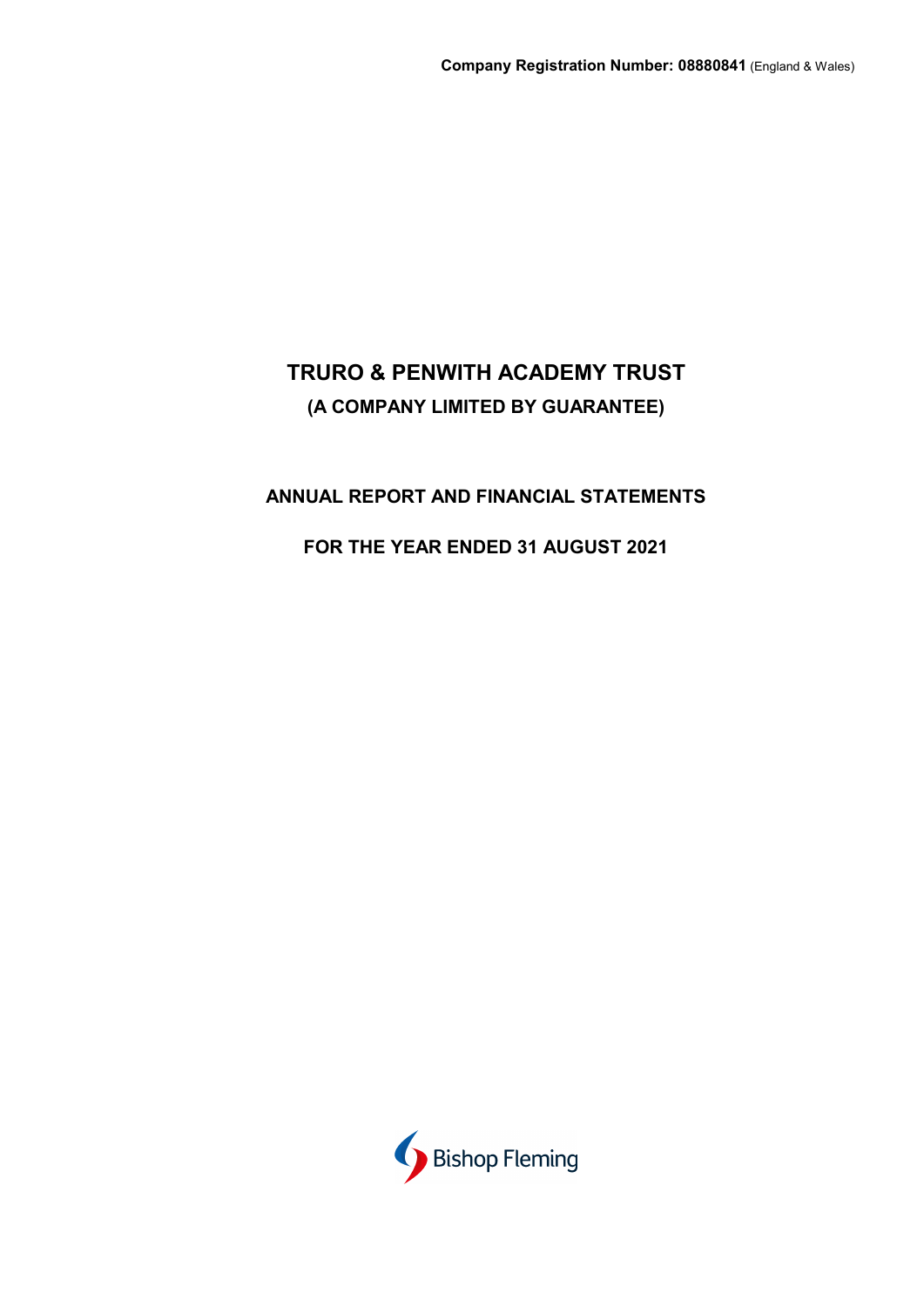**Company Registration Number: 08880841** (England & Wales)

# TRURO & PENWITH ACADEMY TRUST

## (A COMPANY LIMITED BY GUARANTEE)

## ANNUAL REPORT AND FINANCIAL STATEMENTS

## FOR THE YEAR ENDED 31 AUGUST 2021

Bishop Fleming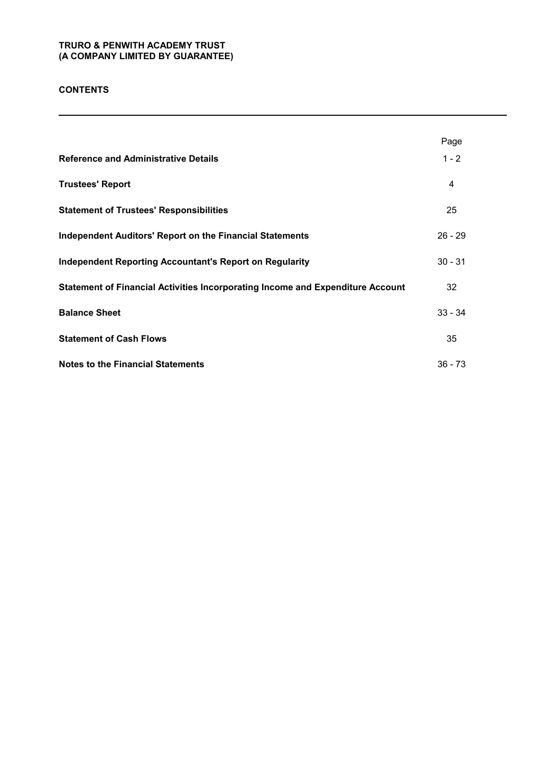# TRURO & PENWITH ACADEMY TRUST
# (A COMPANY LIMITED BY GUARANTEE)

## CONTENTS

| | Page |
|---|---|
| **Reference and Administrative Details** | 1 - 2 |
| **Trustees' Report** | 4 |
| **Statement of Trustees' Responsibilities** | 25 |
| **Independent Auditors' Report on the Financial Statements** | 26 - 29 |
| **Independent Reporting Accountant's Report on Regularity** | 30 - 31 |
| **Statement of Financial Activities Incorporating Income and Expenditure Account** | 32 |
| **Balance Sheet** | 33 - 34 |
| **Statement of Cash Flows** | 35 |
| **Notes to the Financial Statements** | 36 - 73 |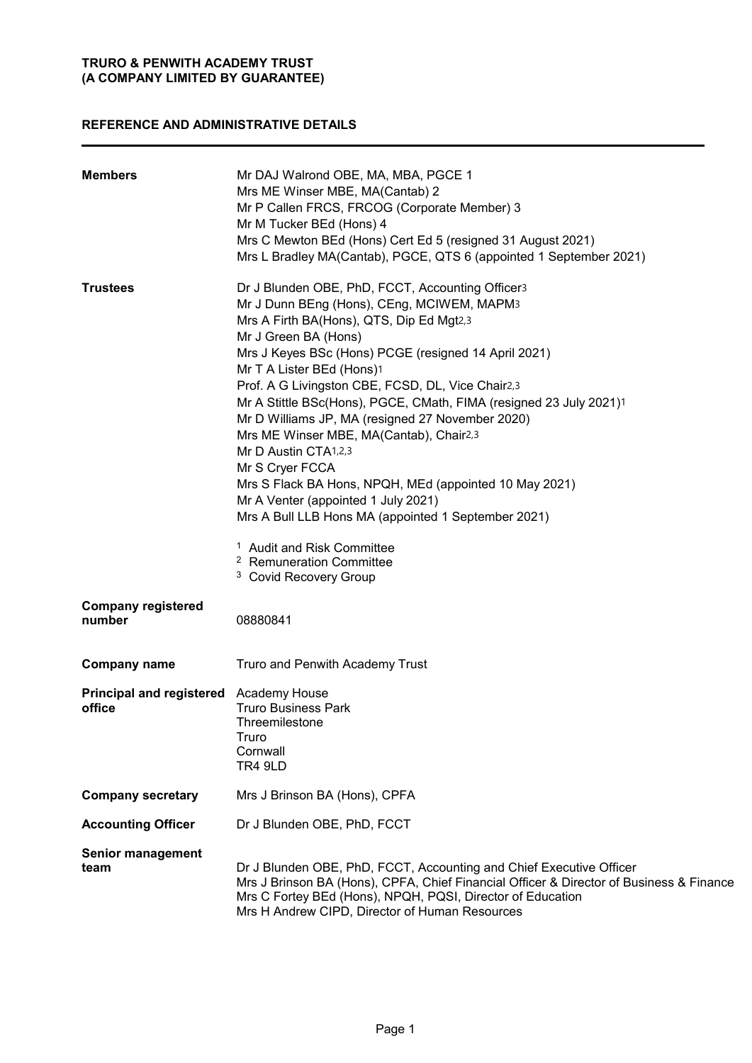**TRURO & PENWITH ACADEMY TRUST**
**(A COMPANY LIMITED BY GUARANTEE)**

## REFERENCE AND ADMINISTRATIVE DETAILS

**Members**

Mr DAJ Walrond OBE, MA, MBA, PGCE 1
Mrs ME Winser MBE, MA(Cantab) 2
Mr P Callen FRCS, FRCOG (Corporate Member) 3
Mr M Tucker BEd (Hons) 4
Mrs C Mewton BEd (Hons) Cert Ed 5 (resigned 31 August 2021)
Mrs L Bradley MA(Cantab), PGCE, QTS 6 (appointed 1 September 2021)

**Trustees**

Dr J Blunden OBE, PhD, FCCT, Accounting Officer[3]
Mr J Dunn BEng (Hons), CEng, MCIWEM, MAPM[3]
Mrs A Firth BA(Hons), QTS, Dip Ed Mgt[2,3]
Mr J Green BA (Hons)
Mrs J Keyes BSc (Hons) PCGE (resigned 14 April 2021)
Mr T A Lister BEd (Hons)[1]
Prof. A G Livingston CBE, FCSD, DL, Vice Chair[2,3]
Mr A Stittle BSc(Hons), PGCE, CMath, FIMA (resigned 23 July 2021)[1]
Mr D Williams JP, MA (resigned 27 November 2020)
Mrs ME Winser MBE, MA(Cantab), Chair[2,3]
Mr D Austin CTA[1,2,3]
Mr S Cryer FCCA
Mrs S Flack BA Hons, NPQH, MEd (appointed 10 May 2021)
Mr A Venter (appointed 1 July 2021)
Mrs A Bull LLB Hons MA (appointed 1 September 2021)

[1] Audit and Risk Committee
[2] Remuneration Committee
[3] Covid Recovery Group

**Company registered number**

08880841

**Company name**

Truro and Penwith Academy Trust

**Principal and registered office**

Academy House
Truro Business Park
Threemilestone
Truro
Cornwall
TR4 9LD

**Company secretary**

Mrs J Brinson BA (Hons), CPFA

**Accounting Officer**

Dr J Blunden OBE, PhD, FCCT

**Senior management team**

Dr J Blunden OBE, PhD, FCCT, Accounting and Chief Executive Officer
Mrs J Brinson BA (Hons), CPFA, Chief Financial Officer & Director of Business & Finance
Mrs C Fortey BEd (Hons), NPQH, PQSI, Director of Education
Mrs H Andrew CIPD, Director of Human Resources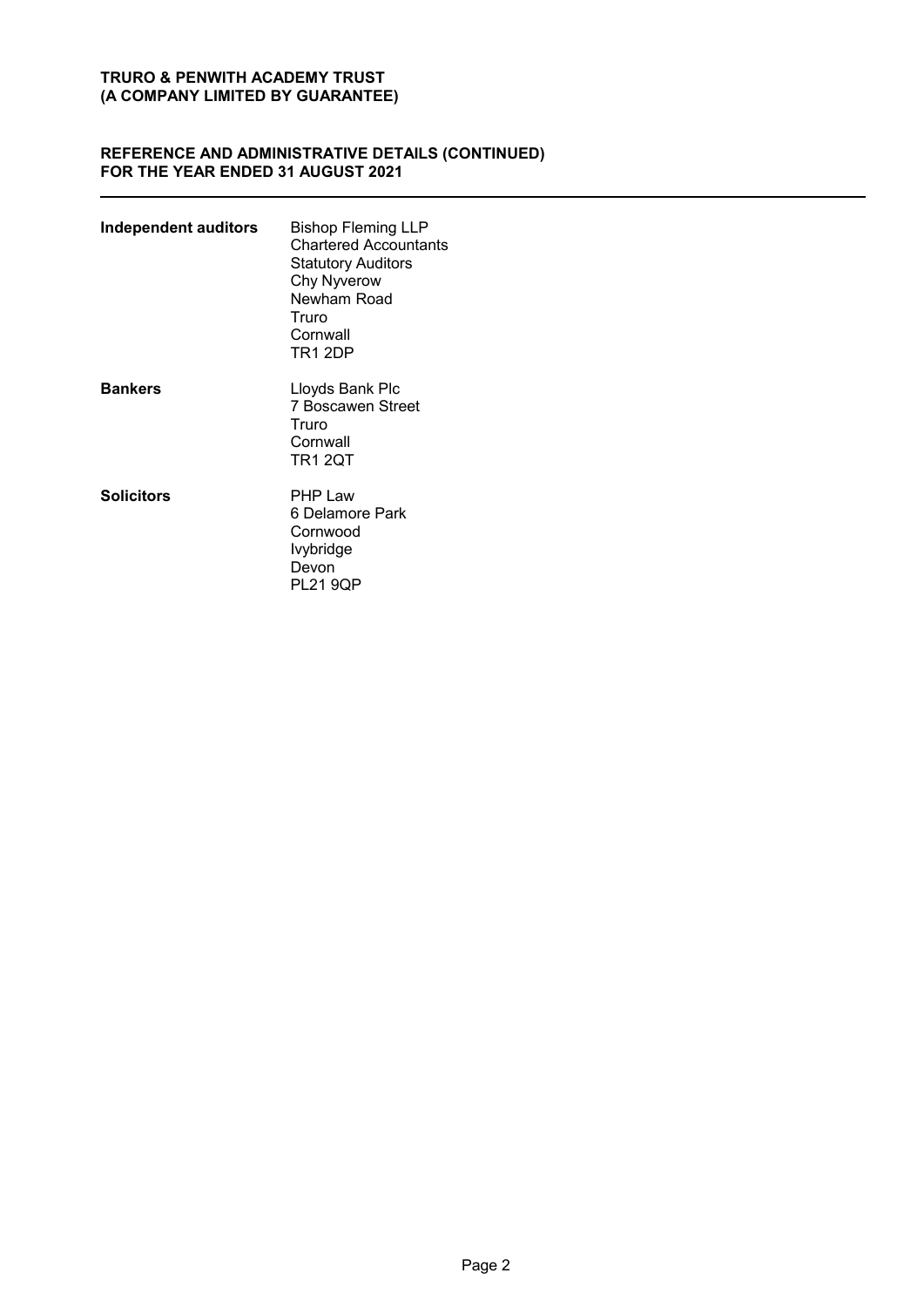**TRURO & PENWITH ACADEMY TRUST**
**(A COMPANY LIMITED BY GUARANTEE)**

**REFERENCE AND ADMINISTRATIVE DETAILS (CONTINUED)**
**FOR THE YEAR ENDED 31 AUGUST 2021**

---

| | |
|---|---|
| **Independent auditors** | Bishop Fleming LLP<br>Chartered Accountants<br>Statutory Auditors<br>Chy Nyverow<br>Newham Road<br>Truro<br>Cornwall<br>TR1 2DP |
| **Bankers** | Lloyds Bank Plc<br>7 Boscawen Street<br>Truro<br>Cornwall<br>TR1 2QT |
| **Solicitors** | PHP Law<br>6 Delamore Park<br>Cornwood<br>Ivybridge<br>Devon<br>PL21 9QP |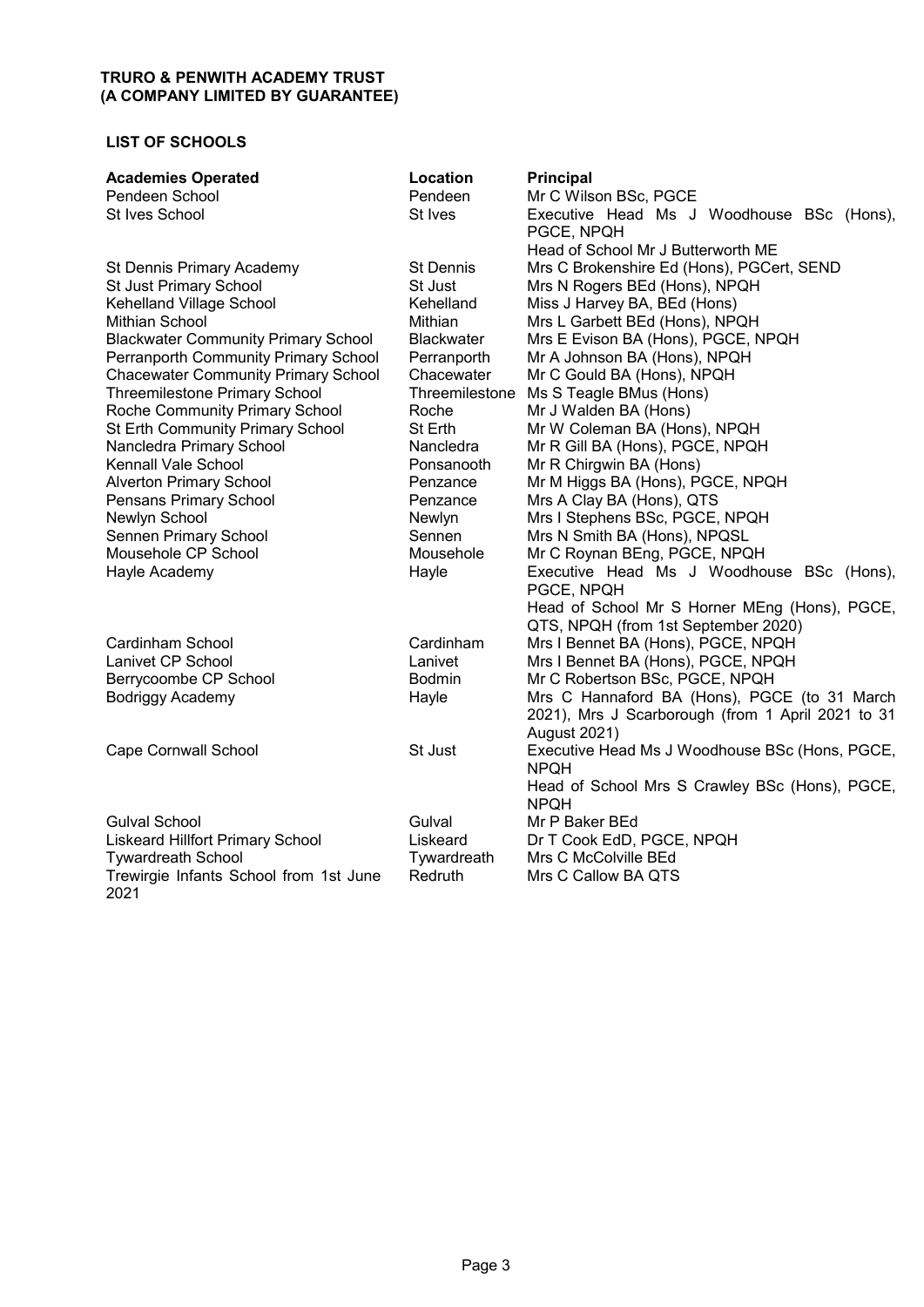**TRURO & PENWITH ACADEMY TRUST**
**(A COMPANY LIMITED BY GUARANTEE)**

## LIST OF SCHOOLS

| Academies Operated | Location | Principal |
|---|---|---|
| Pendeen School | Pendeen | Mr C Wilson BSc, PGCE |
| St Ives School | St Ives | Executive Head Ms J Woodhouse BSc (Hons), PGCE, NPQH<br>Head of School Mr J Butterworth ME |
| St Dennis Primary Academy | St Dennis | Mrs C Brokenshire Ed (Hons), PGCert, SEND |
| St Just Primary School | St Just | Mrs N Rogers BEd (Hons), NPQH |
| Kehelland Village School | Kehelland | Miss J Harvey BA, BEd (Hons) |
| Mithian School | Mithian | Mrs L Garbett BEd (Hons), NPQH |
| Blackwater Community Primary School | Blackwater | Mrs E Evison BA (Hons), PGCE, NPQH |
| Perranporth Community Primary School | Perranporth | Mr A Johnson BA (Hons), NPQH |
| Chacewater Community Primary School | Chacewater | Mr C Gould BA (Hons), NPQH |
| Threemilestone Primary School | Threemilestone | Ms S Teagle BMus (Hons) |
| Roche Community Primary School | Roche | Mr J Walden BA (Hons) |
| St Erth Community Primary School | St Erth | Mr W Coleman BA (Hons), NPQH |
| Nancledra Primary School | Nancledra | Mr R Gill BA (Hons), PGCE, NPQH |
| Kennall Vale School | Ponsanooth | Mr R Chirgwin BA (Hons) |
| Alverton Primary School | Penzance | Mr M Higgs BA (Hons), PGCE, NPQH |
| Pensans Primary School | Penzance | Mrs A Clay BA (Hons), QTS |
| Newlyn School | Newlyn | Mrs I Stephens BSc, PGCE, NPQH |
| Sennen Primary School | Sennen | Mrs N Smith BA (Hons), NPQSL |
| Mousehole CP School | Mousehole | Mr C Roynan BEng, PGCE, NPQH |
| Hayle Academy | Hayle | Executive Head Ms J Woodhouse BSc (Hons), PGCE, NPQH<br>Head of School Mr S Horner MEng (Hons), PGCE, QTS, NPQH (from 1st September 2020) |
| Cardinham School | Cardinham | Mrs I Bennet BA (Hons), PGCE, NPQH |
| Lanivet CP School | Lanivet | Mrs I Bennet BA (Hons), PGCE, NPQH |
| Berrycoombe CP School | Bodmin | Mr C Robertson BSc, PGCE, NPQH |
| Bodriggy Academy | Hayle | Mrs C Hannaford BA (Hons), PGCE (to 31 March 2021), Mrs J Scarborough (from 1 April 2021 to 31 August 2021) |
| Cape Cornwall School | St Just | Executive Head Ms J Woodhouse BSc (Hons, PGCE, NPQH<br>Head of School Mrs S Crawley BSc (Hons), PGCE, NPQH |
| Gulval School | Gulval | Mr P Baker BEd |
| Liskeard Hillfort Primary School | Liskeard | Dr T Cook EdD, PGCE, NPQH |
| Tywardreath School | Tywardreath | Mrs C McColville BEd |
| Trewirgie Infants School from 1st June 2021 | Redruth | Mrs C Callow BA QTS |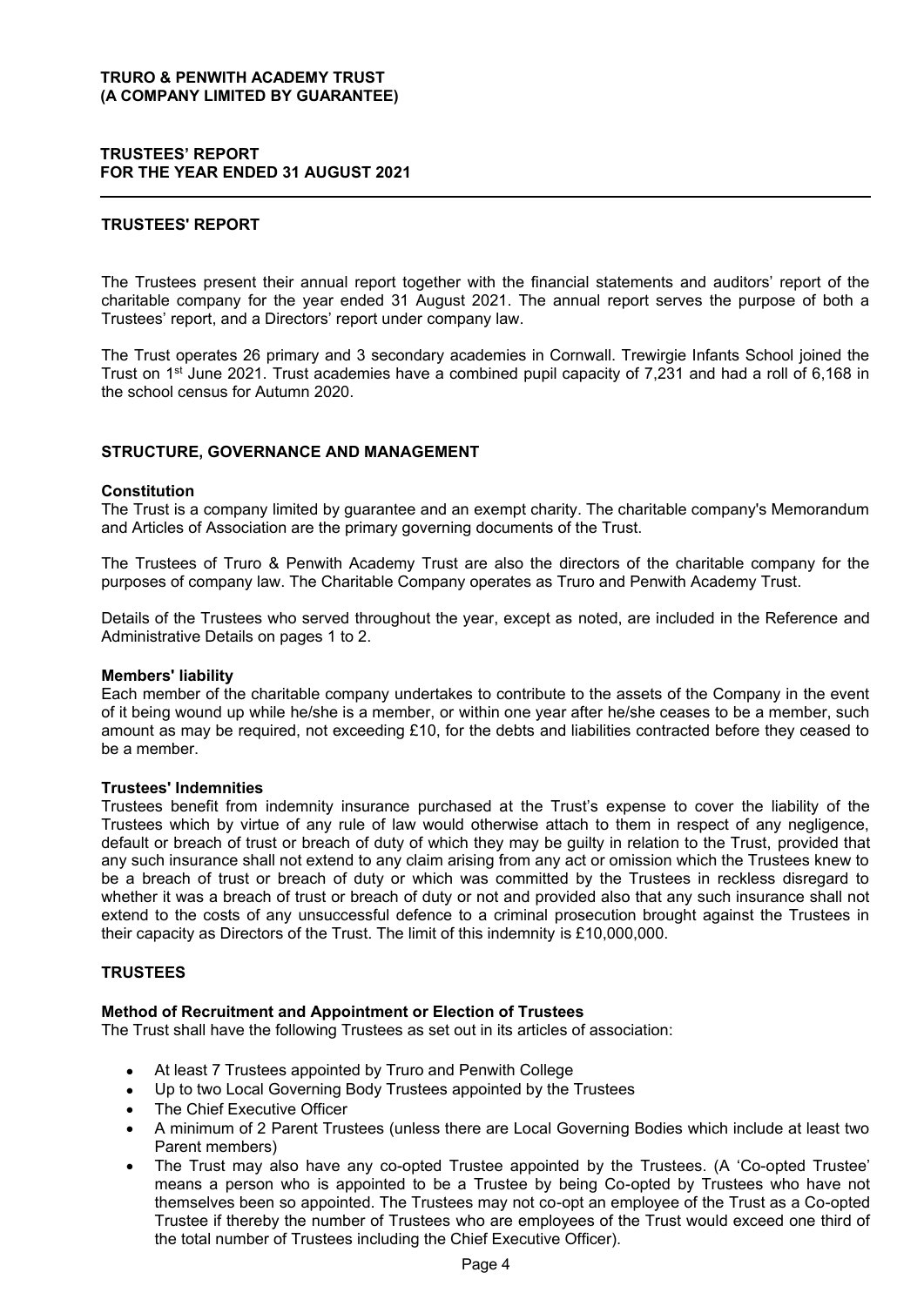# TRUSTEES' REPORT

The Trustees present their annual report together with the financial statements and auditors' report of the charitable company for the year ended 31 August 2021. The annual report serves the purpose of both a Trustees' report, and a Directors' report under company law.

The Trust operates 26 primary and 3 secondary academies in Cornwall. Trewirgie Infants School joined the Trust on 1st June 2021. Trust academies have a combined pupil capacity of 7,231 and had a roll of 6,168 in the school census for Autumn 2020.

## STRUCTURE, GOVERNANCE AND MANAGEMENT

### Constitution

The Trust is a company limited by guarantee and an exempt charity. The charitable company's Memorandum and Articles of Association are the primary governing documents of the Trust.

The Trustees of Truro & Penwith Academy Trust are also the directors of the charitable company for the purposes of company law. The Charitable Company operates as Truro and Penwith Academy Trust.

Details of the Trustees who served throughout the year, except as noted, are included in the Reference and Administrative Details on pages 1 to 2.

### Members' liability

Each member of the charitable company undertakes to contribute to the assets of the Company in the event of it being wound up while he/she is a member, or within one year after he/she ceases to be a member, such amount as may be required, not exceeding £10, for the debts and liabilities contracted before they ceased to be a member.

### Trustees' Indemnities

Trustees benefit from indemnity insurance purchased at the Trust's expense to cover the liability of the Trustees which by virtue of any rule of law would otherwise attach to them in respect of any negligence, default or breach of trust or breach of duty of which they may be guilty in relation to the Trust, provided that any such insurance shall not extend to any claim arising from any act or omission which the Trustees knew to be a breach of trust or breach of duty or which was committed by the Trustees in reckless disregard to whether it was a breach of trust or breach of duty or not and provided also that any such insurance shall not extend to the costs of any unsuccessful defence to a criminal prosecution brought against the Trustees in their capacity as Directors of the Trust. The limit of this indemnity is £10,000,000.

## TRUSTEES

### Method of Recruitment and Appointment or Election of Trustees

The Trust shall have the following Trustees as set out in its articles of association:

- At least 7 Trustees appointed by Truro and Penwith College
- Up to two Local Governing Body Trustees appointed by the Trustees
- The Chief Executive Officer
- A minimum of 2 Parent Trustees (unless there are Local Governing Bodies which include at least two Parent members)
- The Trust may also have any co-opted Trustee appointed by the Trustees. (A 'Co-opted Trustee' means a person who is appointed to be a Trustee by being Co-opted by Trustees who have not themselves been so appointed. The Trustees may not co-opt an employee of the Trust as a Co-opted Trustee if thereby the number of Trustees who are employees of the Trust would exceed one third of the total number of Trustees including the Chief Executive Officer).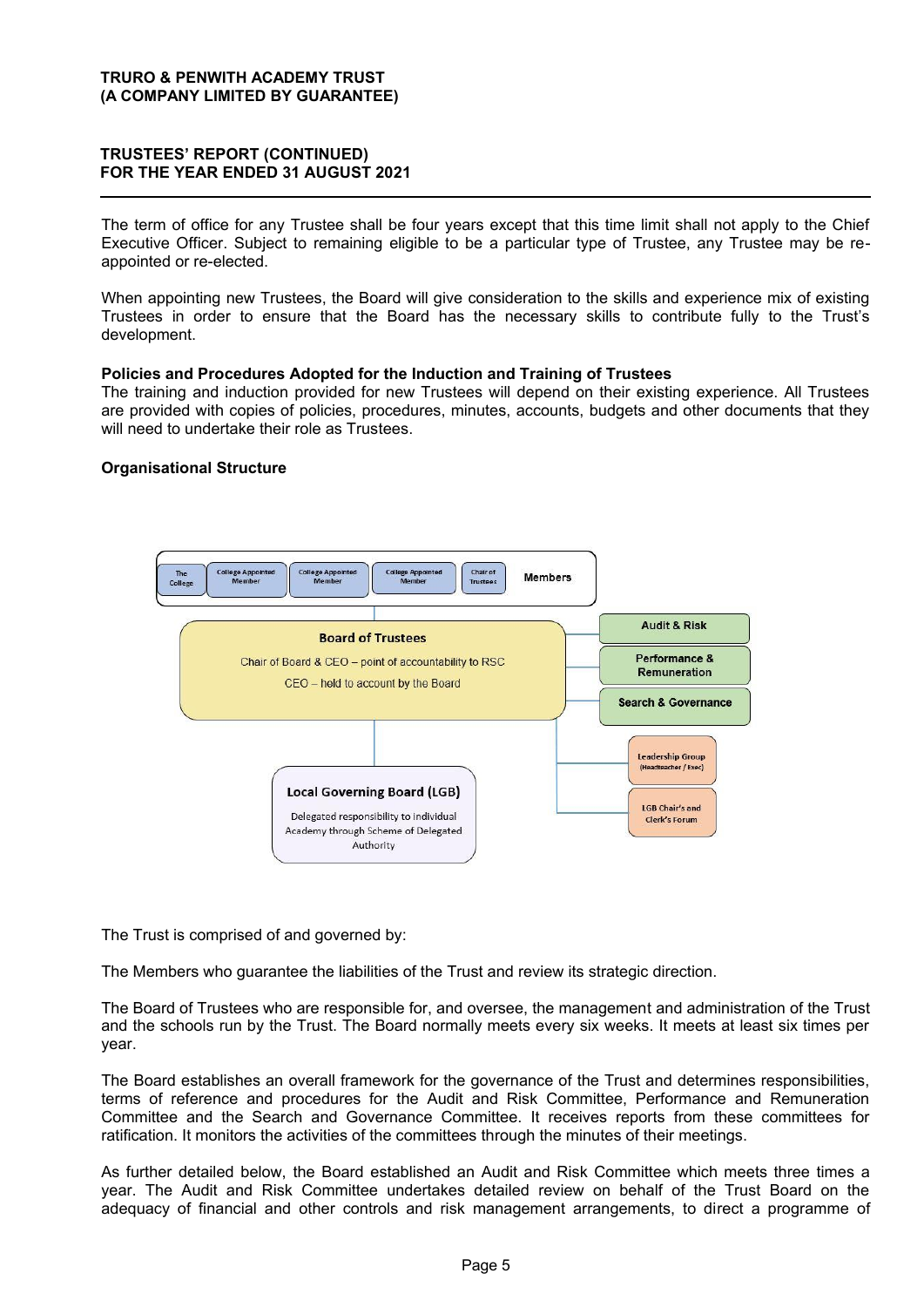The term of office for any Trustee shall be four years except that this time limit shall not apply to the Chief Executive Officer. Subject to remaining eligible to be a particular type of Trustee, any Trustee may be re-appointed or re-elected.

When appointing new Trustees, the Board will give consideration to the skills and experience mix of existing Trustees in order to ensure that the Board has the necessary skills to contribute fully to the Trust's development.

**Policies and Procedures Adopted for the Induction and Training of Trustees**

The training and induction provided for new Trustees will depend on their existing experience. All Trustees are provided with copies of policies, procedures, minutes, accounts, budgets and other documents that they will need to undertake their role as Trustees.

**Organisational Structure**

The College | College Appointed Member | College Appointed Member | College Appointed Member | Chair of Trustees — **Members**

**Board of Trustees**
Chair of Board & CEO – point of accountability to RSC
CEO – held to account by the Board

- Audit & Risk
- Performance & Remuneration
- Search & Governance
- Leadership Group (Headteacher / Exec)
- LGB Chair's and Clerk's Forum

**Local Governing Board (LGB)**
Delegated responsibility to individual Academy through Scheme of Delegated Authority

The Trust is comprised of and governed by:

The Members who guarantee the liabilities of the Trust and review its strategic direction.

The Board of Trustees who are responsible for, and oversee, the management and administration of the Trust and the schools run by the Trust. The Board normally meets every six weeks. It meets at least six times per year.

The Board establishes an overall framework for the governance of the Trust and determines responsibilities, terms of reference and procedures for the Audit and Risk Committee, Performance and Remuneration Committee and the Search and Governance Committee. It receives reports from these committees for ratification. It monitors the activities of the committees through the minutes of their meetings.

As further detailed below, the Board established an Audit and Risk Committee which meets three times a year. The Audit and Risk Committee undertakes detailed review on behalf of the Trust Board on the adequacy of financial and other controls and risk management arrangements, to direct a programme of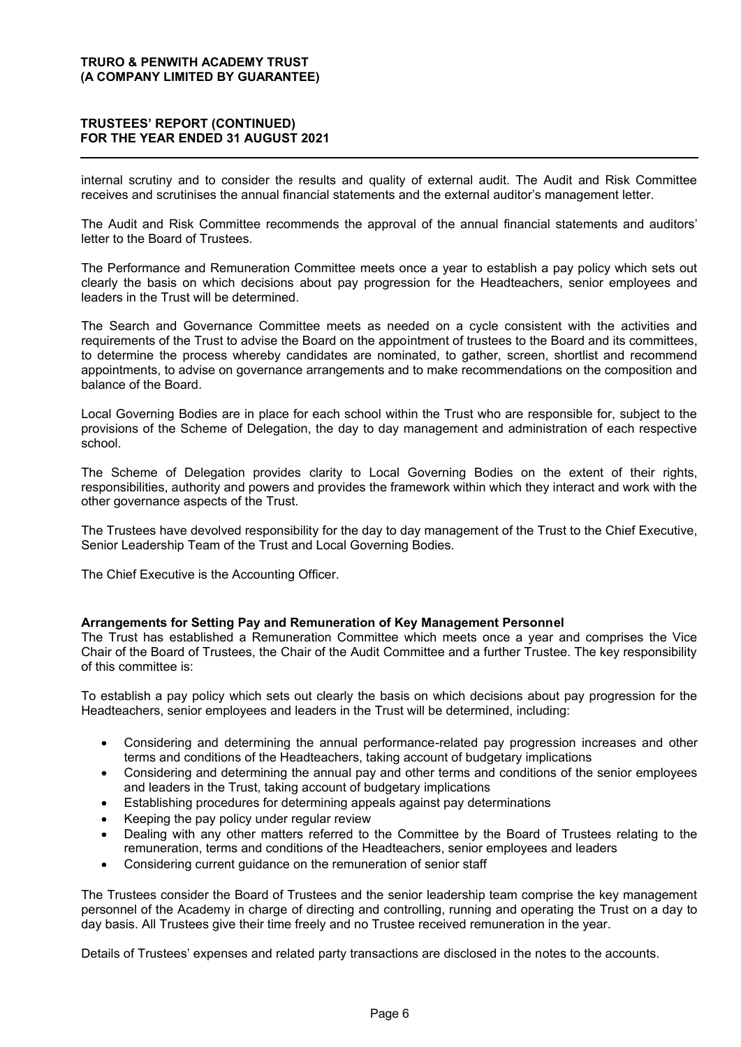internal scrutiny and to consider the results and quality of external audit. The Audit and Risk Committee receives and scrutinises the annual financial statements and the external auditor's management letter.

The Audit and Risk Committee recommends the approval of the annual financial statements and auditors' letter to the Board of Trustees.

The Performance and Remuneration Committee meets once a year to establish a pay policy which sets out clearly the basis on which decisions about pay progression for the Headteachers, senior employees and leaders in the Trust will be determined.

The Search and Governance Committee meets as needed on a cycle consistent with the activities and requirements of the Trust to advise the Board on the appointment of trustees to the Board and its committees, to determine the process whereby candidates are nominated, to gather, screen, shortlist and recommend appointments, to advise on governance arrangements and to make recommendations on the composition and balance of the Board.

Local Governing Bodies are in place for each school within the Trust who are responsible for, subject to the provisions of the Scheme of Delegation, the day to day management and administration of each respective school.

The Scheme of Delegation provides clarity to Local Governing Bodies on the extent of their rights, responsibilities, authority and powers and provides the framework within which they interact and work with the other governance aspects of the Trust.

The Trustees have devolved responsibility for the day to day management of the Trust to the Chief Executive, Senior Leadership Team of the Trust and Local Governing Bodies.

The Chief Executive is the Accounting Officer.

**Arrangements for Setting Pay and Remuneration of Key Management Personnel**

The Trust has established a Remuneration Committee which meets once a year and comprises the Vice Chair of the Board of Trustees, the Chair of the Audit Committee and a further Trustee. The key responsibility of this committee is:

To establish a pay policy which sets out clearly the basis on which decisions about pay progression for the Headteachers, senior employees and leaders in the Trust will be determined, including:

- Considering and determining the annual performance-related pay progression increases and other terms and conditions of the Headteachers, taking account of budgetary implications
- Considering and determining the annual pay and other terms and conditions of the senior employees and leaders in the Trust, taking account of budgetary implications
- Establishing procedures for determining appeals against pay determinations
- Keeping the pay policy under regular review
- Dealing with any other matters referred to the Committee by the Board of Trustees relating to the remuneration, terms and conditions of the Headteachers, senior employees and leaders
- Considering current guidance on the remuneration of senior staff

The Trustees consider the Board of Trustees and the senior leadership team comprise the key management personnel of the Academy in charge of directing and controlling, running and operating the Trust on a day to day basis. All Trustees give their time freely and no Trustee received remuneration in the year.

Details of Trustees' expenses and related party transactions are disclosed in the notes to the accounts.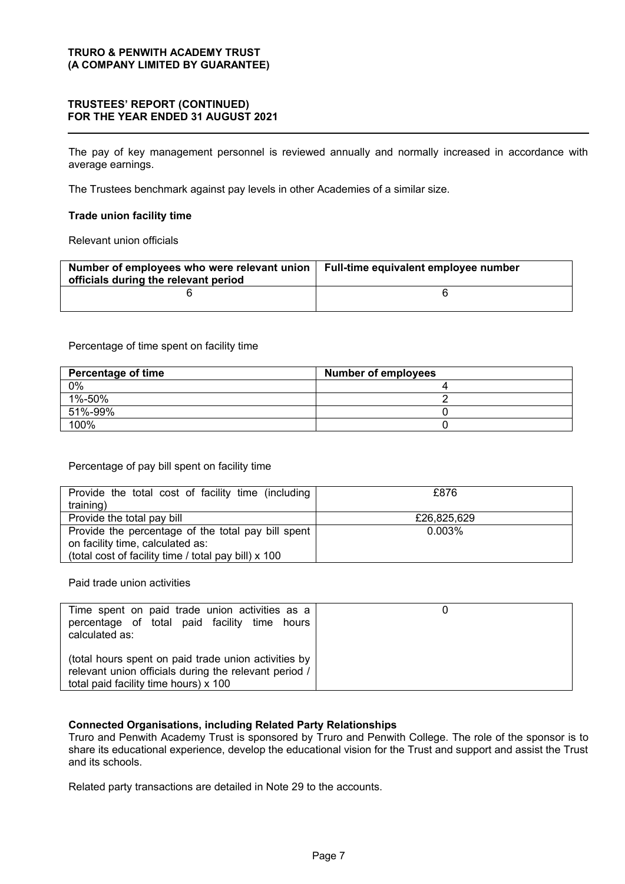The pay of key management personnel is reviewed annually and normally increased in accordance with average earnings.

The Trustees benchmark against pay levels in other Academies of a similar size.

**Trade union facility time**

Relevant union officials

| Number of employees who were relevant union officials during the relevant period | Full-time equivalent employee number |
|---|---|
| 6 | 6 |

Percentage of time spent on facility time

| Percentage of time | Number of employees |
|---|---|
| 0% | 4 |
| 1%-50% | 2 |
| 51%-99% | 0 |
| 100% | 0 |

Percentage of pay bill spent on facility time

| | |
|---|---|
| Provide the total cost of facility time (including training) | £876 |
| Provide the total pay bill | £26,825,629 |
| Provide the percentage of the total pay bill spent on facility time, calculated as: (total cost of facility time / total pay bill) x 100 | 0.003% |

Paid trade union activities

| | |
|---|---|
| Time spent on paid trade union activities as a percentage of total paid facility time hours calculated as: (total hours spent on paid trade union activities by relevant union officials during the relevant period / total paid facility time hours) x 100 | 0 |

**Connected Organisations, including Related Party Relationships**

Truro and Penwith Academy Trust is sponsored by Truro and Penwith College. The role of the sponsor is to share its educational experience, develop the educational vision for the Trust and support and assist the Trust and its schools.

Related party transactions are detailed in Note 29 to the accounts.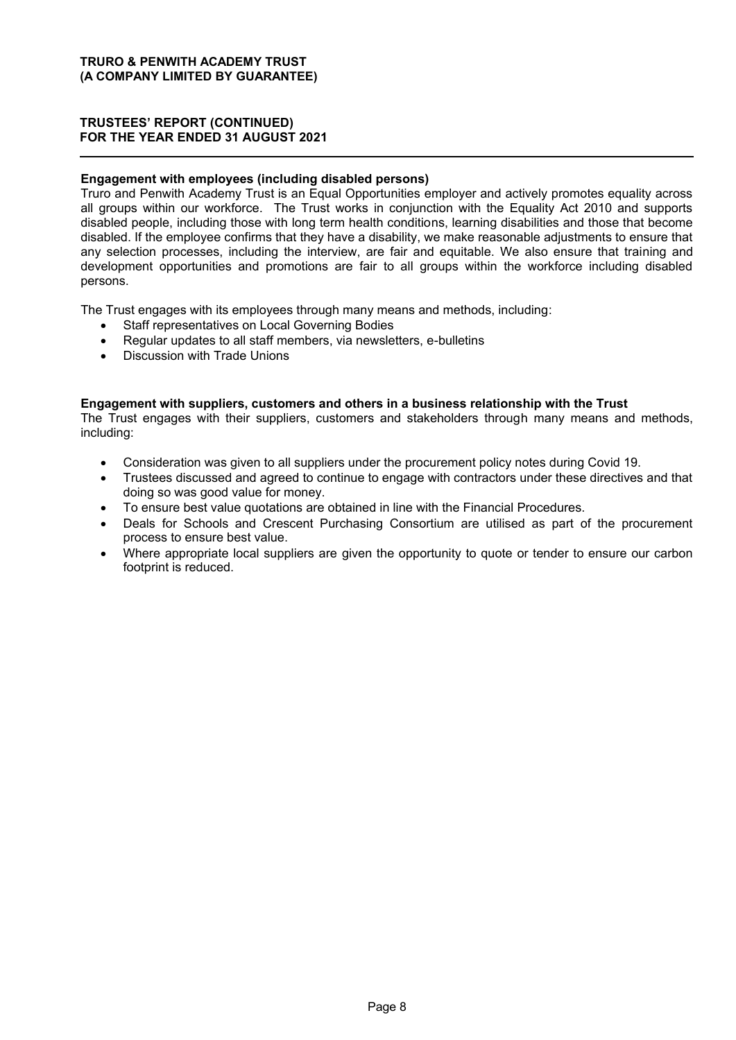**Engagement with employees (including disabled persons)**

Truro and Penwith Academy Trust is an Equal Opportunities employer and actively promotes equality across all groups within our workforce. The Trust works in conjunction with the Equality Act 2010 and supports disabled people, including those with long term health conditions, learning disabilities and those that become disabled. If the employee confirms that they have a disability, we make reasonable adjustments to ensure that any selection processes, including the interview, are fair and equitable. We also ensure that training and development opportunities and promotions are fair to all groups within the workforce including disabled persons.

The Trust engages with its employees through many means and methods, including:

- Staff representatives on Local Governing Bodies
- Regular updates to all staff members, via newsletters, e-bulletins
- Discussion with Trade Unions

**Engagement with suppliers, customers and others in a business relationship with the Trust**

The Trust engages with their suppliers, customers and stakeholders through many means and methods, including:

- Consideration was given to all suppliers under the procurement policy notes during Covid 19.
- Trustees discussed and agreed to continue to engage with contractors under these directives and that doing so was good value for money.
- To ensure best value quotations are obtained in line with the Financial Procedures.
- Deals for Schools and Crescent Purchasing Consortium are utilised as part of the procurement process to ensure best value.
- Where appropriate local suppliers are given the opportunity to quote or tender to ensure our carbon footprint is reduced.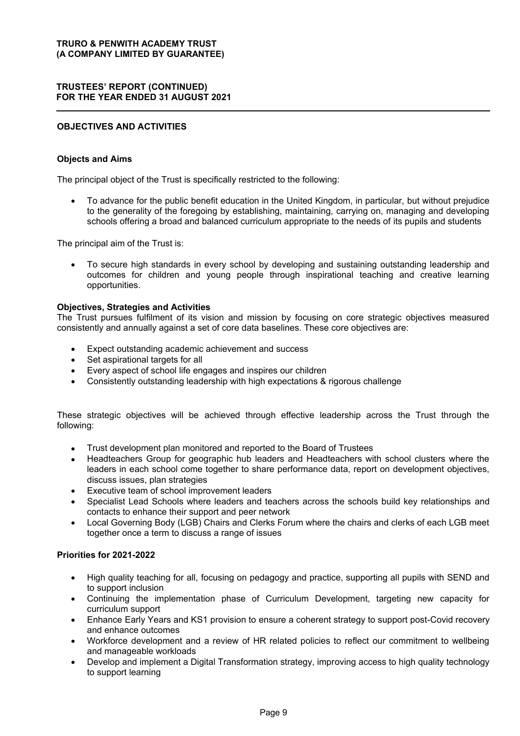## OBJECTIVES AND ACTIVITIES

### Objects and Aims

The principal object of the Trust is specifically restricted to the following:

- To advance for the public benefit education in the United Kingdom, in particular, but without prejudice to the generality of the foregoing by establishing, maintaining, carrying on, managing and developing schools offering a broad and balanced curriculum appropriate to the needs of its pupils and students

The principal aim of the Trust is:

- To secure high standards in every school by developing and sustaining outstanding leadership and outcomes for children and young people through inspirational teaching and creative learning opportunities.

### Objectives, Strategies and Activities

The Trust pursues fulfilment of its vision and mission by focusing on core strategic objectives measured consistently and annually against a set of core data baselines. These core objectives are:

- Expect outstanding academic achievement and success
- Set aspirational targets for all
- Every aspect of school life engages and inspires our children
- Consistently outstanding leadership with high expectations & rigorous challenge

These strategic objectives will be achieved through effective leadership across the Trust through the following:

- Trust development plan monitored and reported to the Board of Trustees
- Headteachers Group for geographic hub leaders and Headteachers with school clusters where the leaders in each school come together to share performance data, report on development objectives, discuss issues, plan strategies
- Executive team of school improvement leaders
- Specialist Lead Schools where leaders and teachers across the schools build key relationships and contacts to enhance their support and peer network
- Local Governing Body (LGB) Chairs and Clerks Forum where the chairs and clerks of each LGB meet together once a term to discuss a range of issues

### Priorities for 2021-2022

- High quality teaching for all, focusing on pedagogy and practice, supporting all pupils with SEND and to support inclusion
- Continuing the implementation phase of Curriculum Development, targeting new capacity for curriculum support
- Enhance Early Years and KS1 provision to ensure a coherent strategy to support post-Covid recovery and enhance outcomes
- Workforce development and a review of HR related policies to reflect our commitment to wellbeing and manageable workloads
- Develop and implement a Digital Transformation strategy, improving access to high quality technology to support learning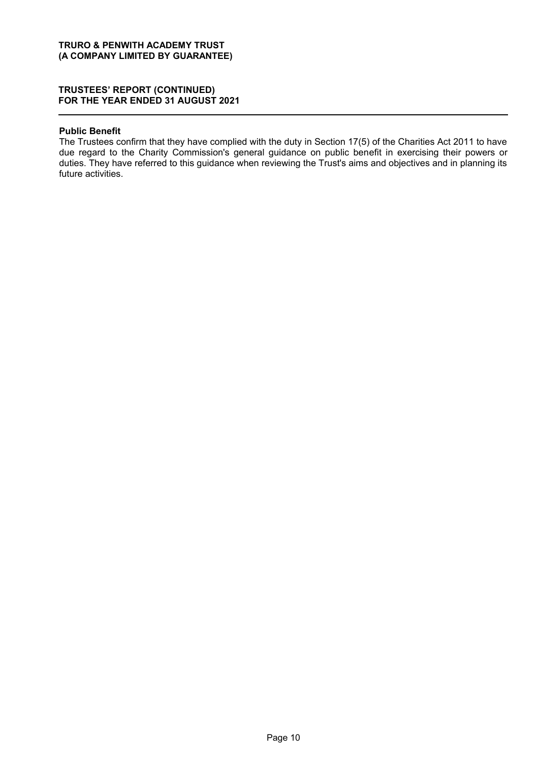### Public Benefit

The Trustees confirm that they have complied with the duty in Section 17(5) of the Charities Act 2011 to have due regard to the Charity Commission's general guidance on public benefit in exercising their powers or duties. They have referred to this guidance when reviewing the Trust's aims and objectives and in planning its future activities.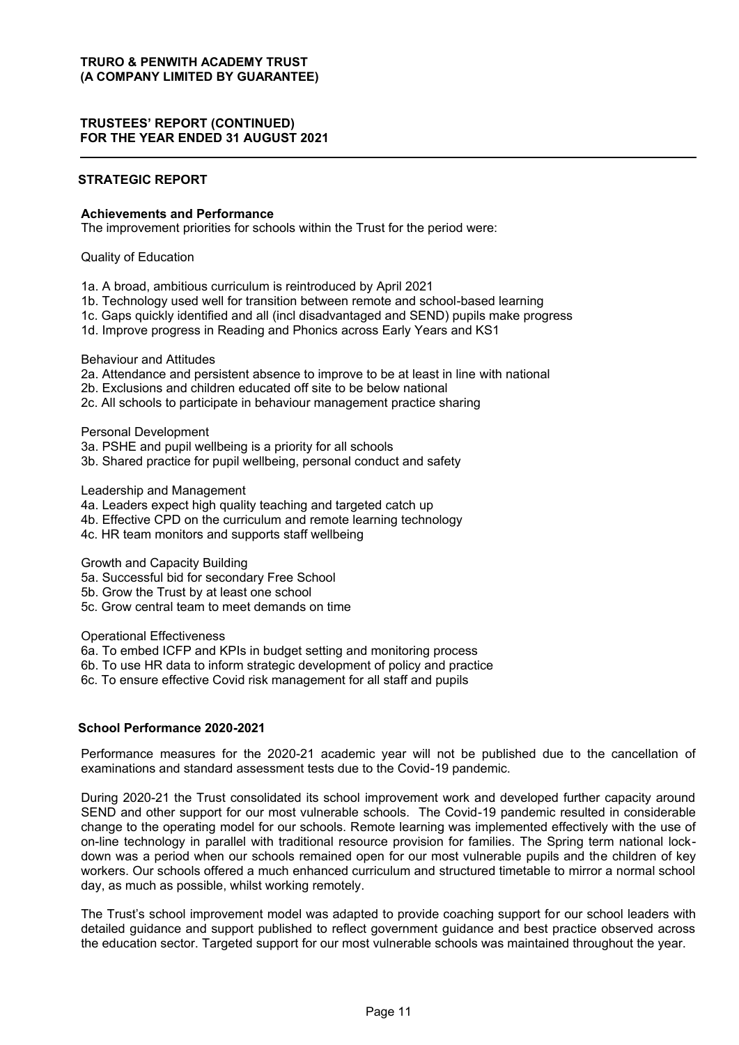## STRATEGIC REPORT

### Achievements and Performance

The improvement priorities for schools within the Trust for the period were:

Quality of Education

1a. A broad, ambitious curriculum is reintroduced by April 2021
1b. Technology used well for transition between remote and school-based learning
1c. Gaps quickly identified and all (incl disadvantaged and SEND) pupils make progress
1d. Improve progress in Reading and Phonics across Early Years and KS1

Behaviour and Attitudes
2a. Attendance and persistent absence to improve to be at least in line with national
2b. Exclusions and children educated off site to be below national
2c. All schools to participate in behaviour management practice sharing

Personal Development
3a. PSHE and pupil wellbeing is a priority for all schools
3b. Shared practice for pupil wellbeing, personal conduct and safety

Leadership and Management
4a. Leaders expect high quality teaching and targeted catch up
4b. Effective CPD on the curriculum and remote learning technology
4c. HR team monitors and supports staff wellbeing

Growth and Capacity Building
5a. Successful bid for secondary Free School
5b. Grow the Trust by at least one school
5c. Grow central team to meet demands on time

Operational Effectiveness
6a. To embed ICFP and KPIs in budget setting and monitoring process
6b. To use HR data to inform strategic development of policy and practice
6c. To ensure effective Covid risk management for all staff and pupils

### School Performance 2020-2021

Performance measures for the 2020-21 academic year will not be published due to the cancellation of examinations and standard assessment tests due to the Covid-19 pandemic.

During 2020-21 the Trust consolidated its school improvement work and developed further capacity around SEND and other support for our most vulnerable schools. The Covid-19 pandemic resulted in considerable change to the operating model for our schools. Remote learning was implemented effectively with the use of on-line technology in parallel with traditional resource provision for families. The Spring term national lock-down was a period when our schools remained open for our most vulnerable pupils and the children of key workers. Our schools offered a much enhanced curriculum and structured timetable to mirror a normal school day, as much as possible, whilst working remotely.

The Trust's school improvement model was adapted to provide coaching support for our school leaders with detailed guidance and support published to reflect government guidance and best practice observed across the education sector. Targeted support for our most vulnerable schools was maintained throughout the year.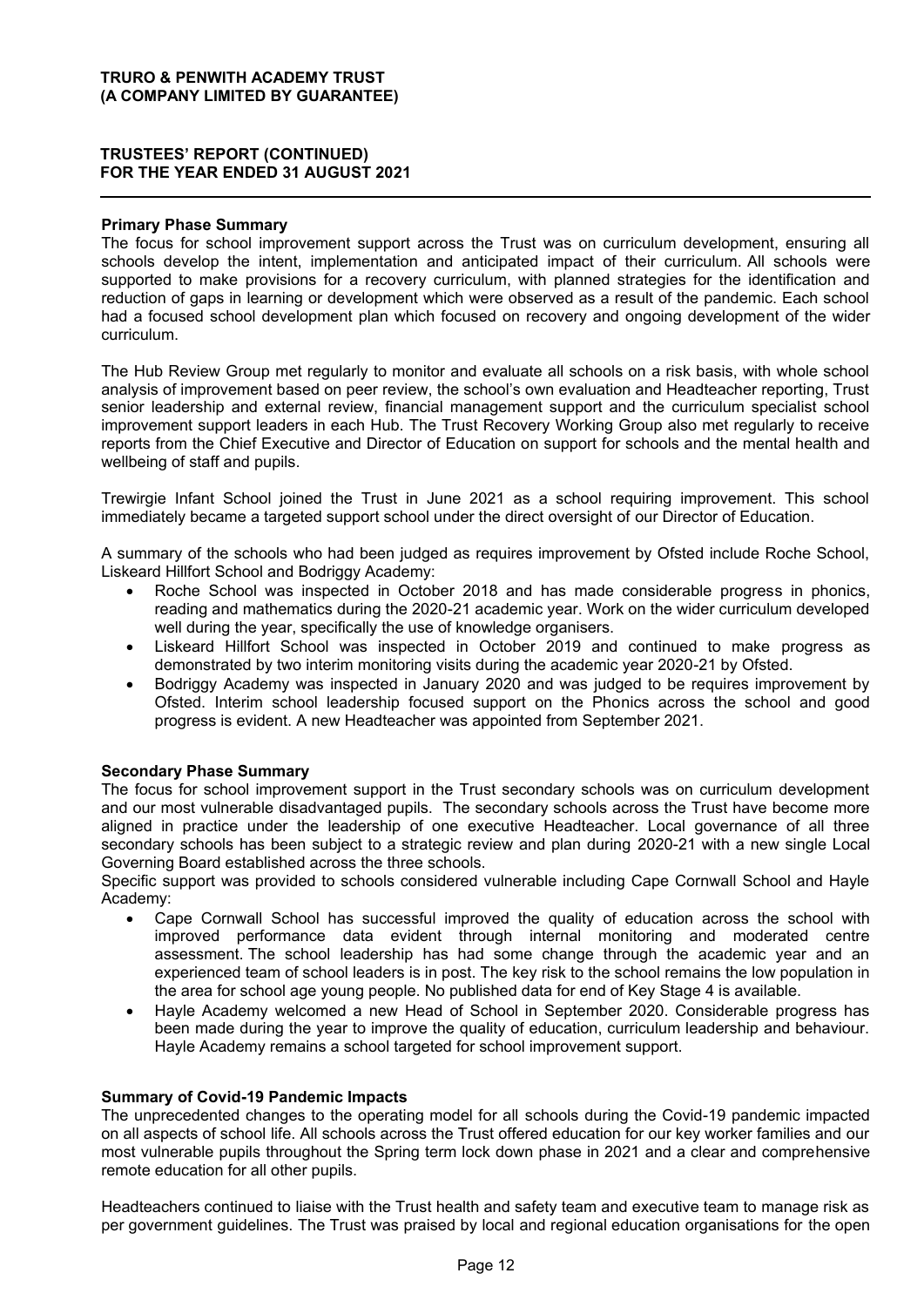**Primary Phase Summary**

The focus for school improvement support across the Trust was on curriculum development, ensuring all schools develop the intent, implementation and anticipated impact of their curriculum. All schools were supported to make provisions for a recovery curriculum, with planned strategies for the identification and reduction of gaps in learning or development which were observed as a result of the pandemic. Each school had a focused school development plan which focused on recovery and ongoing development of the wider curriculum.

The Hub Review Group met regularly to monitor and evaluate all schools on a risk basis, with whole school analysis of improvement based on peer review, the school's own evaluation and Headteacher reporting, Trust senior leadership and external review, financial management support and the curriculum specialist school improvement support leaders in each Hub. The Trust Recovery Working Group also met regularly to receive reports from the Chief Executive and Director of Education on support for schools and the mental health and wellbeing of staff and pupils.

Trewirgie Infant School joined the Trust in June 2021 as a school requiring improvement. This school immediately became a targeted support school under the direct oversight of our Director of Education.

A summary of the schools who had been judged as requires improvement by Ofsted include Roche School, Liskeard Hillfort School and Bodriggy Academy:

- Roche School was inspected in October 2018 and has made considerable progress in phonics, reading and mathematics during the 2020-21 academic year. Work on the wider curriculum developed well during the year, specifically the use of knowledge organisers.
- Liskeard Hillfort School was inspected in October 2019 and continued to make progress as demonstrated by two interim monitoring visits during the academic year 2020-21 by Ofsted.
- Bodriggy Academy was inspected in January 2020 and was judged to be requires improvement by Ofsted. Interim school leadership focused support on the Phonics across the school and good progress is evident. A new Headteacher was appointed from September 2021.

**Secondary Phase Summary**

The focus for school improvement support in the Trust secondary schools was on curriculum development and our most vulnerable disadvantaged pupils. The secondary schools across the Trust have become more aligned in practice under the leadership of one executive Headteacher. Local governance of all three secondary schools has been subject to a strategic review and plan during 2020-21 with a new single Local Governing Board established across the three schools.

Specific support was provided to schools considered vulnerable including Cape Cornwall School and Hayle Academy:

- Cape Cornwall School has successful improved the quality of education across the school with improved performance data evident through internal monitoring and moderated centre assessment. The school leadership has had some change through the academic year and an experienced team of school leaders is in post. The key risk to the school remains the low population in the area for school age young people. No published data for end of Key Stage 4 is available.
- Hayle Academy welcomed a new Head of School in September 2020. Considerable progress has been made during the year to improve the quality of education, curriculum leadership and behaviour. Hayle Academy remains a school targeted for school improvement support.

**Summary of Covid-19 Pandemic Impacts**

The unprecedented changes to the operating model for all schools during the Covid-19 pandemic impacted on all aspects of school life. All schools across the Trust offered education for our key worker families and our most vulnerable pupils throughout the Spring term lock down phase in 2021 and a clear and comprehensive remote education for all other pupils.

Headteachers continued to liaise with the Trust health and safety team and executive team to manage risk as per government guidelines. The Trust was praised by local and regional education organisations for the open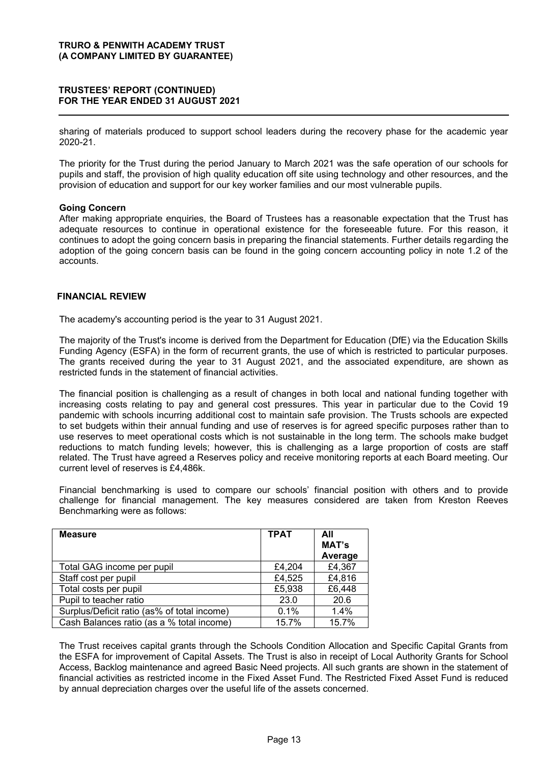sharing of materials produced to support school leaders during the recovery phase for the academic year 2020-21.

The priority for the Trust during the period January to March 2021 was the safe operation of our schools for pupils and staff, the provision of high quality education off site using technology and other resources, and the provision of education and support for our key worker families and our most vulnerable pupils.

**Going Concern**

After making appropriate enquiries, the Board of Trustees has a reasonable expectation that the Trust has adequate resources to continue in operational existence for the foreseeable future. For this reason, it continues to adopt the going concern basis in preparing the financial statements. Further details regarding the adoption of the going concern basis can be found in the going concern accounting policy in note 1.2 of the accounts.

## FINANCIAL REVIEW

The academy's accounting period is the year to 31 August 2021.

The majority of the Trust's income is derived from the Department for Education (DfE) via the Education Skills Funding Agency (ESFA) in the form of recurrent grants, the use of which is restricted to particular purposes. The grants received during the year to 31 August 2021, and the associated expenditure, are shown as restricted funds in the statement of financial activities.

The financial position is challenging as a result of changes in both local and national funding together with increasing costs relating to pay and general cost pressures. This year in particular due to the Covid 19 pandemic with schools incurring additional cost to maintain safe provision. The Trusts schools are expected to set budgets within their annual funding and use of reserves is for agreed specific purposes rather than to use reserves to meet operational costs which is not sustainable in the long term. The schools make budget reductions to match funding levels; however, this is challenging as a large proportion of costs are staff related. The Trust have agreed a Reserves policy and receive monitoring reports at each Board meeting. Our current level of reserves is £4,486k.

Financial benchmarking is used to compare our schools' financial position with others and to provide challenge for financial management. The key measures considered are taken from Kreston Reeves Benchmarking were as follows:

| Measure | TPAT | All MAT's Average |
|---|---|---|
| Total GAG income per pupil | £4,204 | £4,367 |
| Staff cost per pupil | £4,525 | £4,816 |
| Total costs per pupil | £5,938 | £6,448 |
| Pupil to teacher ratio | 23.0 | 20.6 |
| Surplus/Deficit ratio (as% of total income) | 0.1% | 1.4% |
| Cash Balances ratio (as a % total income) | 15.7% | 15.7% |

The Trust receives capital grants through the Schools Condition Allocation and Specific Capital Grants from the ESFA for improvement of Capital Assets. The Trust is also in receipt of Local Authority Grants for School Access, Backlog maintenance and agreed Basic Need projects. All such grants are shown in the statement of financial activities as restricted income in the Fixed Asset Fund. The Restricted Fixed Asset Fund is reduced by annual depreciation charges over the useful life of the assets concerned.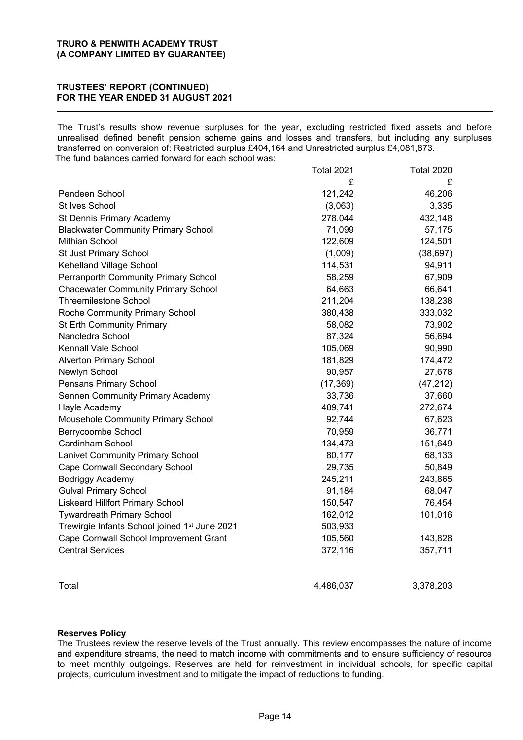The Trust's results show revenue surpluses for the year, excluding restricted fixed assets and before unrealised defined benefit pension scheme gains and losses and transfers, but including any surpluses transferred on conversion of: Restricted surplus £404,164 and Unrestricted surplus £4,081,873.

The fund balances carried forward for each school was:

| | Total 2021 | Total 2020 |
|---|---|---|
| | £ | £ |
| Pendeen School | 121,242 | 46,206 |
| St Ives School | (3,063) | 3,335 |
| St Dennis Primary Academy | 278,044 | 432,148 |
| Blackwater Community Primary School | 71,099 | 57,175 |
| Mithian School | 122,609 | 124,501 |
| St Just Primary School | (1,009) | (38,697) |
| Kehelland Village School | 114,531 | 94,911 |
| Perranporth Community Primary School | 58,259 | 67,909 |
| Chacewater Community Primary School | 64,663 | 66,641 |
| Threemilestone School | 211,204 | 138,238 |
| Roche Community Primary School | 380,438 | 333,032 |
| St Erth Community Primary | 58,082 | 73,902 |
| Nancledra School | 87,324 | 56,694 |
| Kennall Vale School | 105,069 | 90,990 |
| Alverton Primary School | 181,829 | 174,472 |
| Newlyn School | 90,957 | 27,678 |
| Pensans Primary School | (17,369) | (47,212) |
| Sennen Community Primary Academy | 33,736 | 37,660 |
| Hayle Academy | 489,741 | 272,674 |
| Mousehole Community Primary School | 92,744 | 67,623 |
| Berrycoombe School | 70,959 | 36,771 |
| Cardinham School | 134,473 | 151,649 |
| Lanivet Community Primary School | 80,177 | 68,133 |
| Cape Cornwall Secondary School | 29,735 | 50,849 |
| Bodriggy Academy | 245,211 | 243,865 |
| Gulval Primary School | 91,184 | 68,047 |
| Liskeard Hillfort Primary School | 150,547 | 76,454 |
| Tywardreath Primary School | 162,012 | 101,016 |
| Trewirgie Infants School joined 1st June 2021 | 503,933 | |
| Cape Cornwall School Improvement Grant | 105,560 | 143,828 |
| Central Services | 372,116 | 357,711 |
| Total | 4,486,037 | 3,378,203 |

**Reserves Policy**

The Trustees review the reserve levels of the Trust annually. This review encompasses the nature of income and expenditure streams, the need to match income with commitments and to ensure sufficiency of resource to meet monthly outgoings. Reserves are held for reinvestment in individual schools, for specific capital projects, curriculum investment and to mitigate the impact of reductions to funding.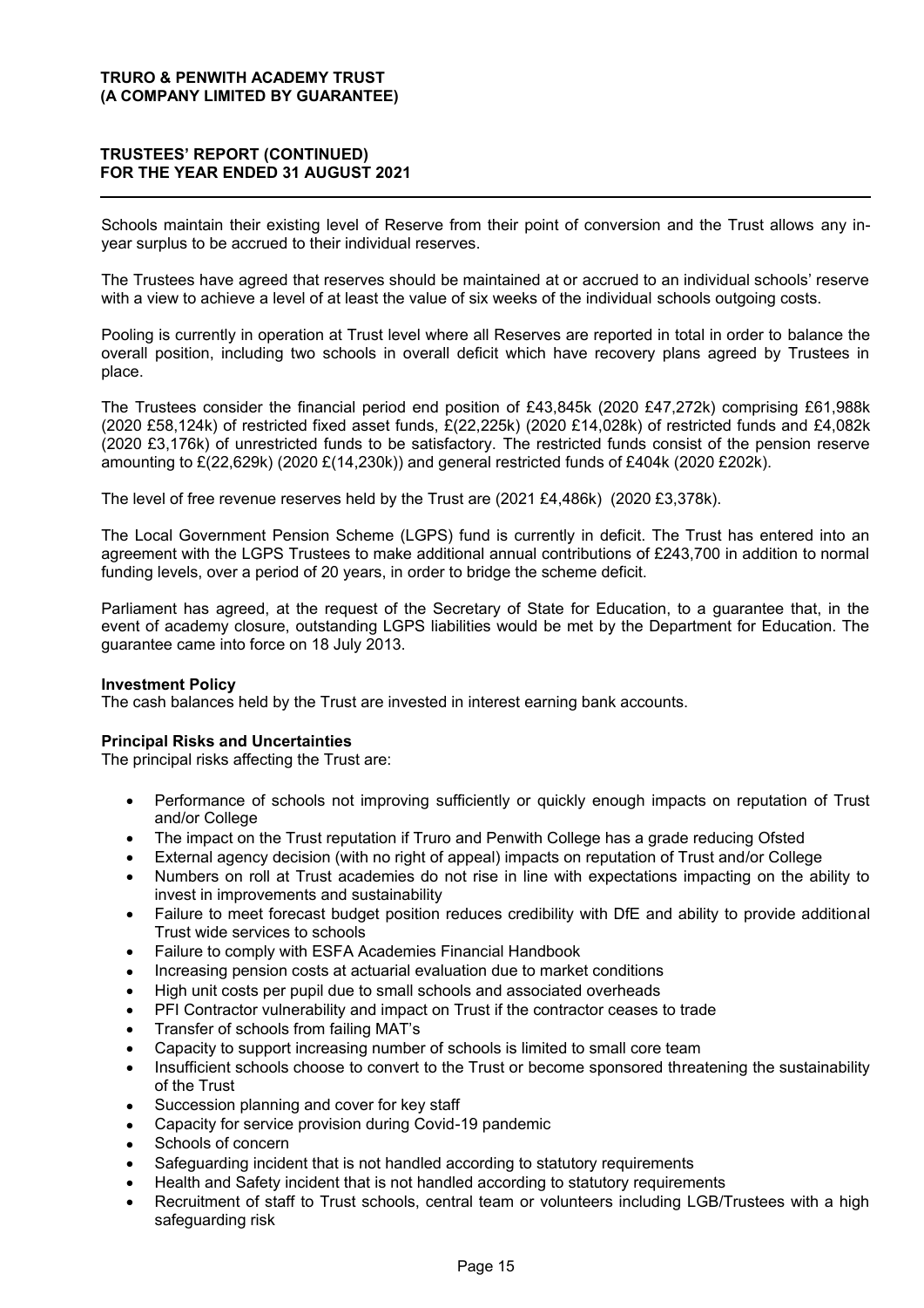Schools maintain their existing level of Reserve from their point of conversion and the Trust allows any in-year surplus to be accrued to their individual reserves.

The Trustees have agreed that reserves should be maintained at or accrued to an individual schools' reserve with a view to achieve a level of at least the value of six weeks of the individual schools outgoing costs.

Pooling is currently in operation at Trust level where all Reserves are reported in total in order to balance the overall position, including two schools in overall deficit which have recovery plans agreed by Trustees in place.

The Trustees consider the financial period end position of £43,845k (2020 £47,272k) comprising £61,988k (2020 £58,124k) of restricted fixed asset funds, £(22,225k) (2020 £14,028k) of restricted funds and £4,082k (2020 £3,176k) of unrestricted funds to be satisfactory. The restricted funds consist of the pension reserve amounting to £(22,629k) (2020 £(14,230k)) and general restricted funds of £404k (2020 £202k).

The level of free revenue reserves held by the Trust are (2021 £4,486k) (2020 £3,378k).

The Local Government Pension Scheme (LGPS) fund is currently in deficit. The Trust has entered into an agreement with the LGPS Trustees to make additional annual contributions of £243,700 in addition to normal funding levels, over a period of 20 years, in order to bridge the scheme deficit.

Parliament has agreed, at the request of the Secretary of State for Education, to a guarantee that, in the event of academy closure, outstanding LGPS liabilities would be met by the Department for Education. The guarantee came into force on 18 July 2013.

**Investment Policy**
The cash balances held by the Trust are invested in interest earning bank accounts.

**Principal Risks and Uncertainties**
The principal risks affecting the Trust are:

- Performance of schools not improving sufficiently or quickly enough impacts on reputation of Trust and/or College
- The impact on the Trust reputation if Truro and Penwith College has a grade reducing Ofsted
- External agency decision (with no right of appeal) impacts on reputation of Trust and/or College
- Numbers on roll at Trust academies do not rise in line with expectations impacting on the ability to invest in improvements and sustainability
- Failure to meet forecast budget position reduces credibility with DfE and ability to provide additional Trust wide services to schools
- Failure to comply with ESFA Academies Financial Handbook
- Increasing pension costs at actuarial evaluation due to market conditions
- High unit costs per pupil due to small schools and associated overheads
- PFI Contractor vulnerability and impact on Trust if the contractor ceases to trade
- Transfer of schools from failing MAT's
- Capacity to support increasing number of schools is limited to small core team
- Insufficient schools choose to convert to the Trust or become sponsored threatening the sustainability of the Trust
- Succession planning and cover for key staff
- Capacity for service provision during Covid-19 pandemic
- Schools of concern
- Safeguarding incident that is not handled according to statutory requirements
- Health and Safety incident that is not handled according to statutory requirements
- Recruitment of staff to Trust schools, central team or volunteers including LGB/Trustees with a high safeguarding risk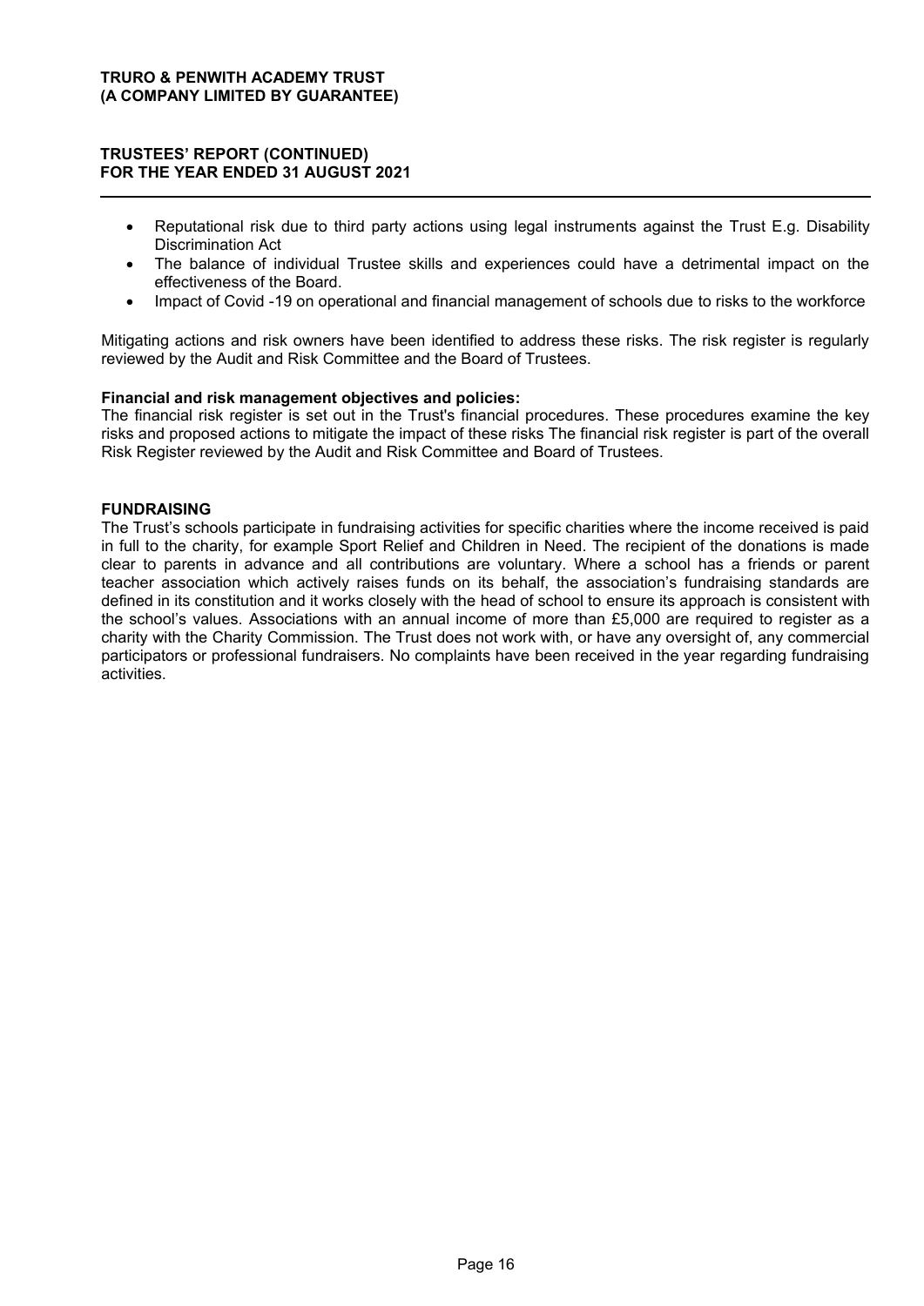- Reputational risk due to third party actions using legal instruments against the Trust E.g. Disability Discrimination Act
- The balance of individual Trustee skills and experiences could have a detrimental impact on the effectiveness of the Board.
- Impact of Covid -19 on operational and financial management of schools due to risks to the workforce

Mitigating actions and risk owners have been identified to address these risks. The risk register is regularly reviewed by the Audit and Risk Committee and the Board of Trustees.

**Financial and risk management objectives and policies:**
The financial risk register is set out in the Trust's financial procedures. These procedures examine the key risks and proposed actions to mitigate the impact of these risks The financial risk register is part of the overall Risk Register reviewed by the Audit and Risk Committee and Board of Trustees.

## FUNDRAISING

The Trust's schools participate in fundraising activities for specific charities where the income received is paid in full to the charity, for example Sport Relief and Children in Need. The recipient of the donations is made clear to parents in advance and all contributions are voluntary. Where a school has a friends or parent teacher association which actively raises funds on its behalf, the association's fundraising standards are defined in its constitution and it works closely with the head of school to ensure its approach is consistent with the school's values. Associations with an annual income of more than £5,000 are required to register as a charity with the Charity Commission. The Trust does not work with, or have any oversight of, any commercial participators or professional fundraisers. No complaints have been received in the year regarding fundraising activities.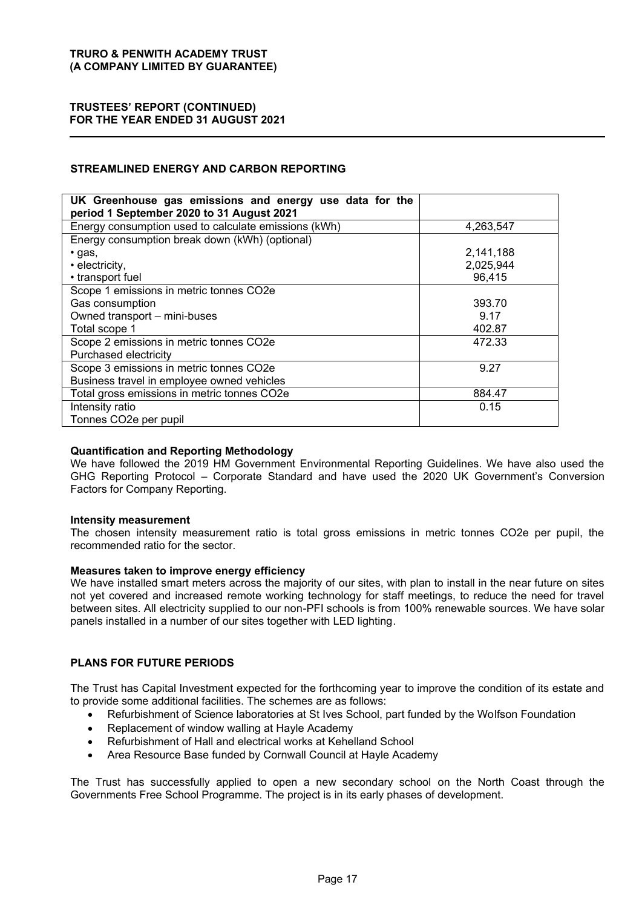## STREAMLINED ENERGY AND CARBON REPORTING

| UK Greenhouse gas emissions and energy use data for the period 1 September 2020 to 31 August 2021 | |
|---|---|
| Energy consumption used to calculate emissions (kWh) | 4,263,547 |
| Energy consumption break down (kWh) (optional)<br>• gas,<br>• electricity,<br>• transport fuel | <br>2,141,188<br>2,025,944<br>96,415 |
| Scope 1 emissions in metric tonnes CO2e<br>Gas consumption<br>Owned transport – mini-buses<br>Total scope 1 | <br>393.70<br>9.17<br>402.87 |
| Scope 2 emissions in metric tonnes CO2e<br>Purchased electricity | 472.33 |
| Scope 3 emissions in metric tonnes CO2e<br>Business travel in employee owned vehicles | 9.27 |
| Total gross emissions in metric tonnes CO2e | 884.47 |
| Intensity ratio<br>Tonnes CO2e per pupil | 0.15 |

**Quantification and Reporting Methodology**
We have followed the 2019 HM Government Environmental Reporting Guidelines. We have also used the GHG Reporting Protocol – Corporate Standard and have used the 2020 UK Government's Conversion Factors for Company Reporting.

**Intensity measurement**
The chosen intensity measurement ratio is total gross emissions in metric tonnes CO2e per pupil, the recommended ratio for the sector.

**Measures taken to improve energy efficiency**
We have installed smart meters across the majority of our sites, with plan to install in the near future on sites not yet covered and increased remote working technology for staff meetings, to reduce the need for travel between sites. All electricity supplied to our non-PFI schools is from 100% renewable sources. We have solar panels installed in a number of our sites together with LED lighting.

## PLANS FOR FUTURE PERIODS

The Trust has Capital Investment expected for the forthcoming year to improve the condition of its estate and to provide some additional facilities. The schemes are as follows:

- Refurbishment of Science laboratories at St Ives School, part funded by the Wolfson Foundation
- Replacement of window walling at Hayle Academy
- Refurbishment of Hall and electrical works at Kehelland School
- Area Resource Base funded by Cornwall Council at Hayle Academy

The Trust has successfully applied to open a new secondary school on the North Coast through the Governments Free School Programme. The project is in its early phases of development.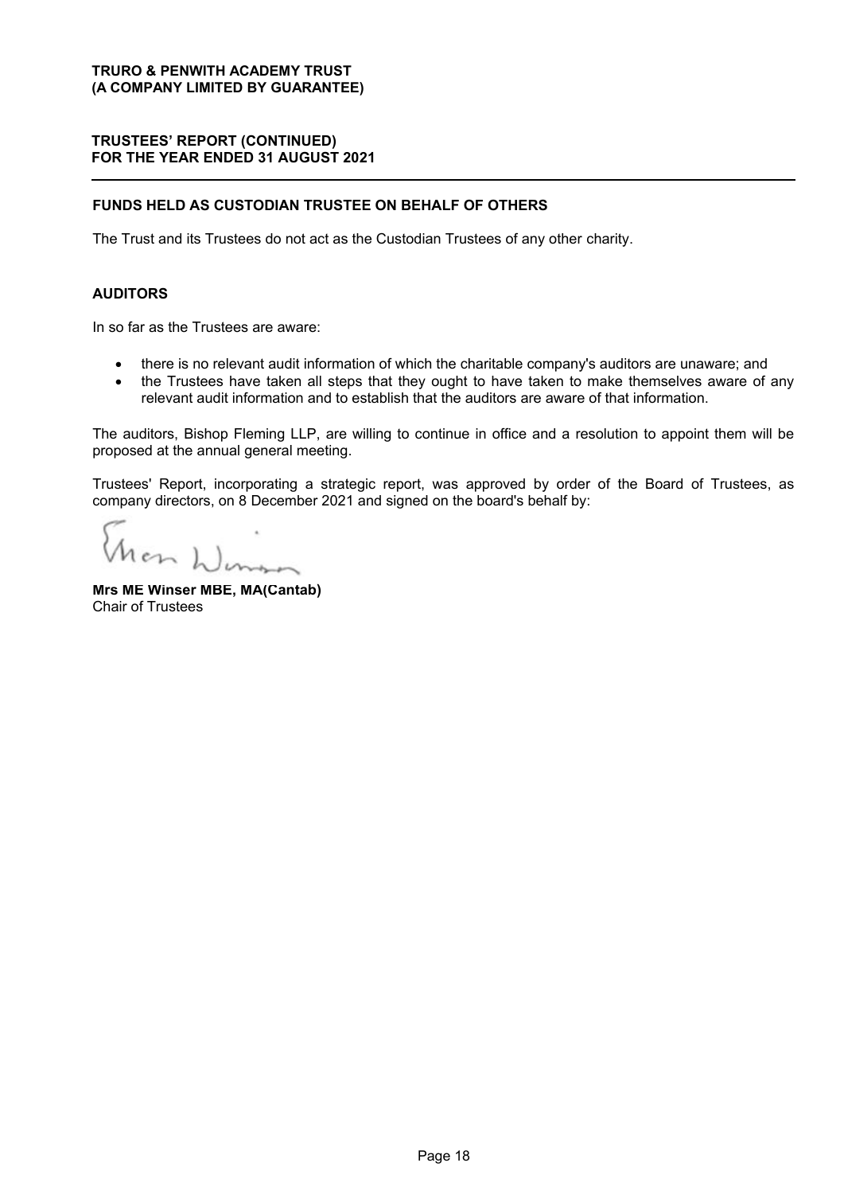## FUNDS HELD AS CUSTODIAN TRUSTEE ON BEHALF OF OTHERS

The Trust and its Trustees do not act as the Custodian Trustees of any other charity.

## AUDITORS

In so far as the Trustees are aware:

- there is no relevant audit information of which the charitable company's auditors are unaware; and
- the Trustees have taken all steps that they ought to have taken to make themselves aware of any relevant audit information and to establish that the auditors are aware of that information.

The auditors, Bishop Fleming LLP, are willing to continue in office and a resolution to appoint them will be proposed at the annual general meeting.

Trustees' Report, incorporating a strategic report, was approved by order of the Board of Trustees, as company directors, on 8 December 2021 and signed on the board's behalf by:

**Mrs ME Winser MBE, MA(Cantab)**
Chair of Trustees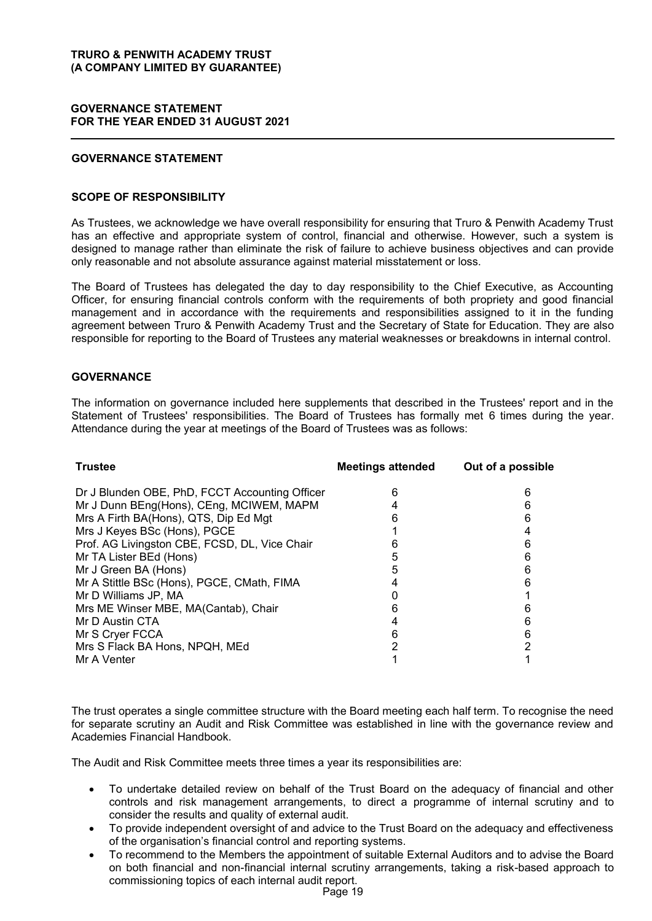## GOVERNANCE STATEMENT

### SCOPE OF RESPONSIBILITY

As Trustees, we acknowledge we have overall responsibility for ensuring that Truro & Penwith Academy Trust has an effective and appropriate system of control, financial and otherwise. However, such a system is designed to manage rather than eliminate the risk of failure to achieve business objectives and can provide only reasonable and not absolute assurance against material misstatement or loss.

The Board of Trustees has delegated the day to day responsibility to the Chief Executive, as Accounting Officer, for ensuring financial controls conform with the requirements of both propriety and good financial management and in accordance with the requirements and responsibilities assigned to it in the funding agreement between Truro & Penwith Academy Trust and the Secretary of State for Education. They are also responsible for reporting to the Board of Trustees any material weaknesses or breakdowns in internal control.

### GOVERNANCE

The information on governance included here supplements that described in the Trustees' report and in the Statement of Trustees' responsibilities. The Board of Trustees has formally met 6 times during the year. Attendance during the year at meetings of the Board of Trustees was as follows:

| Trustee | Meetings attended | Out of a possible |
|---|---|---|
| Dr J Blunden OBE, PhD, FCCT Accounting Officer | 6 | 6 |
| Mr J Dunn BEng(Hons), CEng, MCIWEM, MAPM | 4 | 6 |
| Mrs A Firth BA(Hons), QTS, Dip Ed Mgt | 6 | 6 |
| Mrs J Keyes BSc (Hons), PGCE | 1 | 4 |
| Prof. AG Livingston CBE, FCSD, DL, Vice Chair | 6 | 6 |
| Mr TA Lister BEd (Hons) | 5 | 6 |
| Mr J Green BA (Hons) | 5 | 6 |
| Mr A Stittle BSc (Hons), PGCE, CMath, FIMA | 4 | 6 |
| Mr D Williams JP, MA | 0 | 1 |
| Mrs ME Winser MBE, MA(Cantab), Chair | 6 | 6 |
| Mr D Austin CTA | 4 | 6 |
| Mr S Cryer FCCA | 6 | 6 |
| Mrs S Flack BA Hons, NPQH, MEd | 2 | 2 |
| Mr A Venter | 1 | 1 |

The trust operates a single committee structure with the Board meeting each half term. To recognise the need for separate scrutiny an Audit and Risk Committee was established in line with the governance review and Academies Financial Handbook.

The Audit and Risk Committee meets three times a year its responsibilities are:

- To undertake detailed review on behalf of the Trust Board on the adequacy of financial and other controls and risk management arrangements, to direct a programme of internal scrutiny and to consider the results and quality of external audit.
- To provide independent oversight of and advice to the Trust Board on the adequacy and effectiveness of the organisation's financial control and reporting systems.
- To recommend to the Members the appointment of suitable External Auditors and to advise the Board on both financial and non-financial internal scrutiny arrangements, taking a risk-based approach to commissioning topics of each internal audit report.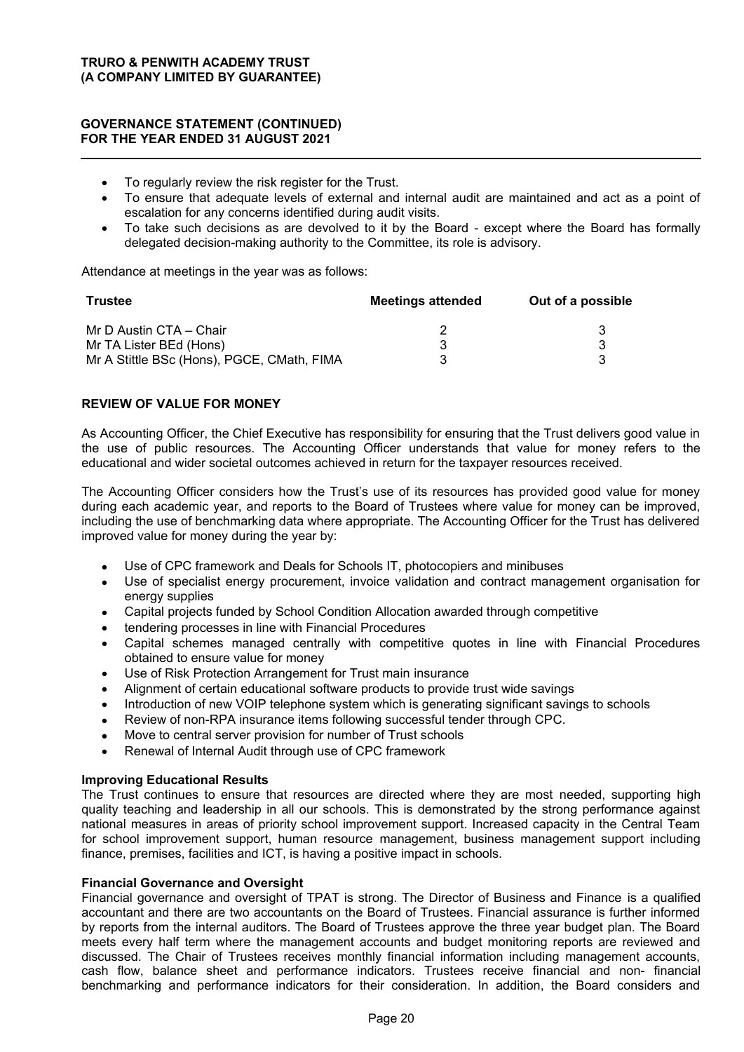- To regularly review the risk register for the Trust.
- To ensure that adequate levels of external and internal audit are maintained and act as a point of escalation for any concerns identified during audit visits.
- To take such decisions as are devolved to it by the Board - except where the Board has formally delegated decision-making authority to the Committee, its role is advisory.

Attendance at meetings in the year was as follows:

| Trustee | Meetings attended | Out of a possible |
|---|---|---|
| Mr D Austin CTA – Chair | 2 | 3 |
| Mr TA Lister BEd (Hons) | 3 | 3 |
| Mr A Stittle BSc (Hons), PGCE, CMath, FIMA | 3 | 3 |

## REVIEW OF VALUE FOR MONEY

As Accounting Officer, the Chief Executive has responsibility for ensuring that the Trust delivers good value in the use of public resources. The Accounting Officer understands that value for money refers to the educational and wider societal outcomes achieved in return for the taxpayer resources received.

The Accounting Officer considers how the Trust's use of its resources has provided good value for money during each academic year, and reports to the Board of Trustees where value for money can be improved, including the use of benchmarking data where appropriate. The Accounting Officer for the Trust has delivered improved value for money during the year by:

- Use of CPC framework and Deals for Schools IT, photocopiers and minibuses
- Use of specialist energy procurement, invoice validation and contract management organisation for energy supplies
- Capital projects funded by School Condition Allocation awarded through competitive
- tendering processes in line with Financial Procedures
- Capital schemes managed centrally with competitive quotes in line with Financial Procedures obtained to ensure value for money
- Use of Risk Protection Arrangement for Trust main insurance
- Alignment of certain educational software products to provide trust wide savings
- Introduction of new VOIP telephone system which is generating significant savings to schools
- Review of non-RPA insurance items following successful tender through CPC.
- Move to central server provision for number of Trust schools
- Renewal of Internal Audit through use of CPC framework

### Improving Educational Results

The Trust continues to ensure that resources are directed where they are most needed, supporting high quality teaching and leadership in all our schools. This is demonstrated by the strong performance against national measures in areas of priority school improvement support. Increased capacity in the Central Team for school improvement support, human resource management, business management support including finance, premises, facilities and ICT, is having a positive impact in schools.

### Financial Governance and Oversight

Financial governance and oversight of TPAT is strong. The Director of Business and Finance is a qualified accountant and there are two accountants on the Board of Trustees. Financial assurance is further informed by reports from the internal auditors. The Board of Trustees approve the three year budget plan. The Board meets every half term where the management accounts and budget monitoring reports are reviewed and discussed. The Chair of Trustees receives monthly financial information including management accounts, cash flow, balance sheet and performance indicators. Trustees receive financial and non- financial benchmarking and performance indicators for their consideration. In addition, the Board considers and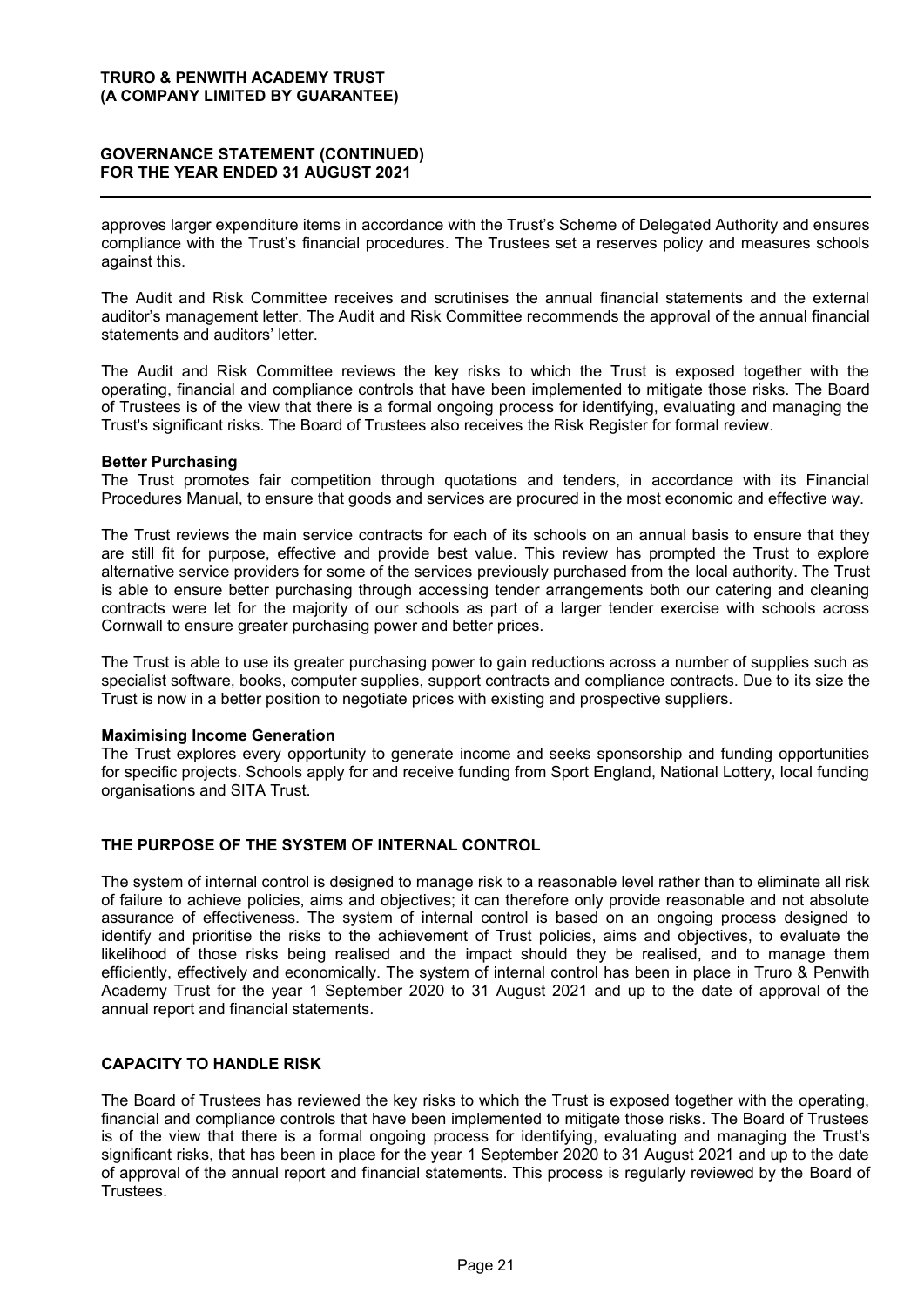approves larger expenditure items in accordance with the Trust's Scheme of Delegated Authority and ensures compliance with the Trust's financial procedures. The Trustees set a reserves policy and measures schools against this.

The Audit and Risk Committee receives and scrutinises the annual financial statements and the external auditor's management letter. The Audit and Risk Committee recommends the approval of the annual financial statements and auditors' letter.

The Audit and Risk Committee reviews the key risks to which the Trust is exposed together with the operating, financial and compliance controls that have been implemented to mitigate those risks. The Board of Trustees is of the view that there is a formal ongoing process for identifying, evaluating and managing the Trust's significant risks. The Board of Trustees also receives the Risk Register for formal review.

**Better Purchasing**

The Trust promotes fair competition through quotations and tenders, in accordance with its Financial Procedures Manual, to ensure that goods and services are procured in the most economic and effective way.

The Trust reviews the main service contracts for each of its schools on an annual basis to ensure that they are still fit for purpose, effective and provide best value. This review has prompted the Trust to explore alternative service providers for some of the services previously purchased from the local authority. The Trust is able to ensure better purchasing through accessing tender arrangements both our catering and cleaning contracts were let for the majority of our schools as part of a larger tender exercise with schools across Cornwall to ensure greater purchasing power and better prices.

The Trust is able to use its greater purchasing power to gain reductions across a number of supplies such as specialist software, books, computer supplies, support contracts and compliance contracts. Due to its size the Trust is now in a better position to negotiate prices with existing and prospective suppliers.

**Maximising Income Generation**

The Trust explores every opportunity to generate income and seeks sponsorship and funding opportunities for specific projects. Schools apply for and receive funding from Sport England, National Lottery, local funding organisations and SITA Trust.

## THE PURPOSE OF THE SYSTEM OF INTERNAL CONTROL

The system of internal control is designed to manage risk to a reasonable level rather than to eliminate all risk of failure to achieve policies, aims and objectives; it can therefore only provide reasonable and not absolute assurance of effectiveness. The system of internal control is based on an ongoing process designed to identify and prioritise the risks to the achievement of Trust policies, aims and objectives, to evaluate the likelihood of those risks being realised and the impact should they be realised, and to manage them efficiently, effectively and economically. The system of internal control has been in place in Truro & Penwith Academy Trust for the year 1 September 2020 to 31 August 2021 and up to the date of approval of the annual report and financial statements.

## CAPACITY TO HANDLE RISK

The Board of Trustees has reviewed the key risks to which the Trust is exposed together with the operating, financial and compliance controls that have been implemented to mitigate those risks. The Board of Trustees is of the view that there is a formal ongoing process for identifying, evaluating and managing the Trust's significant risks, that has been in place for the year 1 September 2020 to 31 August 2021 and up to the date of approval of the annual report and financial statements. This process is regularly reviewed by the Board of Trustees.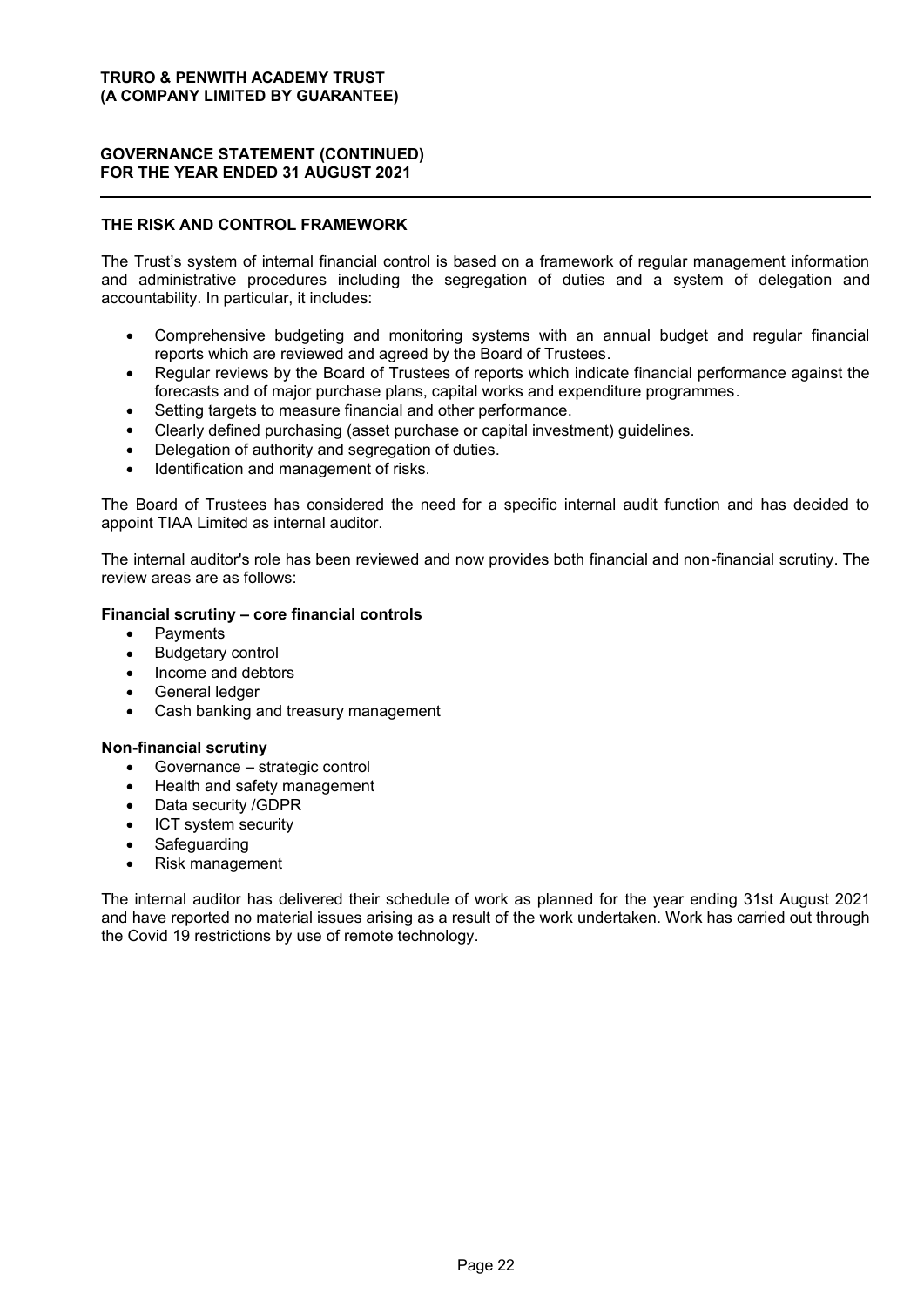## THE RISK AND CONTROL FRAMEWORK

The Trust's system of internal financial control is based on a framework of regular management information and administrative procedures including the segregation of duties and a system of delegation and accountability. In particular, it includes:

- Comprehensive budgeting and monitoring systems with an annual budget and regular financial reports which are reviewed and agreed by the Board of Trustees.
- Regular reviews by the Board of Trustees of reports which indicate financial performance against the forecasts and of major purchase plans, capital works and expenditure programmes.
- Setting targets to measure financial and other performance.
- Clearly defined purchasing (asset purchase or capital investment) guidelines.
- Delegation of authority and segregation of duties.
- Identification and management of risks.

The Board of Trustees has considered the need for a specific internal audit function and has decided to appoint TIAA Limited as internal auditor.

The internal auditor's role has been reviewed and now provides both financial and non-financial scrutiny. The review areas are as follows:

**Financial scrutiny – core financial controls**

- Payments
- Budgetary control
- Income and debtors
- General ledger
- Cash banking and treasury management

**Non-financial scrutiny**

- Governance – strategic control
- Health and safety management
- Data security /GDPR
- ICT system security
- Safeguarding
- Risk management

The internal auditor has delivered their schedule of work as planned for the year ending 31st August 2021 and have reported no material issues arising as a result of the work undertaken. Work has carried out through the Covid 19 restrictions by use of remote technology.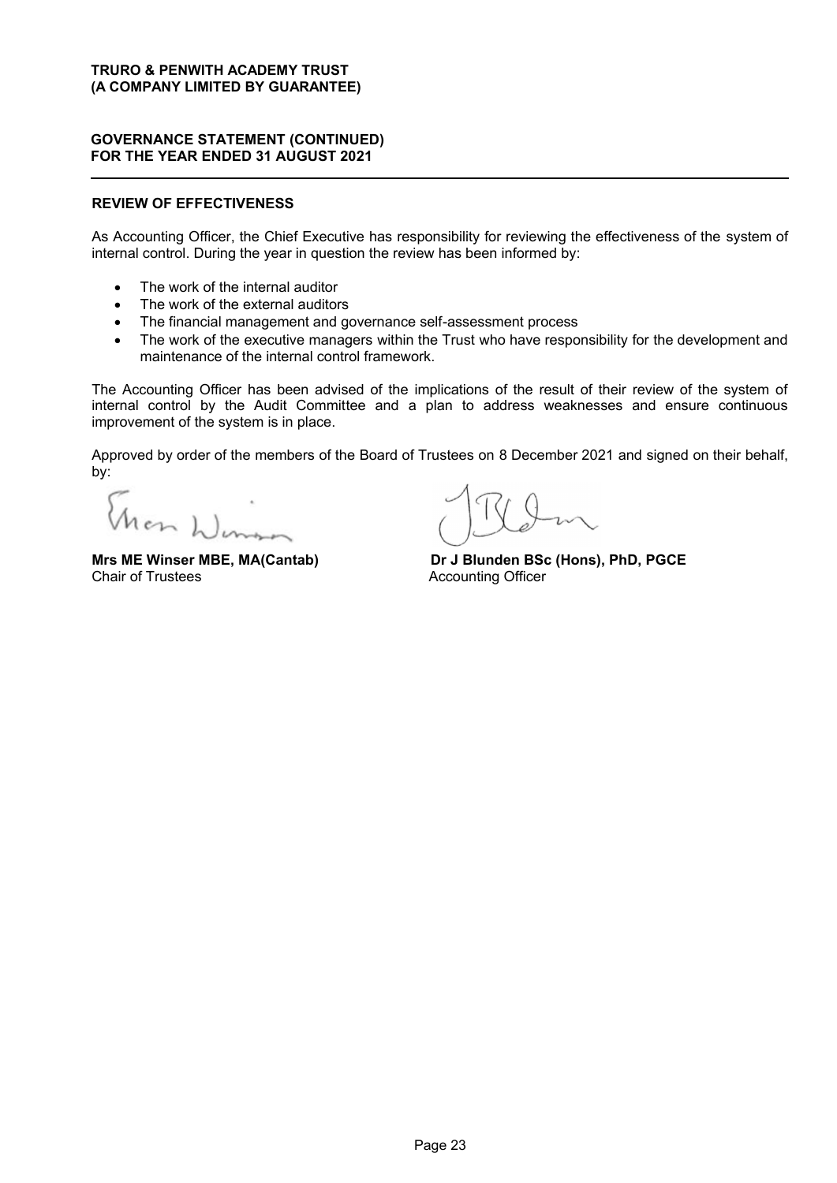## REVIEW OF EFFECTIVENESS

As Accounting Officer, the Chief Executive has responsibility for reviewing the effectiveness of the system of internal control. During the year in question the review has been informed by:

- The work of the internal auditor
- The work of the external auditors
- The financial management and governance self-assessment process
- The work of the executive managers within the Trust who have responsibility for the development and maintenance of the internal control framework.

The Accounting Officer has been advised of the implications of the result of their review of the system of internal control by the Audit Committee and a plan to address weaknesses and ensure continuous improvement of the system is in place.

Approved by order of the members of the Board of Trustees on 8 December 2021 and signed on their behalf, by:

**Mrs ME Winser MBE, MA(Cantab)**
Chair of Trustees

**Dr J Blunden BSc (Hons), PhD, PGCE**
Accounting Officer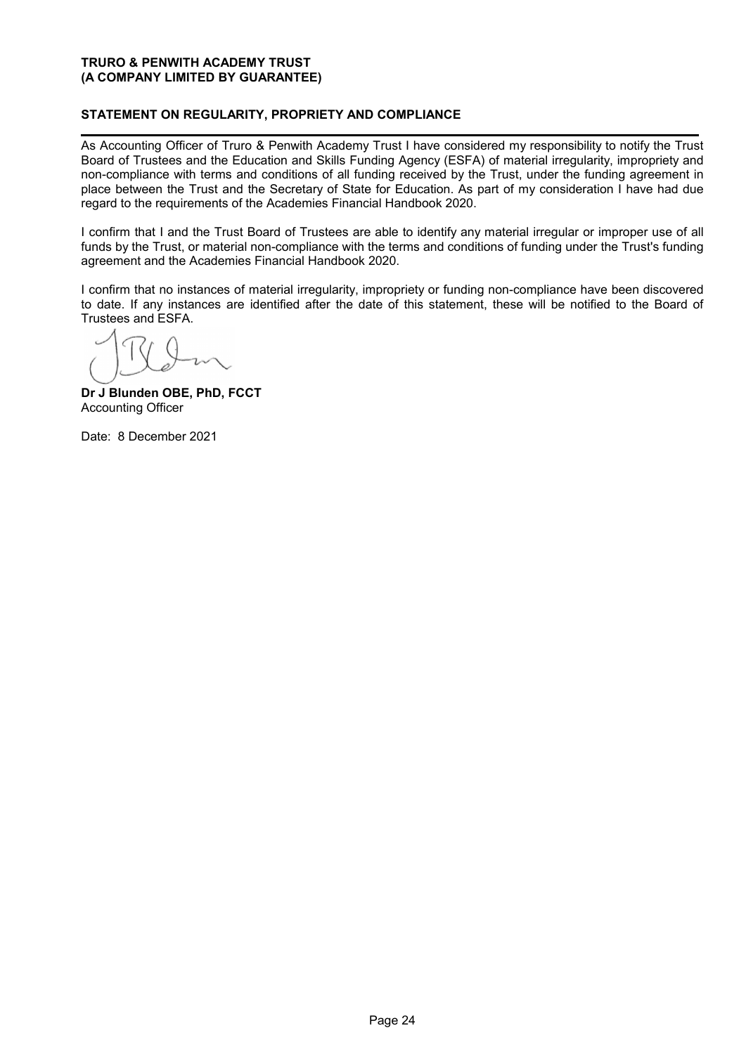## STATEMENT ON REGULARITY, PROPRIETY AND COMPLIANCE

As Accounting Officer of Truro & Penwith Academy Trust I have considered my responsibility to notify the Trust Board of Trustees and the Education and Skills Funding Agency (ESFA) of material irregularity, impropriety and non-compliance with terms and conditions of all funding received by the Trust, under the funding agreement in place between the Trust and the Secretary of State for Education. As part of my consideration I have had due regard to the requirements of the Academies Financial Handbook 2020.

I confirm that I and the Trust Board of Trustees are able to identify any material irregular or improper use of all funds by the Trust, or material non-compliance with the terms and conditions of funding under the Trust's funding agreement and the Academies Financial Handbook 2020.

I confirm that no instances of material irregularity, impropriety or funding non-compliance have been discovered to date. If any instances are identified after the date of this statement, these will be notified to the Board of Trustees and ESFA.

**Dr J Blunden OBE, PhD, FCCT**
Accounting Officer

Date: 8 December 2021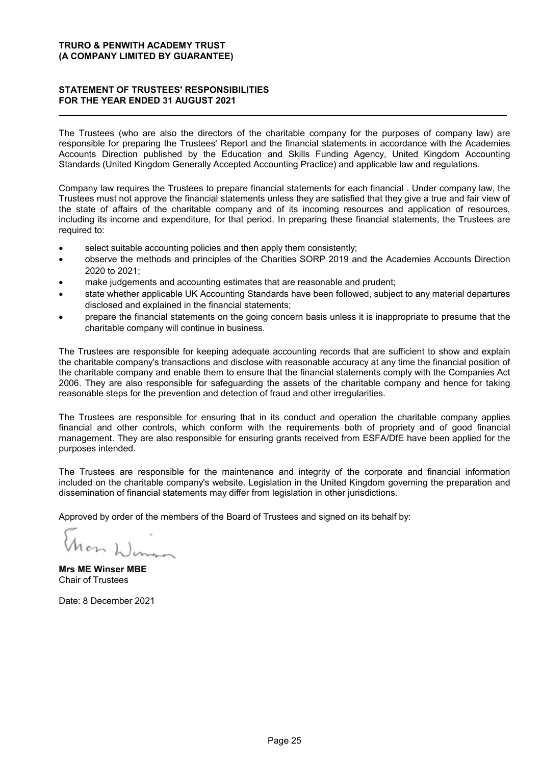**TRURO & PENWITH ACADEMY TRUST**
**(A COMPANY LIMITED BY GUARANTEE)**

# STATEMENT OF TRUSTEES' RESPONSIBILITIES FOR THE YEAR ENDED 31 AUGUST 2021

The Trustees (who are also the directors of the charitable company for the purposes of company law) are responsible for preparing the Trustees' Report and the financial statements in accordance with the Academies Accounts Direction published by the Education and Skills Funding Agency, United Kingdom Accounting Standards (United Kingdom Generally Accepted Accounting Practice) and applicable law and regulations.

Company law requires the Trustees to prepare financial statements for each financial . Under company law, the Trustees must not approve the financial statements unless they are satisfied that they give a true and fair view of the state of affairs of the charitable company and of its incoming resources and application of resources, including its income and expenditure, for that period. In preparing these financial statements, the Trustees are required to:

- select suitable accounting policies and then apply them consistently;
- observe the methods and principles of the Charities SORP 2019 and the Academies Accounts Direction 2020 to 2021;
- make judgements and accounting estimates that are reasonable and prudent;
- state whether applicable UK Accounting Standards have been followed, subject to any material departures disclosed and explained in the financial statements;
- prepare the financial statements on the going concern basis unless it is inappropriate to presume that the charitable company will continue in business.

The Trustees are responsible for keeping adequate accounting records that are sufficient to show and explain the charitable company's transactions and disclose with reasonable accuracy at any time the financial position of the charitable company and enable them to ensure that the financial statements comply with the Companies Act 2006. They are also responsible for safeguarding the assets of the charitable company and hence for taking reasonable steps for the prevention and detection of fraud and other irregularities.

The Trustees are responsible for ensuring that in its conduct and operation the charitable company applies financial and other controls, which conform with the requirements both of propriety and of good financial management. They are also responsible for ensuring grants received from ESFA/DfE have been applied for the purposes intended.

The Trustees are responsible for the maintenance and integrity of the corporate and financial information included on the charitable company's website. Legislation in the United Kingdom governing the preparation and dissemination of financial statements may differ from legislation in other jurisdictions.

Approved by order of the members of the Board of Trustees and signed on its behalf by:

**Mrs ME Winser MBE**
Chair of Trustees

Date: 8 December 2021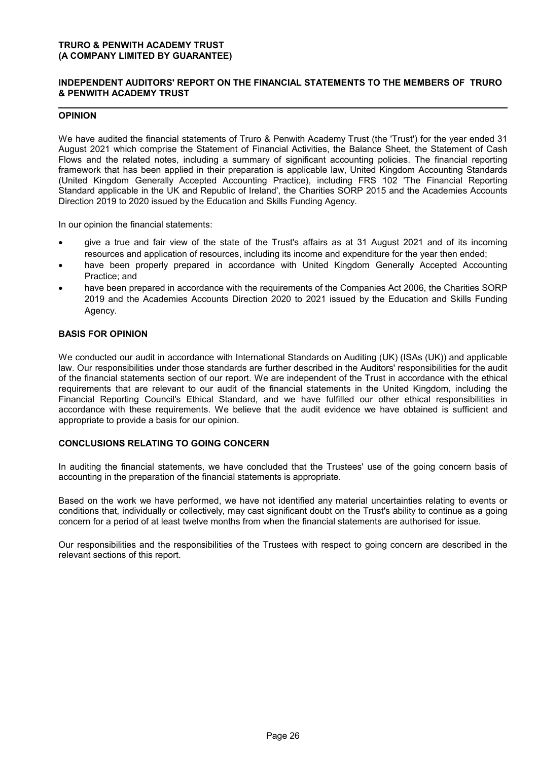**TRURO & PENWITH ACADEMY TRUST**
**(A COMPANY LIMITED BY GUARANTEE)**

## INDEPENDENT AUDITORS' REPORT ON THE FINANCIAL STATEMENTS TO THE MEMBERS OF TRURO & PENWITH ACADEMY TRUST

### OPINION

We have audited the financial statements of Truro & Penwith Academy Trust (the 'Trust') for the year ended 31 August 2021 which comprise the Statement of Financial Activities, the Balance Sheet, the Statement of Cash Flows and the related notes, including a summary of significant accounting policies. The financial reporting framework that has been applied in their preparation is applicable law, United Kingdom Accounting Standards (United Kingdom Generally Accepted Accounting Practice), including FRS 102 'The Financial Reporting Standard applicable in the UK and Republic of Ireland', the Charities SORP 2015 and the Academies Accounts Direction 2019 to 2020 issued by the Education and Skills Funding Agency.

In our opinion the financial statements:

- give a true and fair view of the state of the Trust's affairs as at 31 August 2021 and of its incoming resources and application of resources, including its income and expenditure for the year then ended;
- have been properly prepared in accordance with United Kingdom Generally Accepted Accounting Practice; and
- have been prepared in accordance with the requirements of the Companies Act 2006, the Charities SORP 2019 and the Academies Accounts Direction 2020 to 2021 issued by the Education and Skills Funding Agency.

### BASIS FOR OPINION

We conducted our audit in accordance with International Standards on Auditing (UK) (ISAs (UK)) and applicable law. Our responsibilities under those standards are further described in the Auditors' responsibilities for the audit of the financial statements section of our report. We are independent of the Trust in accordance with the ethical requirements that are relevant to our audit of the financial statements in the United Kingdom, including the Financial Reporting Council's Ethical Standard, and we have fulfilled our other ethical responsibilities in accordance with these requirements. We believe that the audit evidence we have obtained is sufficient and appropriate to provide a basis for our opinion.

### CONCLUSIONS RELATING TO GOING CONCERN

In auditing the financial statements, we have concluded that the Trustees' use of the going concern basis of accounting in the preparation of the financial statements is appropriate.

Based on the work we have performed, we have not identified any material uncertainties relating to events or conditions that, individually or collectively, may cast significant doubt on the Trust's ability to continue as a going concern for a period of at least twelve months from when the financial statements are authorised for issue.

Our responsibilities and the responsibilities of the Trustees with respect to going concern are described in the relevant sections of this report.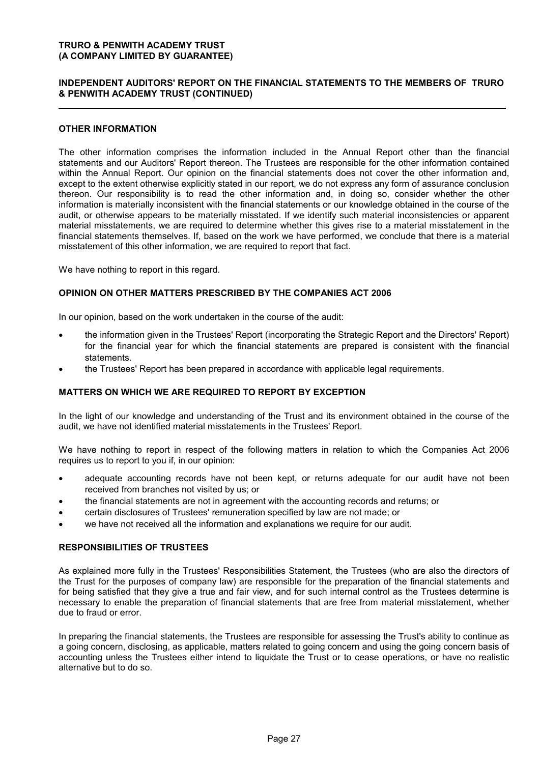## OTHER INFORMATION

The other information comprises the information included in the Annual Report other than the financial statements and our Auditors' Report thereon. The Trustees are responsible for the other information contained within the Annual Report. Our opinion on the financial statements does not cover the other information and, except to the extent otherwise explicitly stated in our report, we do not express any form of assurance conclusion thereon. Our responsibility is to read the other information and, in doing so, consider whether the other information is materially inconsistent with the financial statements or our knowledge obtained in the course of the audit, or otherwise appears to be materially misstated. If we identify such material inconsistencies or apparent material misstatements, we are required to determine whether this gives rise to a material misstatement in the financial statements themselves. If, based on the work we have performed, we conclude that there is a material misstatement of this other information, we are required to report that fact.

We have nothing to report in this regard.

## OPINION ON OTHER MATTERS PRESCRIBED BY THE COMPANIES ACT 2006

In our opinion, based on the work undertaken in the course of the audit:

- the information given in the Trustees' Report (incorporating the Strategic Report and the Directors' Report) for the financial year for which the financial statements are prepared is consistent with the financial statements.
- the Trustees' Report has been prepared in accordance with applicable legal requirements.

## MATTERS ON WHICH WE ARE REQUIRED TO REPORT BY EXCEPTION

In the light of our knowledge and understanding of the Trust and its environment obtained in the course of the audit, we have not identified material misstatements in the Trustees' Report.

We have nothing to report in respect of the following matters in relation to which the Companies Act 2006 requires us to report to you if, in our opinion:

- adequate accounting records have not been kept, or returns adequate for our audit have not been received from branches not visited by us; or
- the financial statements are not in agreement with the accounting records and returns; or
- certain disclosures of Trustees' remuneration specified by law are not made; or
- we have not received all the information and explanations we require for our audit.

## RESPONSIBILITIES OF TRUSTEES

As explained more fully in the Trustees' Responsibilities Statement, the Trustees (who are also the directors of the Trust for the purposes of company law) are responsible for the preparation of the financial statements and for being satisfied that they give a true and fair view, and for such internal control as the Trustees determine is necessary to enable the preparation of financial statements that are free from material misstatement, whether due to fraud or error.

In preparing the financial statements, the Trustees are responsible for assessing the Trust's ability to continue as a going concern, disclosing, as applicable, matters related to going concern and using the going concern basis of accounting unless the Trustees either intend to liquidate the Trust or to cease operations, or have no realistic alternative but to do so.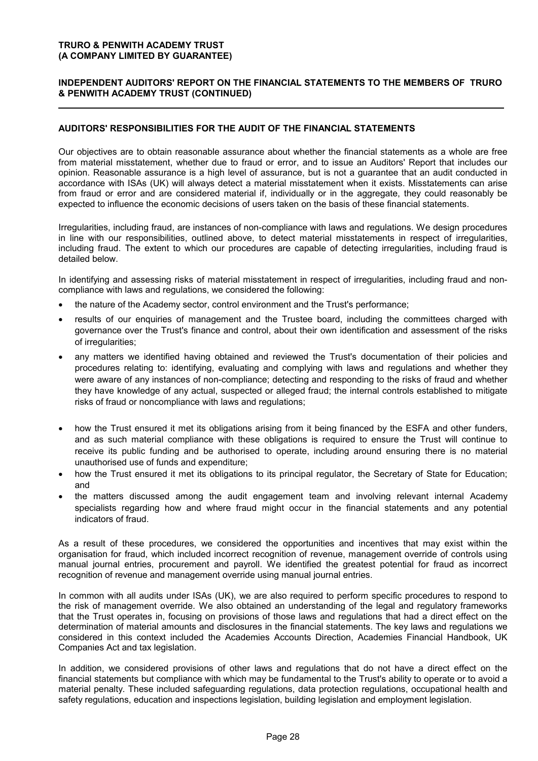## AUDITORS' RESPONSIBILITIES FOR THE AUDIT OF THE FINANCIAL STATEMENTS

Our objectives are to obtain reasonable assurance about whether the financial statements as a whole are free from material misstatement, whether due to fraud or error, and to issue an Auditors' Report that includes our opinion. Reasonable assurance is a high level of assurance, but is not a guarantee that an audit conducted in accordance with ISAs (UK) will always detect a material misstatement when it exists. Misstatements can arise from fraud or error and are considered material if, individually or in the aggregate, they could reasonably be expected to influence the economic decisions of users taken on the basis of these financial statements.

Irregularities, including fraud, are instances of non-compliance with laws and regulations. We design procedures in line with our responsibilities, outlined above, to detect material misstatements in respect of irregularities, including fraud. The extent to which our procedures are capable of detecting irregularities, including fraud is detailed below.

In identifying and assessing risks of material misstatement in respect of irregularities, including fraud and non-compliance with laws and regulations, we considered the following:

- the nature of the Academy sector, control environment and the Trust's performance;
- results of our enquiries of management and the Trustee board, including the committees charged with governance over the Trust's finance and control, about their own identification and assessment of the risks of irregularities;
- any matters we identified having obtained and reviewed the Trust's documentation of their policies and procedures relating to: identifying, evaluating and complying with laws and regulations and whether they were aware of any instances of non-compliance; detecting and responding to the risks of fraud and whether they have knowledge of any actual, suspected or alleged fraud; the internal controls established to mitigate risks of fraud or noncompliance with laws and regulations;
- how the Trust ensured it met its obligations arising from it being financed by the ESFA and other funders, and as such material compliance with these obligations is required to ensure the Trust will continue to receive its public funding and be authorised to operate, including around ensuring there is no material unauthorised use of funds and expenditure;
- how the Trust ensured it met its obligations to its principal regulator, the Secretary of State for Education; and
- the matters discussed among the audit engagement team and involving relevant internal Academy specialists regarding how and where fraud might occur in the financial statements and any potential indicators of fraud.

As a result of these procedures, we considered the opportunities and incentives that may exist within the organisation for fraud, which included incorrect recognition of revenue, management override of controls using manual journal entries, procurement and payroll. We identified the greatest potential for fraud as incorrect recognition of revenue and management override using manual journal entries.

In common with all audits under ISAs (UK), we are also required to perform specific procedures to respond to the risk of management override. We also obtained an understanding of the legal and regulatory frameworks that the Trust operates in, focusing on provisions of those laws and regulations that had a direct effect on the determination of material amounts and disclosures in the financial statements. The key laws and regulations we considered in this context included the Academies Accounts Direction, Academies Financial Handbook, UK Companies Act and tax legislation.

In addition, we considered provisions of other laws and regulations that do not have a direct effect on the financial statements but compliance with which may be fundamental to the Trust's ability to operate or to avoid a material penalty. These included safeguarding regulations, data protection regulations, occupational health and safety regulations, education and inspections legislation, building legislation and employment legislation.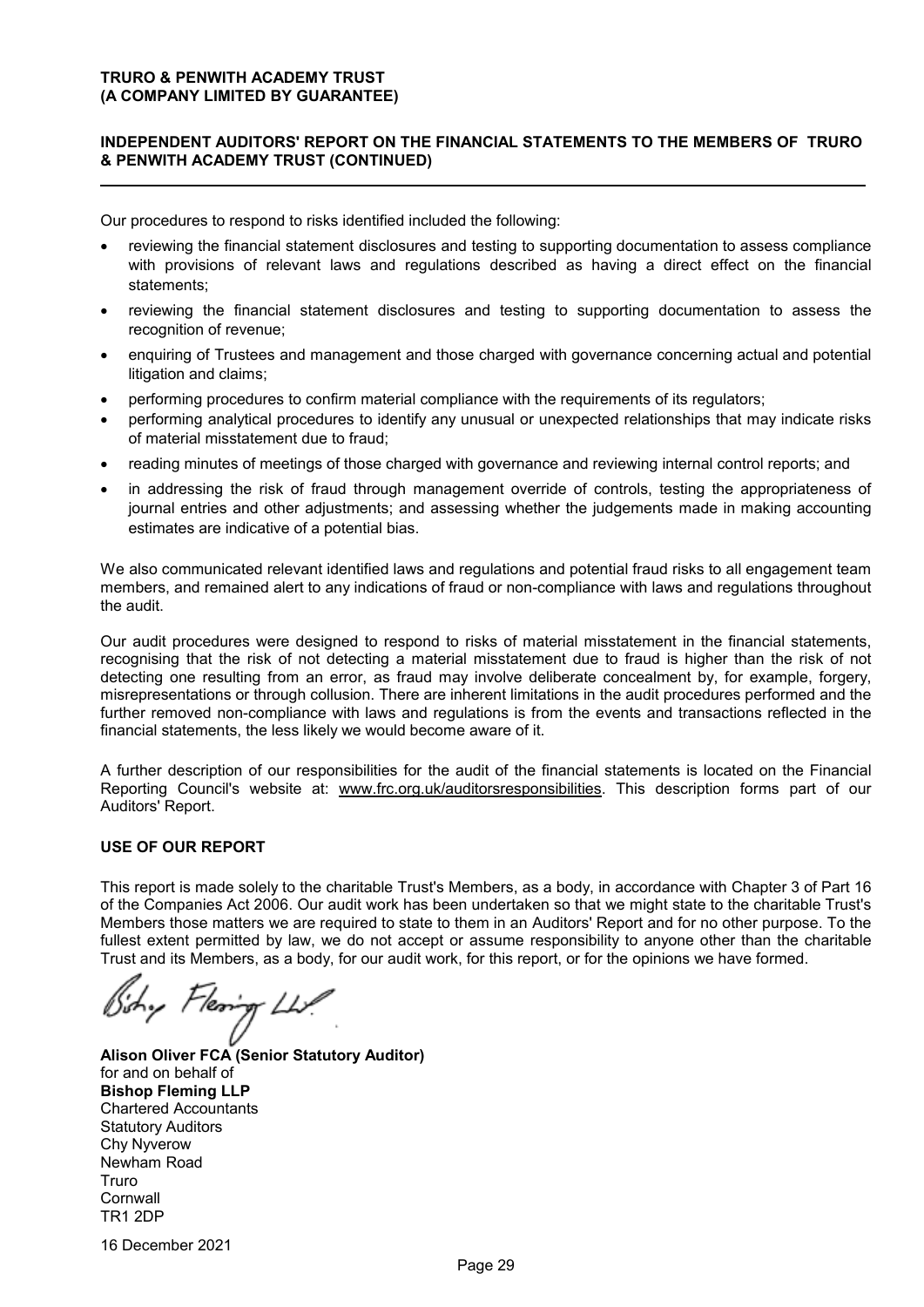**TRURO & PENWITH ACADEMY TRUST**
**(A COMPANY LIMITED BY GUARANTEE)**

**INDEPENDENT AUDITORS' REPORT ON THE FINANCIAL STATEMENTS TO THE MEMBERS OF TRURO & PENWITH ACADEMY TRUST (CONTINUED)**

Our procedures to respond to risks identified included the following:

- reviewing the financial statement disclosures and testing to supporting documentation to assess compliance with provisions of relevant laws and regulations described as having a direct effect on the financial statements;
- reviewing the financial statement disclosures and testing to supporting documentation to assess the recognition of revenue;
- enquiring of Trustees and management and those charged with governance concerning actual and potential litigation and claims;
- performing procedures to confirm material compliance with the requirements of its regulators;
- performing analytical procedures to identify any unusual or unexpected relationships that may indicate risks of material misstatement due to fraud;
- reading minutes of meetings of those charged with governance and reviewing internal control reports; and
- in addressing the risk of fraud through management override of controls, testing the appropriateness of journal entries and other adjustments; and assessing whether the judgements made in making accounting estimates are indicative of a potential bias.

We also communicated relevant identified laws and regulations and potential fraud risks to all engagement team members, and remained alert to any indications of fraud or non-compliance with laws and regulations throughout the audit.

Our audit procedures were designed to respond to risks of material misstatement in the financial statements, recognising that the risk of not detecting a material misstatement due to fraud is higher than the risk of not detecting one resulting from an error, as fraud may involve deliberate concealment by, for example, forgery, misrepresentations or through collusion. There are inherent limitations in the audit procedures performed and the further removed non-compliance with laws and regulations is from the events and transactions reflected in the financial statements, the less likely we would become aware of it.

A further description of our responsibilities for the audit of the financial statements is located on the Financial Reporting Council's website at: www.frc.org.uk/auditorsresponsibilities. This description forms part of our Auditors' Report.

**USE OF OUR REPORT**

This report is made solely to the charitable Trust's Members, as a body, in accordance with Chapter 3 of Part 16 of the Companies Act 2006. Our audit work has been undertaken so that we might state to the charitable Trust's Members those matters we are required to state to them in an Auditors' Report and for no other purpose. To the fullest extent permitted by law, we do not accept or assume responsibility to anyone other than the charitable Trust and its Members, as a body, for our audit work, for this report, or for the opinions we have formed.

Bishop Fleming LLP

**Alison Oliver FCA (Senior Statutory Auditor)**
for and on behalf of
**Bishop Fleming LLP**
Chartered Accountants
Statutory Auditors
Chy Nyverow
Newham Road
Truro
Cornwall
TR1 2DP

16 December 2021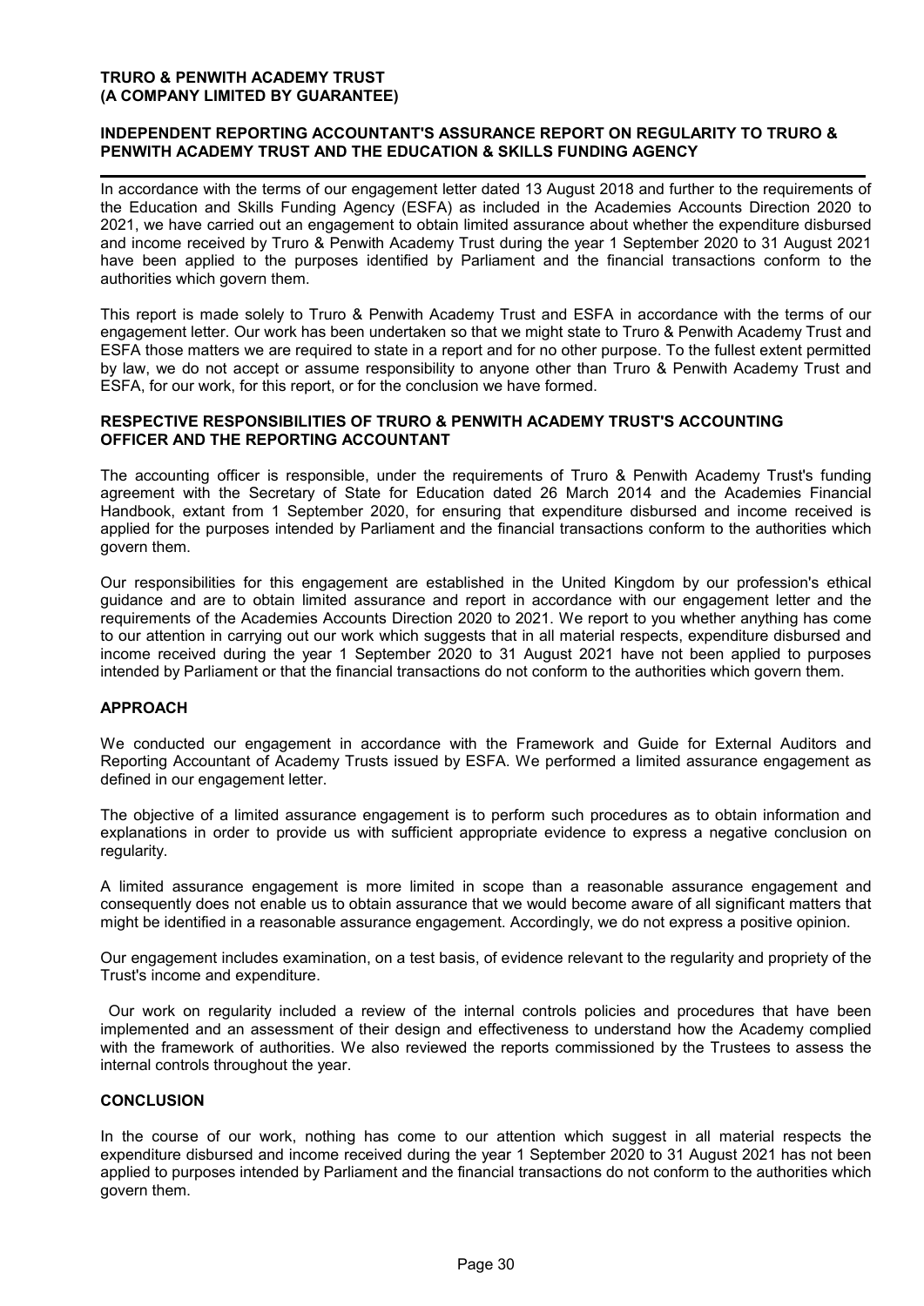## INDEPENDENT REPORTING ACCOUNTANT'S ASSURANCE REPORT ON REGULARITY TO TRURO & PENWITH ACADEMY TRUST AND THE EDUCATION & SKILLS FUNDING AGENCY

In accordance with the terms of our engagement letter dated 13 August 2018 and further to the requirements of the Education and Skills Funding Agency (ESFA) as included in the Academies Accounts Direction 2020 to 2021, we have carried out an engagement to obtain limited assurance about whether the expenditure disbursed and income received by Truro & Penwith Academy Trust during the year 1 September 2020 to 31 August 2021 have been applied to the purposes identified by Parliament and the financial transactions conform to the authorities which govern them.

This report is made solely to Truro & Penwith Academy Trust and ESFA in accordance with the terms of our engagement letter. Our work has been undertaken so that we might state to Truro & Penwith Academy Trust and ESFA those matters we are required to state in a report and for no other purpose. To the fullest extent permitted by law, we do not accept or assume responsibility to anyone other than Truro & Penwith Academy Trust and ESFA, for our work, for this report, or for the conclusion we have formed.

### RESPECTIVE RESPONSIBILITIES OF TRURO & PENWITH ACADEMY TRUST'S ACCOUNTING OFFICER AND THE REPORTING ACCOUNTANT

The accounting officer is responsible, under the requirements of Truro & Penwith Academy Trust's funding agreement with the Secretary of State for Education dated 26 March 2014 and the Academies Financial Handbook, extant from 1 September 2020, for ensuring that expenditure disbursed and income received is applied for the purposes intended by Parliament and the financial transactions conform to the authorities which govern them.

Our responsibilities for this engagement are established in the United Kingdom by our profession's ethical guidance and are to obtain limited assurance and report in accordance with our engagement letter and the requirements of the Academies Accounts Direction 2020 to 2021. We report to you whether anything has come to our attention in carrying out our work which suggests that in all material respects, expenditure disbursed and income received during the year 1 September 2020 to 31 August 2021 have not been applied to purposes intended by Parliament or that the financial transactions do not conform to the authorities which govern them.

### APPROACH

We conducted our engagement in accordance with the Framework and Guide for External Auditors and Reporting Accountant of Academy Trusts issued by ESFA. We performed a limited assurance engagement as defined in our engagement letter.

The objective of a limited assurance engagement is to perform such procedures as to obtain information and explanations in order to provide us with sufficient appropriate evidence to express a negative conclusion on regularity.

A limited assurance engagement is more limited in scope than a reasonable assurance engagement and consequently does not enable us to obtain assurance that we would become aware of all significant matters that might be identified in a reasonable assurance engagement. Accordingly, we do not express a positive opinion.

Our engagement includes examination, on a test basis, of evidence relevant to the regularity and propriety of the Trust's income and expenditure.

Our work on regularity included a review of the internal controls policies and procedures that have been implemented and an assessment of their design and effectiveness to understand how the Academy complied with the framework of authorities. We also reviewed the reports commissioned by the Trustees to assess the internal controls throughout the year.

### CONCLUSION

In the course of our work, nothing has come to our attention which suggest in all material respects the expenditure disbursed and income received during the year 1 September 2020 to 31 August 2021 has not been applied to purposes intended by Parliament and the financial transactions do not conform to the authorities which govern them.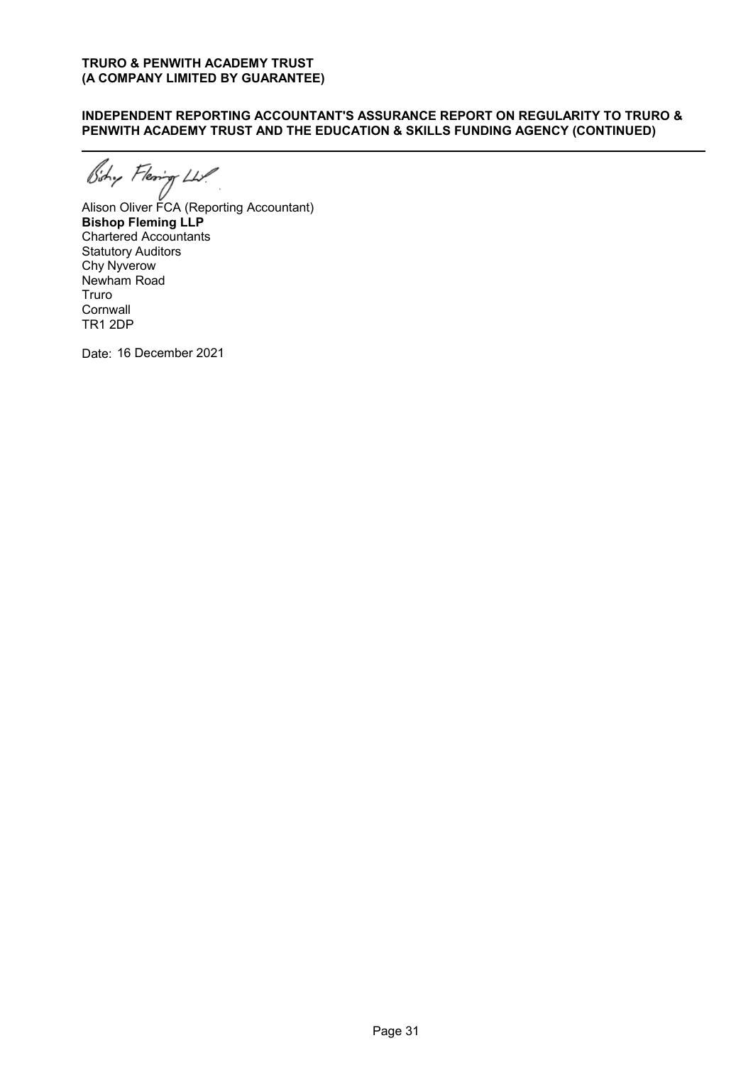**INDEPENDENT REPORTING ACCOUNTANT'S ASSURANCE REPORT ON REGULARITY TO TRURO & PENWITH ACADEMY TRUST AND THE EDUCATION & SKILLS FUNDING AGENCY (CONTINUED)**

Bishop Fleming LLP

Alison Oliver FCA (Reporting Accountant)
**Bishop Fleming LLP**
Chartered Accountants
Statutory Auditors
Chy Nyverow
Newham Road
Truro
Cornwall
TR1 2DP

Date: 16 December 2021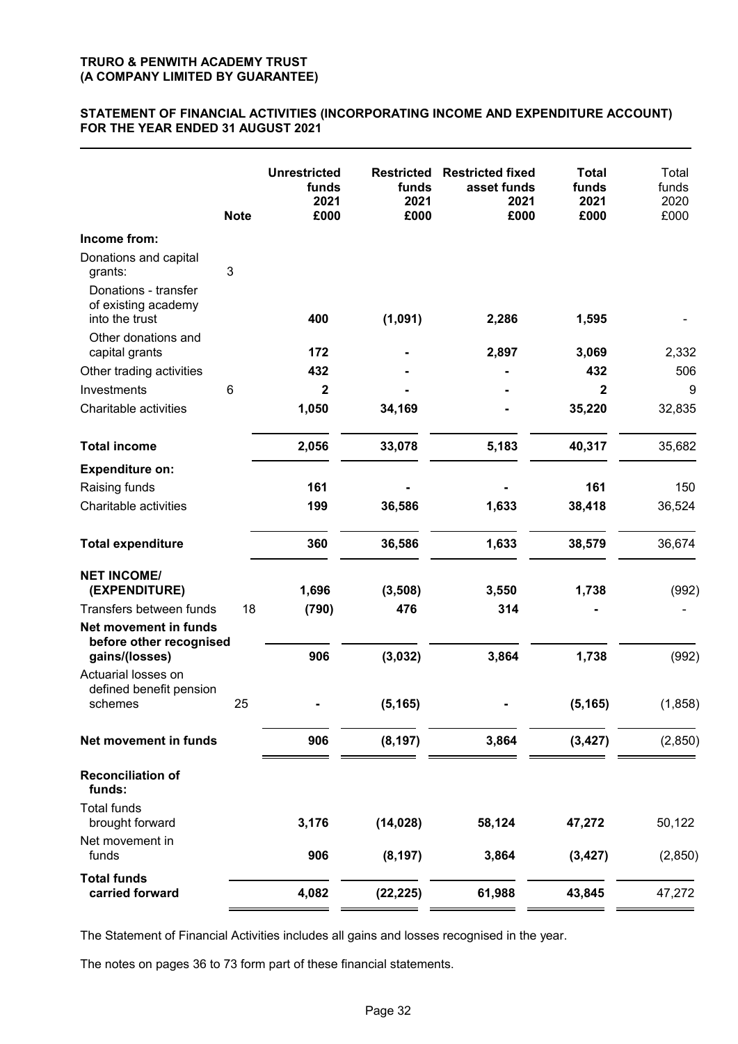**TRURO & PENWITH ACADEMY TRUST**
**(A COMPANY LIMITED BY GUARANTEE)**

## STATEMENT OF FINANCIAL ACTIVITIES (INCORPORATING INCOME AND EXPENDITURE ACCOUNT) FOR THE YEAR ENDED 31 AUGUST 2021

| | Note | Unrestricted funds 2021 £000 | Restricted funds 2021 £000 | Restricted fixed asset funds 2021 £000 | Total funds 2021 £000 | Total funds 2020 £000 |
|---|---|---|---|---|---|---|
| **Income from:** | | | | | | |
| Donations and capital grants: | 3 | | | | | |
| Donations - transfer of existing academy into the trust | | 400 | (1,091) | 2,286 | 1,595 | - |
| Other donations and capital grants | | 172 | - | 2,897 | 3,069 | 2,332 |
| Other trading activities | | 432 | - | - | 432 | 506 |
| Investments | 6 | 2 | - | - | 2 | 9 |
| Charitable activities | | 1,050 | 34,169 | - | 35,220 | 32,835 |
| **Total income** | | 2,056 | 33,078 | 5,183 | 40,317 | 35,682 |
| **Expenditure on:** | | | | | | |
| Raising funds | | 161 | - | - | 161 | 150 |
| Charitable activities | | 199 | 36,586 | 1,633 | 38,418 | 36,524 |
| **Total expenditure** | | 360 | 36,586 | 1,633 | 38,579 | 36,674 |
| **NET INCOME/ (EXPENDITURE)** | | 1,696 | (3,508) | 3,550 | 1,738 | (992) |
| Transfers between funds | 18 | (790) | 476 | 314 | - | - |
| **Net movement in funds before other recognised gains/(losses)** | | 906 | (3,032) | 3,864 | 1,738 | (992) |
| Actuarial losses on defined benefit pension schemes | 25 | - | (5,165) | - | (5,165) | (1,858) |
| **Net movement in funds** | | 906 | (8,197) | 3,864 | (3,427) | (2,850) |
| **Reconciliation of funds:** | | | | | | |
| Total funds brought forward | | 3,176 | (14,028) | 58,124 | 47,272 | 50,122 |
| Net movement in funds | | 906 | (8,197) | 3,864 | (3,427) | (2,850) |
| **Total funds carried forward** | | 4,082 | (22,225) | 61,988 | 43,845 | 47,272 |

The Statement of Financial Activities includes all gains and losses recognised in the year.

The notes on pages 36 to 73 form part of these financial statements.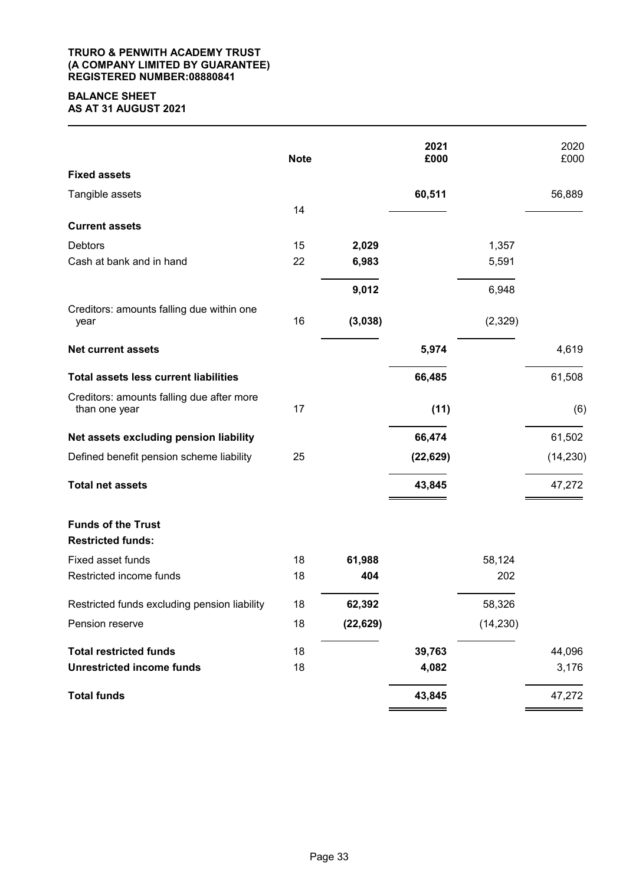**TRURO & PENWITH ACADEMY TRUST**
**(A COMPANY LIMITED BY GUARANTEE)**
**REGISTERED NUMBER:08880841**

# BALANCE SHEET
## AS AT 31 AUGUST 2021

| | Note | | 2021 £000 | | 2020 £000 |
|---|---|---|---|---|---|
| **Fixed assets** | | | | | |
| Tangible assets | 14 | | **60,511** | | 56,889 |
| **Current assets** | | | | | |
| Debtors | 15 | **2,029** | | 1,357 | |
| Cash at bank and in hand | 22 | **6,983** | | 5,591 | |
| | | **9,012** | | 6,948 | |
| Creditors: amounts falling due within one year | 16 | **(3,038)** | | (2,329) | |
| **Net current assets** | | | **5,974** | | 4,619 |
| **Total assets less current liabilities** | | | **66,485** | | 61,508 |
| Creditors: amounts falling due after more than one year | 17 | | **(11)** | | (6) |
| **Net assets excluding pension liability** | | | **66,474** | | 61,502 |
| Defined benefit pension scheme liability | 25 | | **(22,629)** | | (14,230) |
| **Total net assets** | | | **43,845** | | 47,272 |
| **Funds of the Trust** | | | | | |
| **Restricted funds:** | | | | | |
| Fixed asset funds | 18 | **61,988** | | 58,124 | |
| Restricted income funds | 18 | **404** | | 202 | |
| Restricted funds excluding pension liability | 18 | **62,392** | | 58,326 | |
| Pension reserve | 18 | **(22,629)** | | (14,230) | |
| **Total restricted funds** | 18 | | **39,763** | | 44,096 |
| **Unrestricted income funds** | 18 | | **4,082** | | 3,176 |
| **Total funds** | | | **43,845** | | 47,272 |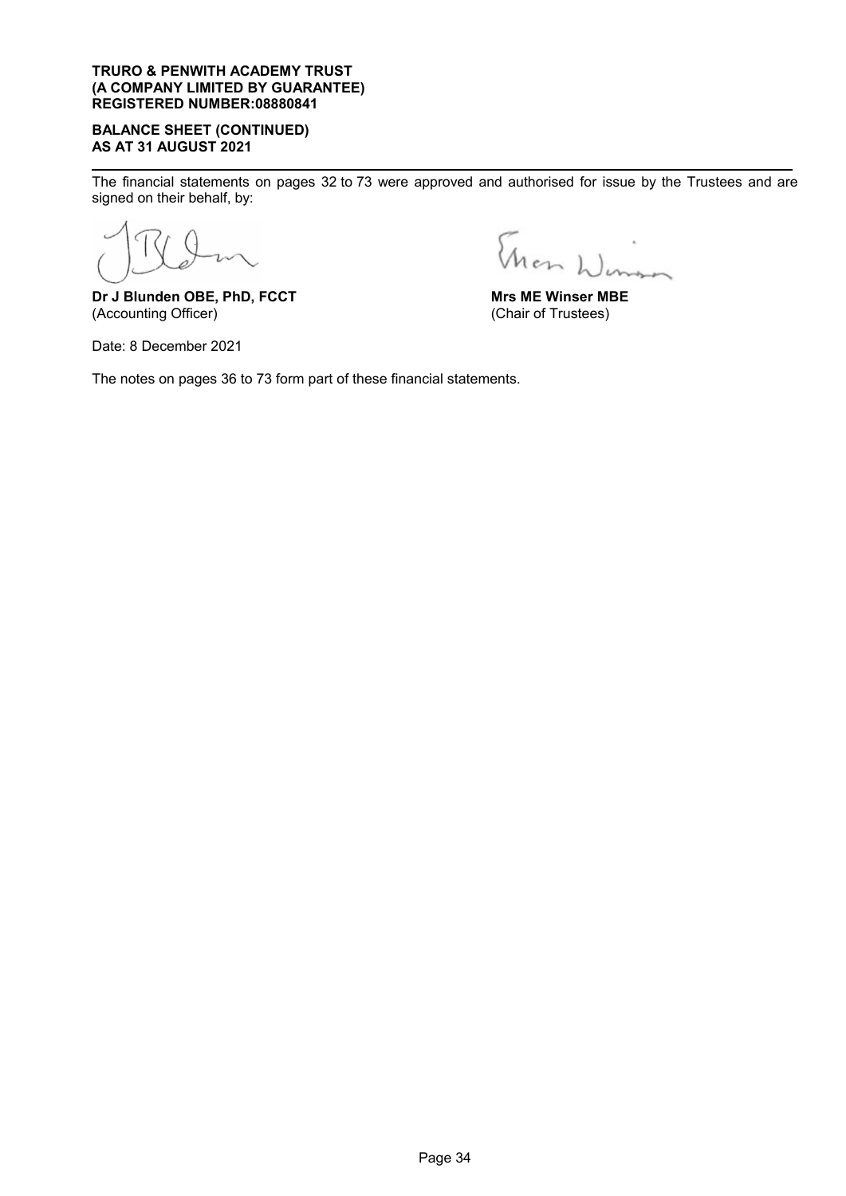**TRURO & PENWITH ACADEMY TRUST**
**(A COMPANY LIMITED BY GUARANTEE)**
**REGISTERED NUMBER:08880841**

**BALANCE SHEET (CONTINUED)**
**AS AT 31 AUGUST 2021**

The financial statements on pages 32 to 73 were approved and authorised for issue by the Trustees and are signed on their behalf, by:

| | |
|---|---|
| **Dr J Blunden OBE, PhD, FCCT** | **Mrs ME Winser MBE** |
| (Accounting Officer) | (Chair of Trustees) |

Date: 8 December 2021

The notes on pages 36 to 73 form part of these financial statements.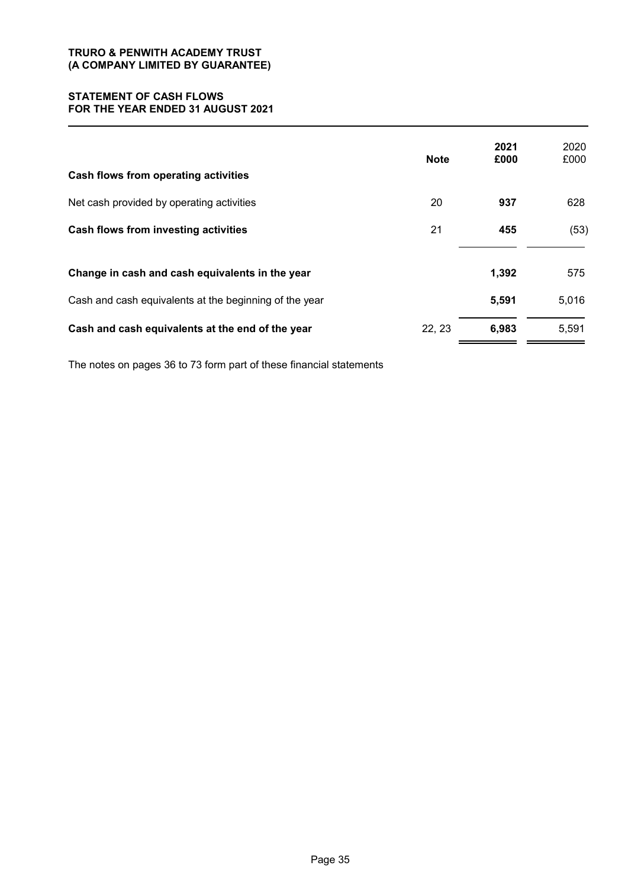**TRURO & PENWITH ACADEMY TRUST**
**(A COMPANY LIMITED BY GUARANTEE)**

## STATEMENT OF CASH FLOWS
## FOR THE YEAR ENDED 31 AUGUST 2021

| | Note | 2021 £000 | 2020 £000 |
|---|---|---|---|
| **Cash flows from operating activities** | | | |
| Net cash provided by operating activities | 20 | **937** | 628 |
| **Cash flows from investing activities** | 21 | **455** | (53) |
| **Change in cash and cash equivalents in the year** | | **1,392** | 575 |
| Cash and cash equivalents at the beginning of the year | | **5,591** | 5,016 |
| **Cash and cash equivalents at the end of the year** | 22, 23 | **6,983** | 5,591 |

The notes on pages 36 to 73 form part of these financial statements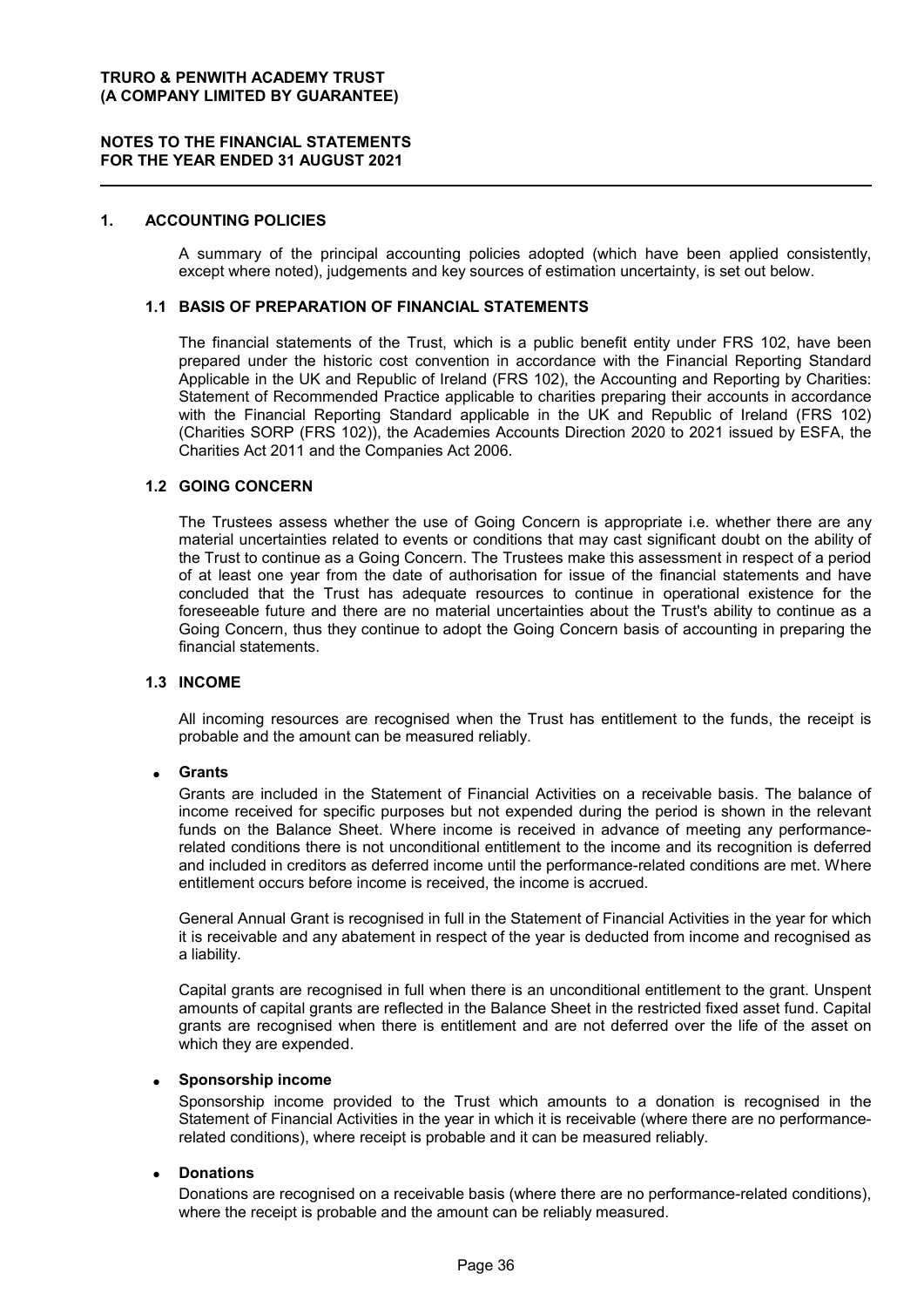## 1. ACCOUNTING POLICIES

A summary of the principal accounting policies adopted (which have been applied consistently, except where noted), judgements and key sources of estimation uncertainty, is set out below.

### 1.1 BASIS OF PREPARATION OF FINANCIAL STATEMENTS

The financial statements of the Trust, which is a public benefit entity under FRS 102, have been prepared under the historic cost convention in accordance with the Financial Reporting Standard Applicable in the UK and Republic of Ireland (FRS 102), the Accounting and Reporting by Charities: Statement of Recommended Practice applicable to charities preparing their accounts in accordance with the Financial Reporting Standard applicable in the UK and Republic of Ireland (FRS 102) (Charities SORP (FRS 102)), the Academies Accounts Direction 2020 to 2021 issued by ESFA, the Charities Act 2011 and the Companies Act 2006.

### 1.2 GOING CONCERN

The Trustees assess whether the use of Going Concern is appropriate i.e. whether there are any material uncertainties related to events or conditions that may cast significant doubt on the ability of the Trust to continue as a Going Concern. The Trustees make this assessment in respect of a period of at least one year from the date of authorisation for issue of the financial statements and have concluded that the Trust has adequate resources to continue in operational existence for the foreseeable future and there are no material uncertainties about the Trust's ability to continue as a Going Concern, thus they continue to adopt the Going Concern basis of accounting in preparing the financial statements.

### 1.3 INCOME

All incoming resources are recognised when the Trust has entitlement to the funds, the receipt is probable and the amount can be measured reliably.

- **Grants**

  Grants are included in the Statement of Financial Activities on a receivable basis. The balance of income received for specific purposes but not expended during the period is shown in the relevant funds on the Balance Sheet. Where income is received in advance of meeting any performance-related conditions there is not unconditional entitlement to the income and its recognition is deferred and included in creditors as deferred income until the performance-related conditions are met. Where entitlement occurs before income is received, the income is accrued.

  General Annual Grant is recognised in full in the Statement of Financial Activities in the year for which it is receivable and any abatement in respect of the year is deducted from income and recognised as a liability.

  Capital grants are recognised in full when there is an unconditional entitlement to the grant. Unspent amounts of capital grants are reflected in the Balance Sheet in the restricted fixed asset fund. Capital grants are recognised when there is entitlement and are not deferred over the life of the asset on which they are expended.

- **Sponsorship income**

  Sponsorship income provided to the Trust which amounts to a donation is recognised in the Statement of Financial Activities in the year in which it is receivable (where there are no performance-related conditions), where receipt is probable and it can be measured reliably.

- **Donations**

  Donations are recognised on a receivable basis (where there are no performance-related conditions), where the receipt is probable and the amount can be reliably measured.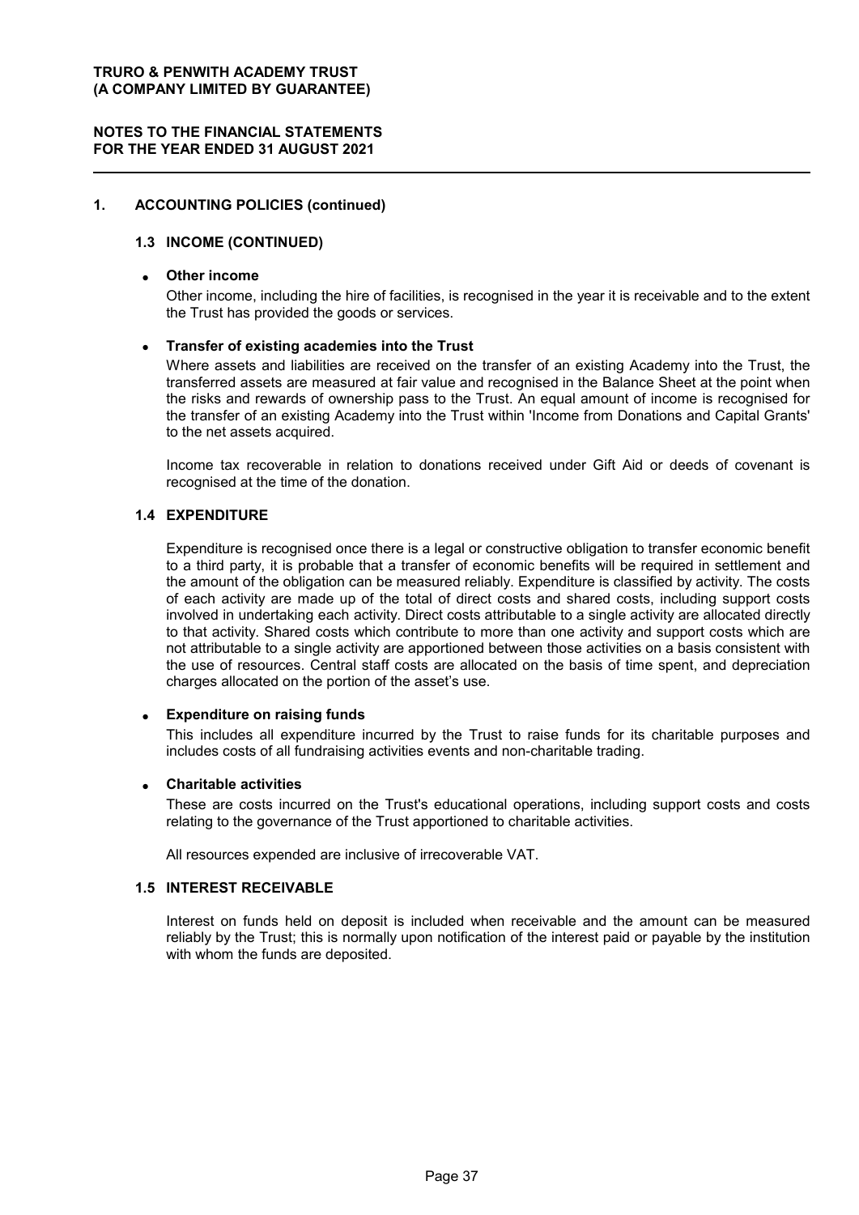## 1. ACCOUNTING POLICIES (continued)

### 1.3 INCOME (CONTINUED)

- **Other income**

  Other income, including the hire of facilities, is recognised in the year it is receivable and to the extent the Trust has provided the goods or services.

- **Transfer of existing academies into the Trust**

  Where assets and liabilities are received on the transfer of an existing Academy into the Trust, the transferred assets are measured at fair value and recognised in the Balance Sheet at the point when the risks and rewards of ownership pass to the Trust. An equal amount of income is recognised for the transfer of an existing Academy into the Trust within 'Income from Donations and Capital Grants' to the net assets acquired.

  Income tax recoverable in relation to donations received under Gift Aid or deeds of covenant is recognised at the time of the donation.

### 1.4 EXPENDITURE

Expenditure is recognised once there is a legal or constructive obligation to transfer economic benefit to a third party, it is probable that a transfer of economic benefits will be required in settlement and the amount of the obligation can be measured reliably. Expenditure is classified by activity. The costs of each activity are made up of the total of direct costs and shared costs, including support costs involved in undertaking each activity. Direct costs attributable to a single activity are allocated directly to that activity. Shared costs which contribute to more than one activity and support costs which are not attributable to a single activity are apportioned between those activities on a basis consistent with the use of resources. Central staff costs are allocated on the basis of time spent, and depreciation charges allocated on the portion of the asset's use.

- **Expenditure on raising funds**

  This includes all expenditure incurred by the Trust to raise funds for its charitable purposes and includes costs of all fundraising activities events and non-charitable trading.

- **Charitable activities**

  These are costs incurred on the Trust's educational operations, including support costs and costs relating to the governance of the Trust apportioned to charitable activities.

  All resources expended are inclusive of irrecoverable VAT.

### 1.5 INTEREST RECEIVABLE

Interest on funds held on deposit is included when receivable and the amount can be measured reliably by the Trust; this is normally upon notification of the interest paid or payable by the institution with whom the funds are deposited.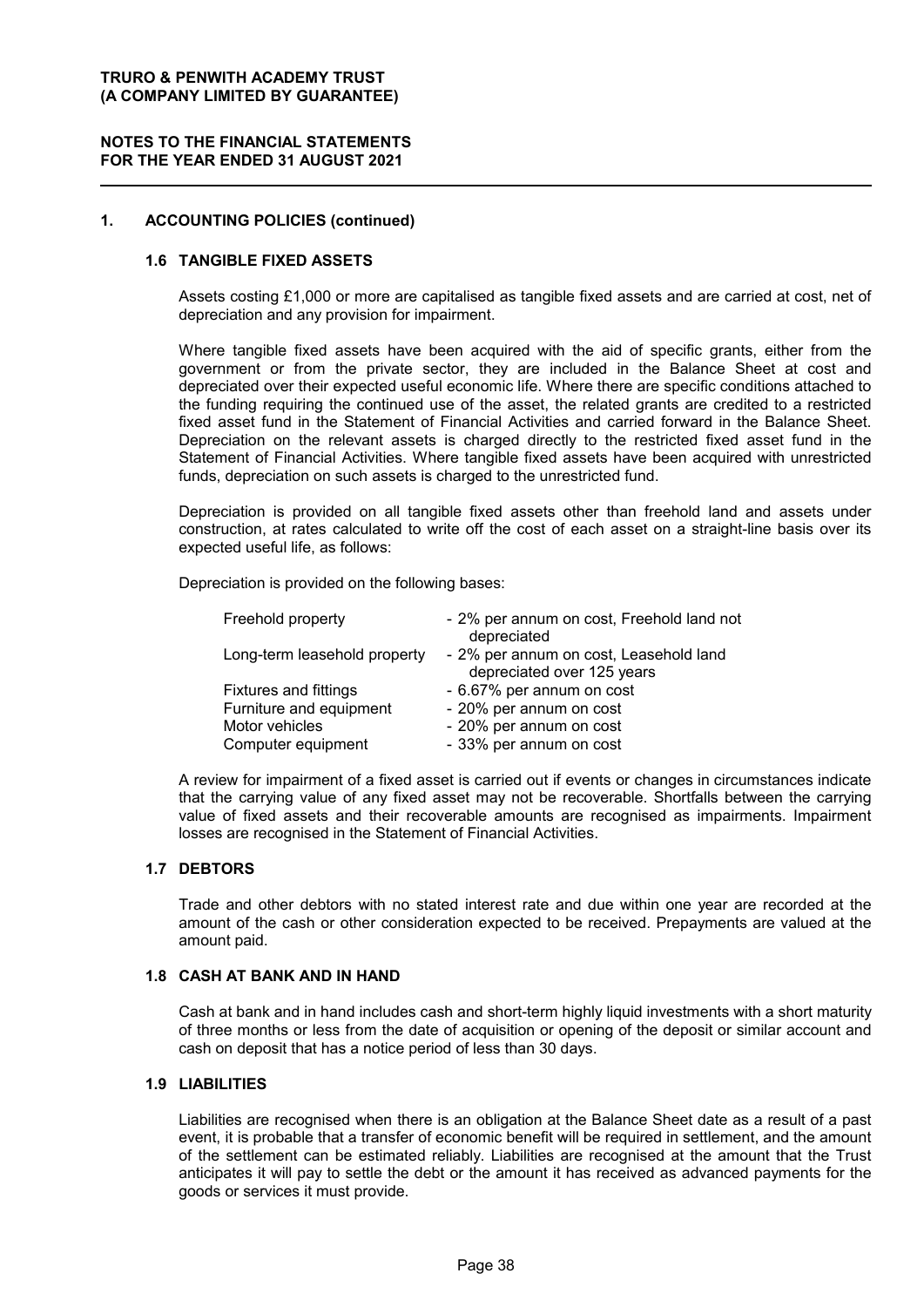## 1. ACCOUNTING POLICIES (continued)

### 1.6 TANGIBLE FIXED ASSETS

Assets costing £1,000 or more are capitalised as tangible fixed assets and are carried at cost, net of depreciation and any provision for impairment.

Where tangible fixed assets have been acquired with the aid of specific grants, either from the government or from the private sector, they are included in the Balance Sheet at cost and depreciated over their expected useful economic life. Where there are specific conditions attached to the funding requiring the continued use of the asset, the related grants are credited to a restricted fixed asset fund in the Statement of Financial Activities and carried forward in the Balance Sheet. Depreciation on the relevant assets is charged directly to the restricted fixed asset fund in the Statement of Financial Activities. Where tangible fixed assets have been acquired with unrestricted funds, depreciation on such assets is charged to the unrestricted fund.

Depreciation is provided on all tangible fixed assets other than freehold land and assets under construction, at rates calculated to write off the cost of each asset on a straight-line basis over its expected useful life, as follows:

Depreciation is provided on the following bases:

| | |
|---|---|
| Freehold property | - 2% per annum on cost, Freehold land not depreciated |
| Long-term leasehold property | - 2% per annum on cost, Leasehold land depreciated over 125 years |
| Fixtures and fittings | - 6.67% per annum on cost |
| Furniture and equipment | - 20% per annum on cost |
| Motor vehicles | - 20% per annum on cost |
| Computer equipment | - 33% per annum on cost |

A review for impairment of a fixed asset is carried out if events or changes in circumstances indicate that the carrying value of any fixed asset may not be recoverable. Shortfalls between the carrying value of fixed assets and their recoverable amounts are recognised as impairments. Impairment losses are recognised in the Statement of Financial Activities.

### 1.7 DEBTORS

Trade and other debtors with no stated interest rate and due within one year are recorded at the amount of the cash or other consideration expected to be received. Prepayments are valued at the amount paid.

### 1.8 CASH AT BANK AND IN HAND

Cash at bank and in hand includes cash and short-term highly liquid investments with a short maturity of three months or less from the date of acquisition or opening of the deposit or similar account and cash on deposit that has a notice period of less than 30 days.

### 1.9 LIABILITIES

Liabilities are recognised when there is an obligation at the Balance Sheet date as a result of a past event, it is probable that a transfer of economic benefit will be required in settlement, and the amount of the settlement can be estimated reliably. Liabilities are recognised at the amount that the Trust anticipates it will pay to settle the debt or the amount it has received as advanced payments for the goods or services it must provide.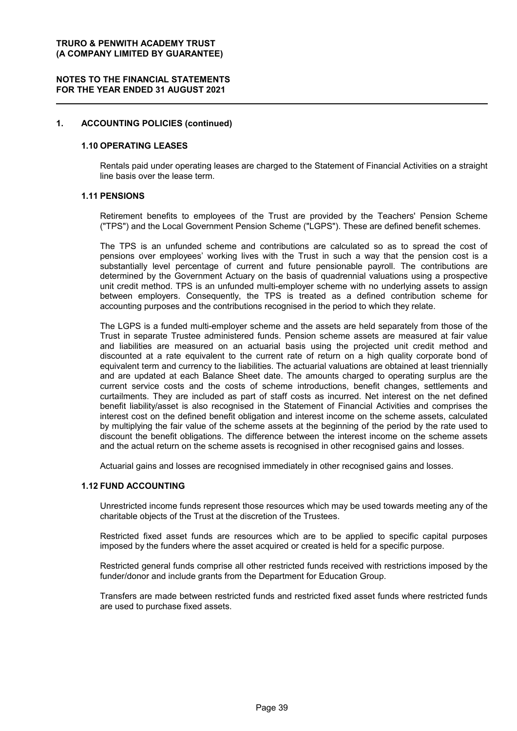## 1. ACCOUNTING POLICIES (continued)

### 1.10 OPERATING LEASES

Rentals paid under operating leases are charged to the Statement of Financial Activities on a straight line basis over the lease term.

### 1.11 PENSIONS

Retirement benefits to employees of the Trust are provided by the Teachers' Pension Scheme ("TPS") and the Local Government Pension Scheme ("LGPS"). These are defined benefit schemes.

The TPS is an unfunded scheme and contributions are calculated so as to spread the cost of pensions over employees' working lives with the Trust in such a way that the pension cost is a substantially level percentage of current and future pensionable payroll. The contributions are determined by the Government Actuary on the basis of quadrennial valuations using a prospective unit credit method. TPS is an unfunded multi-employer scheme with no underlying assets to assign between employers. Consequently, the TPS is treated as a defined contribution scheme for accounting purposes and the contributions recognised in the period to which they relate.

The LGPS is a funded multi-employer scheme and the assets are held separately from those of the Trust in separate Trustee administered funds. Pension scheme assets are measured at fair value and liabilities are measured on an actuarial basis using the projected unit credit method and discounted at a rate equivalent to the current rate of return on a high quality corporate bond of equivalent term and currency to the liabilities. The actuarial valuations are obtained at least triennially and are updated at each Balance Sheet date. The amounts charged to operating surplus are the current service costs and the costs of scheme introductions, benefit changes, settlements and curtailments. They are included as part of staff costs as incurred. Net interest on the net defined benefit liability/asset is also recognised in the Statement of Financial Activities and comprises the interest cost on the defined benefit obligation and interest income on the scheme assets, calculated by multiplying the fair value of the scheme assets at the beginning of the period by the rate used to discount the benefit obligations. The difference between the interest income on the scheme assets and the actual return on the scheme assets is recognised in other recognised gains and losses.

Actuarial gains and losses are recognised immediately in other recognised gains and losses.

### 1.12 FUND ACCOUNTING

Unrestricted income funds represent those resources which may be used towards meeting any of the charitable objects of the Trust at the discretion of the Trustees.

Restricted fixed asset funds are resources which are to be applied to specific capital purposes imposed by the funders where the asset acquired or created is held for a specific purpose.

Restricted general funds comprise all other restricted funds received with restrictions imposed by the funder/donor and include grants from the Department for Education Group.

Transfers are made between restricted funds and restricted fixed asset funds where restricted funds are used to purchase fixed assets.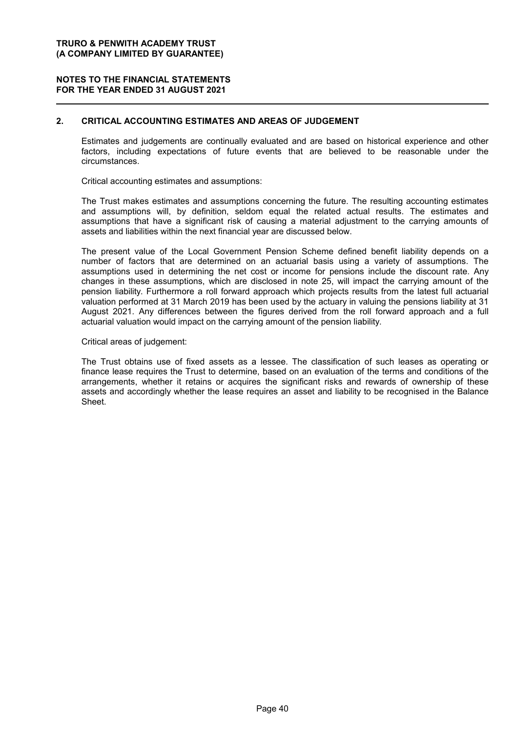## 2. CRITICAL ACCOUNTING ESTIMATES AND AREAS OF JUDGEMENT

Estimates and judgements are continually evaluated and are based on historical experience and other factors, including expectations of future events that are believed to be reasonable under the circumstances.

Critical accounting estimates and assumptions:

The Trust makes estimates and assumptions concerning the future. The resulting accounting estimates and assumptions will, by definition, seldom equal the related actual results. The estimates and assumptions that have a significant risk of causing a material adjustment to the carrying amounts of assets and liabilities within the next financial year are discussed below.

The present value of the Local Government Pension Scheme defined benefit liability depends on a number of factors that are determined on an actuarial basis using a variety of assumptions. The assumptions used in determining the net cost or income for pensions include the discount rate. Any changes in these assumptions, which are disclosed in note 25, will impact the carrying amount of the pension liability. Furthermore a roll forward approach which projects results from the latest full actuarial valuation performed at 31 March 2019 has been used by the actuary in valuing the pensions liability at 31 August 2021. Any differences between the figures derived from the roll forward approach and a full actuarial valuation would impact on the carrying amount of the pension liability.

Critical areas of judgement:

The Trust obtains use of fixed assets as a lessee. The classification of such leases as operating or finance lease requires the Trust to determine, based on an evaluation of the terms and conditions of the arrangements, whether it retains or acquires the significant risks and rewards of ownership of these assets and accordingly whether the lease requires an asset and liability to be recognised in the Balance Sheet.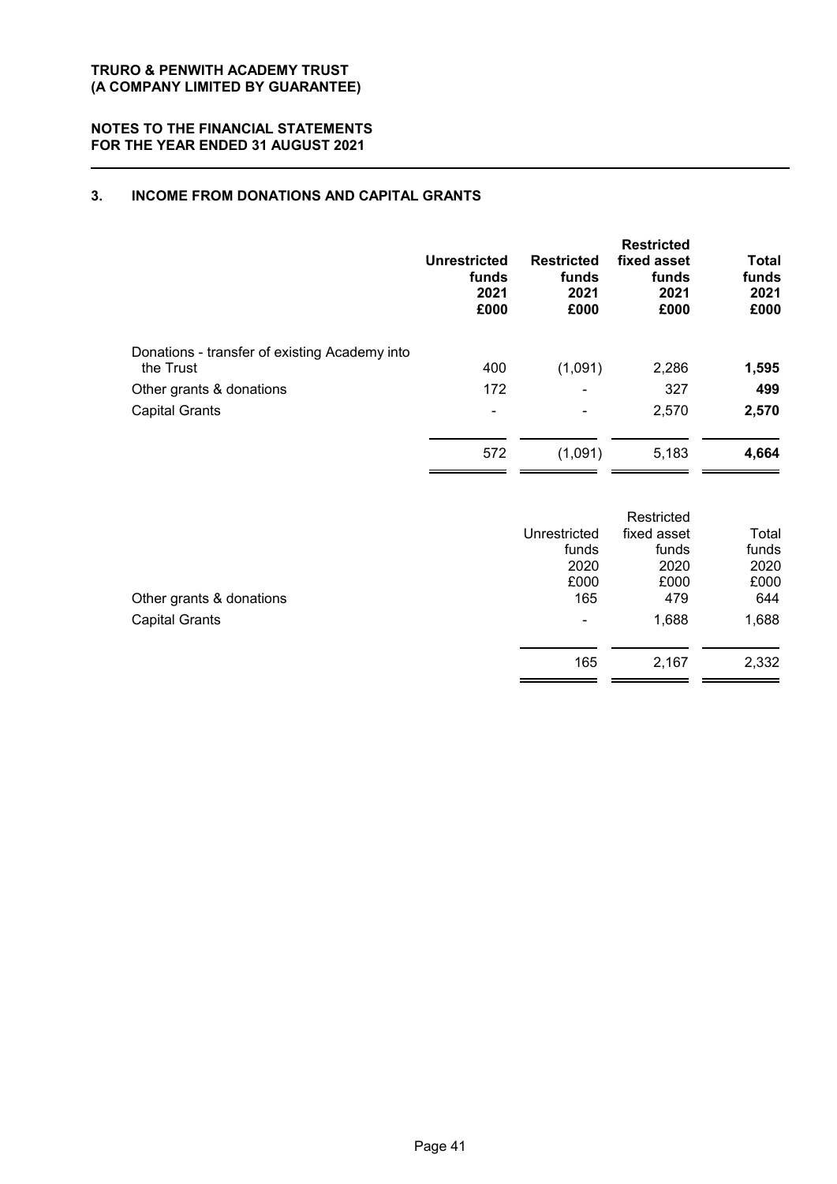**TRURO & PENWITH ACADEMY TRUST**
**(A COMPANY LIMITED BY GUARANTEE)**

**NOTES TO THE FINANCIAL STATEMENTS**
**FOR THE YEAR ENDED 31 AUGUST 2021**

## 3. INCOME FROM DONATIONS AND CAPITAL GRANTS

| | **Unrestricted funds 2021 £000** | **Restricted funds 2021 £000** | **Restricted fixed asset funds 2021 £000** | **Total funds 2021 £000** |
|---|---|---|---|---|
| Donations - transfer of existing Academy into the Trust | 400 | (1,091) | 2,286 | **1,595** |
| Other grants & donations | 172 | - | 327 | **499** |
| Capital Grants | - | - | 2,570 | **2,570** |
| | 572 | (1,091) | 5,183 | **4,664** |

| | Unrestricted funds 2020 £000 | Restricted fixed asset funds 2020 £000 | Total funds 2020 £000 |
|---|---|---|---|
| Other grants & donations | 165 | 479 | 644 |
| Capital Grants | - | 1,688 | 1,688 |
| | 165 | 2,167 | 2,332 |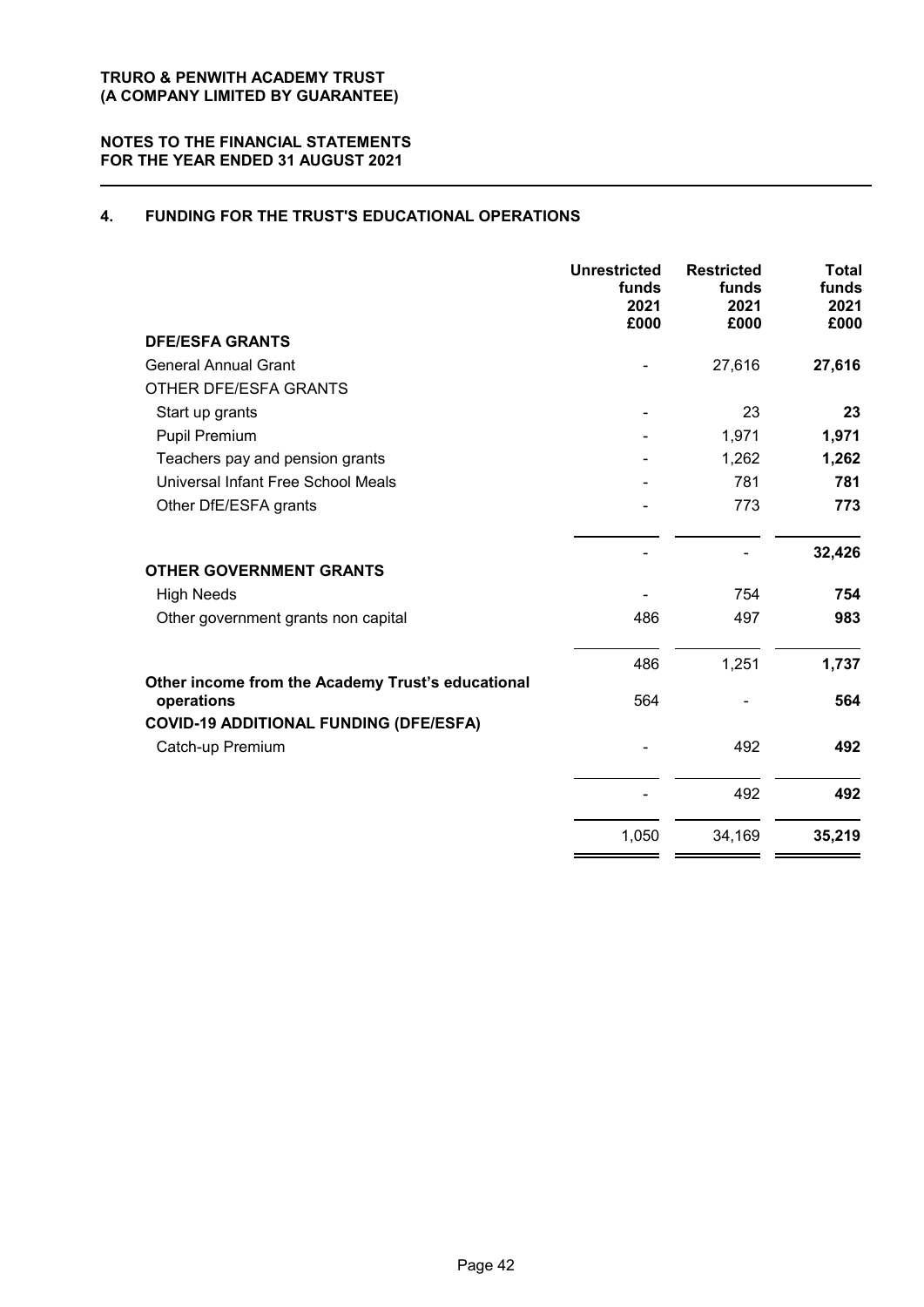TRURO & PENWITH ACADEMY TRUST
(A COMPANY LIMITED BY GUARANTEE)

NOTES TO THE FINANCIAL STATEMENTS
FOR THE YEAR ENDED 31 AUGUST 2021

## 4. FUNDING FOR THE TRUST'S EDUCATIONAL OPERATIONS

| | Unrestricted funds 2021 £000 | Restricted funds 2021 £000 | Total funds 2021 £000 |
|---|---|---|---|
| **DFE/ESFA GRANTS** | | | |
| General Annual Grant | - | 27,616 | **27,616** |
| OTHER DFE/ESFA GRANTS | | | |
| Start up grants | - | 23 | **23** |
| Pupil Premium | - | 1,971 | **1,971** |
| Teachers pay and pension grants | - | 1,262 | **1,262** |
| Universal Infant Free School Meals | - | 781 | **781** |
| Other DfE/ESFA grants | - | 773 | **773** |
| | - | - | **32,426** |
| **OTHER GOVERNMENT GRANTS** | | | |
| High Needs | - | 754 | **754** |
| Other government grants non capital | 486 | 497 | **983** |
| | 486 | 1,251 | **1,737** |
| **Other income from the Academy Trust's educational operations** | 564 | - | **564** |
| **COVID-19 ADDITIONAL FUNDING (DFE/ESFA)** | | | |
| Catch-up Premium | - | 492 | **492** |
| | - | 492 | **492** |
| | 1,050 | 34,169 | **35,219** |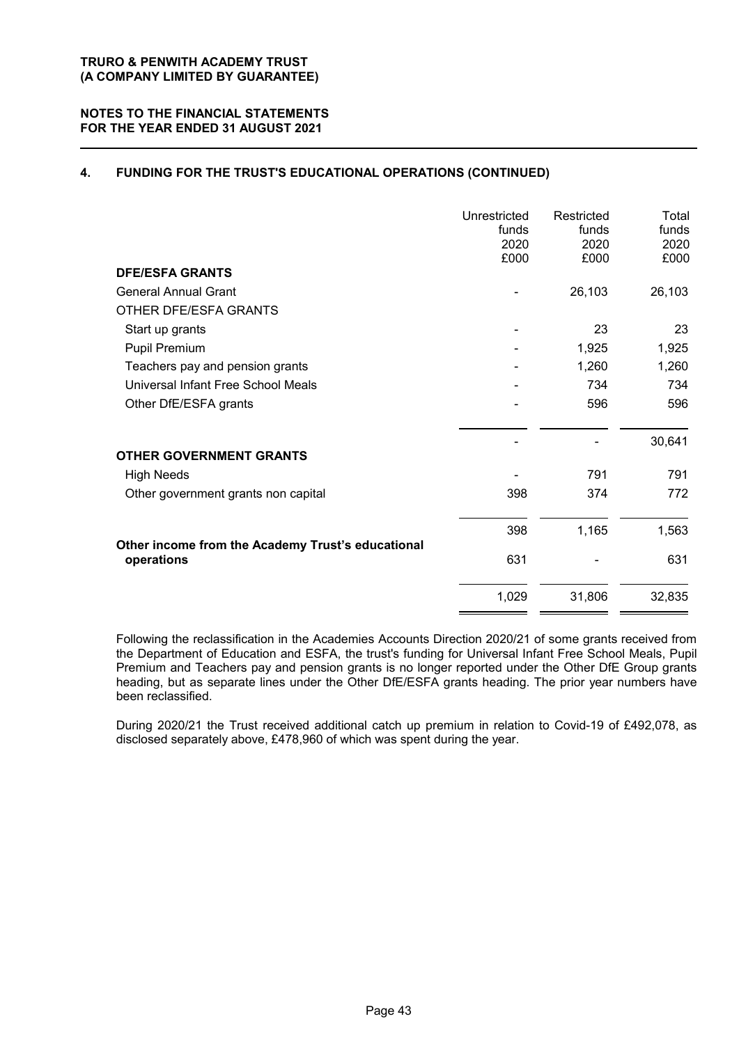**TRURO & PENWITH ACADEMY TRUST**
**(A COMPANY LIMITED BY GUARANTEE)**

**NOTES TO THE FINANCIAL STATEMENTS**
**FOR THE YEAR ENDED 31 AUGUST 2021**

## 4. FUNDING FOR THE TRUST'S EDUCATIONAL OPERATIONS (CONTINUED)

| | Unrestricted funds 2020 £000 | Restricted funds 2020 £000 | Total funds 2020 £000 |
|---|---|---|---|
| **DFE/ESFA GRANTS** | | | |
| General Annual Grant | - | 26,103 | 26,103 |
| OTHER DFE/ESFA GRANTS | | | |
| Start up grants | - | 23 | 23 |
| Pupil Premium | - | 1,925 | 1,925 |
| Teachers pay and pension grants | - | 1,260 | 1,260 |
| Universal Infant Free School Meals | - | 734 | 734 |
| Other DfE/ESFA grants | - | 596 | 596 |
| | - | - | 30,641 |
| **OTHER GOVERNMENT GRANTS** | | | |
| High Needs | - | 791 | 791 |
| Other government grants non capital | 398 | 374 | 772 |
| | 398 | 1,165 | 1,563 |
| **Other income from the Academy Trust's educational operations** | 631 | - | 631 |
| | 1,029 | 31,806 | 32,835 |

Following the reclassification in the Academies Accounts Direction 2020/21 of some grants received from the Department of Education and ESFA, the trust's funding for Universal Infant Free School Meals, Pupil Premium and Teachers pay and pension grants is no longer reported under the Other DfE Group grants heading, but as separate lines under the Other DfE/ESFA grants heading. The prior year numbers have been reclassified.

During 2020/21 the Trust received additional catch up premium in relation to Covid-19 of £492,078, as disclosed separately above, £478,960 of which was spent during the year.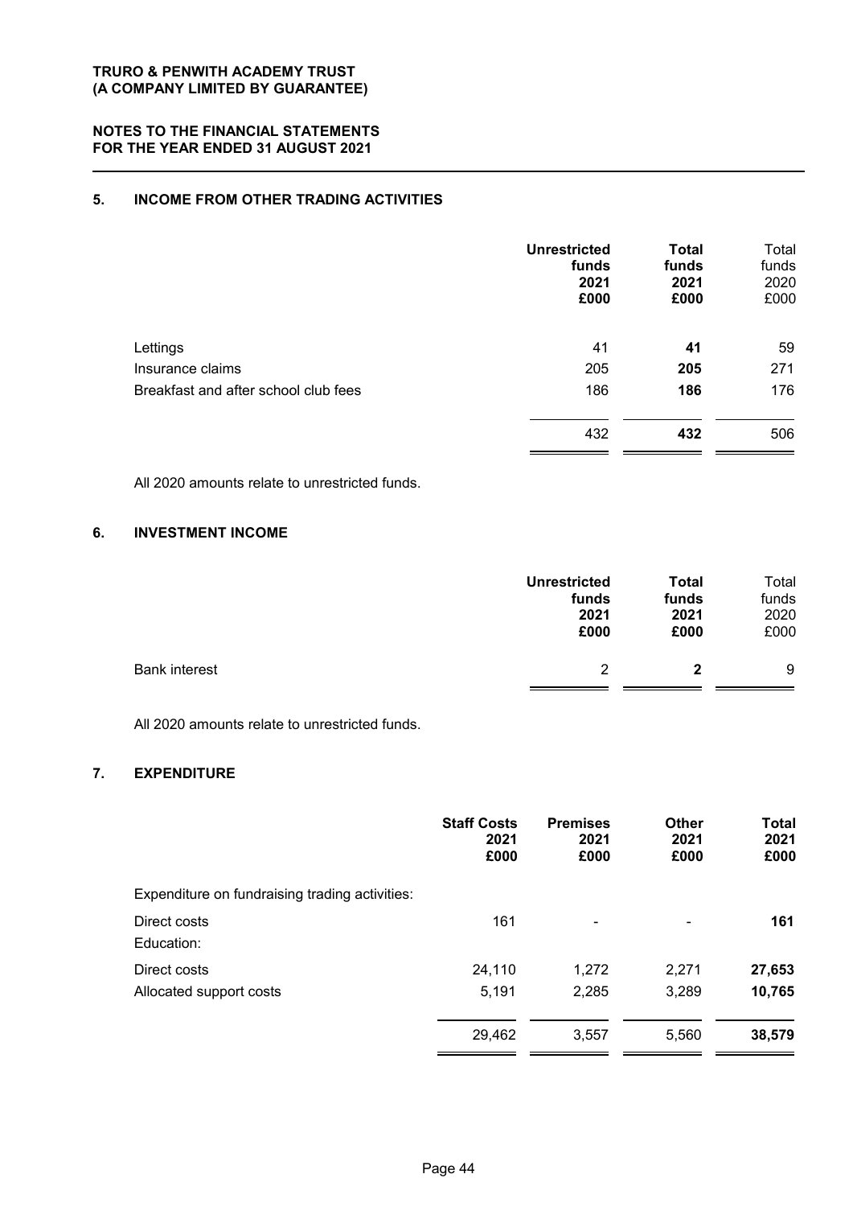## 5. INCOME FROM OTHER TRADING ACTIVITIES

| | Unrestricted funds 2021 £000 | Total funds 2021 £000 | Total funds 2020 £000 |
|---|---|---|---|
| Lettings | 41 | **41** | 59 |
| Insurance claims | 205 | **205** | 271 |
| Breakfast and after school club fees | 186 | **186** | 176 |
| | 432 | **432** | 506 |

All 2020 amounts relate to unrestricted funds.

## 6. INVESTMENT INCOME

| | Unrestricted funds 2021 £000 | Total funds 2021 £000 | Total funds 2020 £000 |
|---|---|---|---|
| Bank interest | 2 | **2** | 9 |

All 2020 amounts relate to unrestricted funds.

## 7. EXPENDITURE

| | Staff Costs 2021 £000 | Premises 2021 £000 | Other 2021 £000 | Total 2021 £000 |
|---|---|---|---|---|
| Expenditure on fundraising trading activities: | | | | |
| Direct costs | 161 | - | - | **161** |
| Education: | | | | |
| Direct costs | 24,110 | 1,272 | 2,271 | **27,653** |
| Allocated support costs | 5,191 | 2,285 | 3,289 | **10,765** |
| | 29,462 | 3,557 | 5,560 | **38,579** |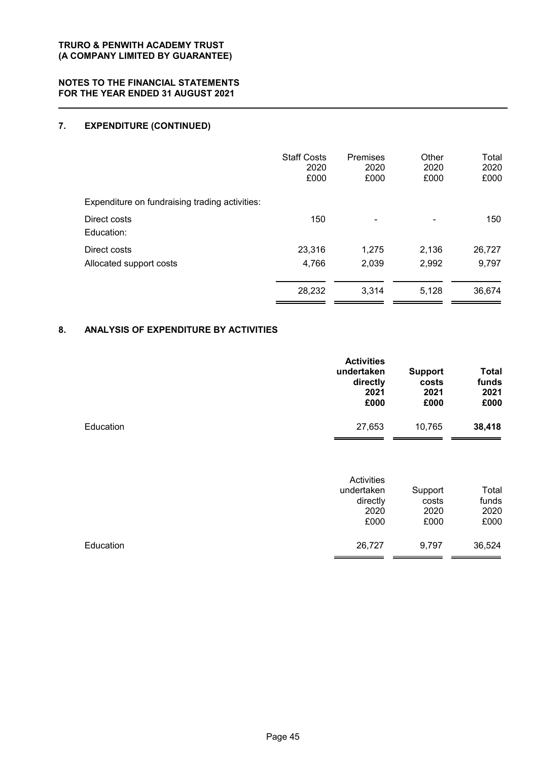## 7. EXPENDITURE (CONTINUED)

| | Staff Costs 2020 £000 | Premises 2020 £000 | Other 2020 £000 | Total 2020 £000 |
|---|---|---|---|---|
| Expenditure on fundraising trading activities: | | | | |
| Direct costs | 150 | - | - | 150 |
| Education: | | | | |
| Direct costs | 23,316 | 1,275 | 2,136 | 26,727 |
| Allocated support costs | 4,766 | 2,039 | 2,992 | 9,797 |
| | 28,232 | 3,314 | 5,128 | 36,674 |

## 8. ANALYSIS OF EXPENDITURE BY ACTIVITIES

| | **Activities undertaken directly 2021 £000** | **Support costs 2021 £000** | **Total funds 2021 £000** |
|---|---|---|---|
| Education | 27,653 | 10,765 | **38,418** |

| | Activities undertaken directly 2020 £000 | Support costs 2020 £000 | Total funds 2020 £000 |
|---|---|---|---|
| Education | 26,727 | 9,797 | 36,524 |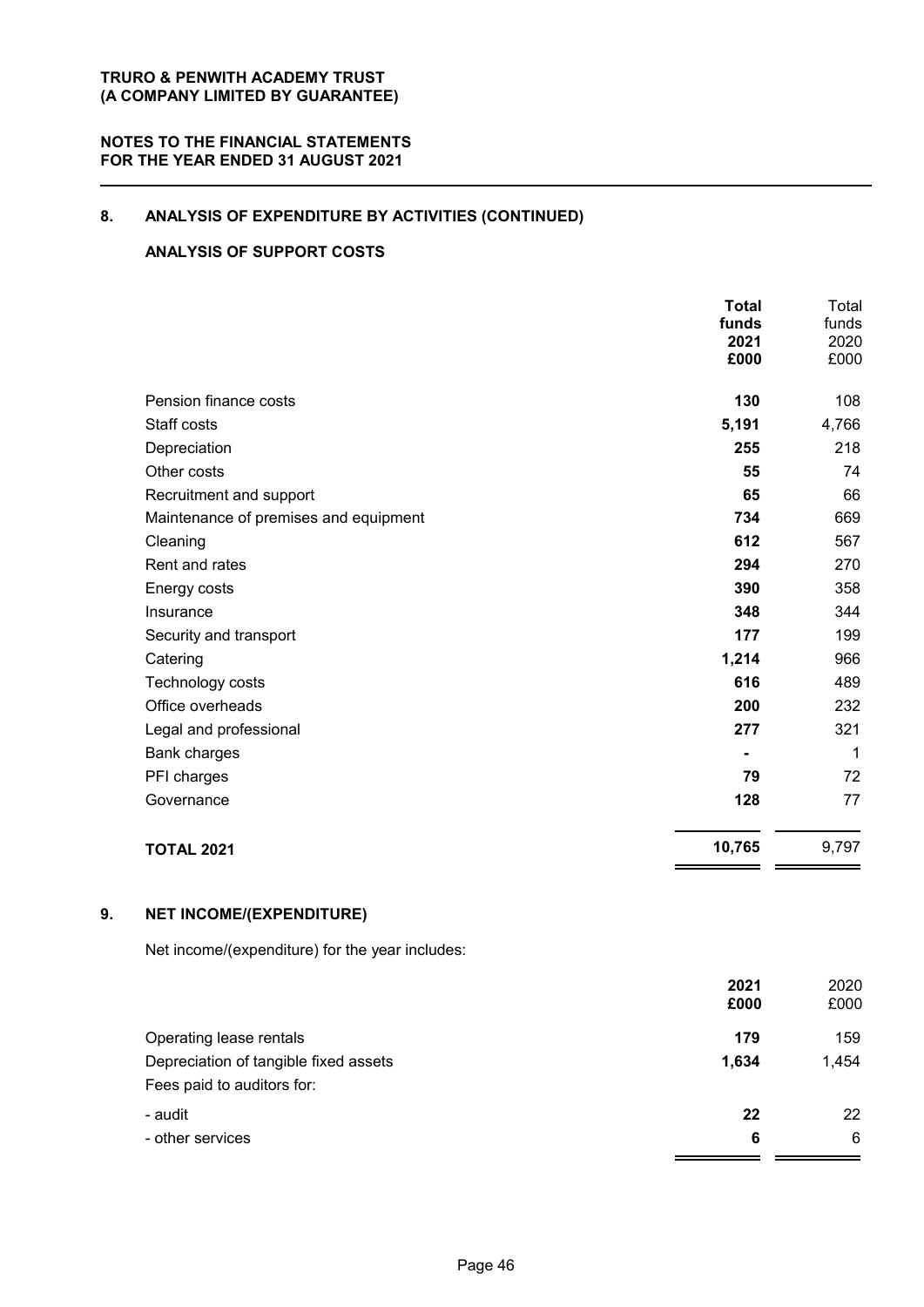## 8. ANALYSIS OF EXPENDITURE BY ACTIVITIES (CONTINUED)

### ANALYSIS OF SUPPORT COSTS

| | **Total funds 2021 £000** | Total funds 2020 £000 |
|---|---|---|
| Pension finance costs | **130** | 108 |
| Staff costs | **5,191** | 4,766 |
| Depreciation | **255** | 218 |
| Other costs | **55** | 74 |
| Recruitment and support | **65** | 66 |
| Maintenance of premises and equipment | **734** | 669 |
| Cleaning | **612** | 567 |
| Rent and rates | **294** | 270 |
| Energy costs | **390** | 358 |
| Insurance | **348** | 344 |
| Security and transport | **177** | 199 |
| Catering | **1,214** | 966 |
| Technology costs | **616** | 489 |
| Office overheads | **200** | 232 |
| Legal and professional | **277** | 321 |
| Bank charges | **-** | 1 |
| PFI charges | **79** | 72 |
| Governance | **128** | 77 |
| **TOTAL 2021** | **10,765** | 9,797 |

## 9. NET INCOME/(EXPENDITURE)

Net income/(expenditure) for the year includes:

| | **2021 £000** | 2020 £000 |
|---|---|---|
| Operating lease rentals | **179** | 159 |
| Depreciation of tangible fixed assets | **1,634** | 1,454 |
| Fees paid to auditors for: | | |
| - audit | **22** | 22 |
| - other services | **6** | 6 |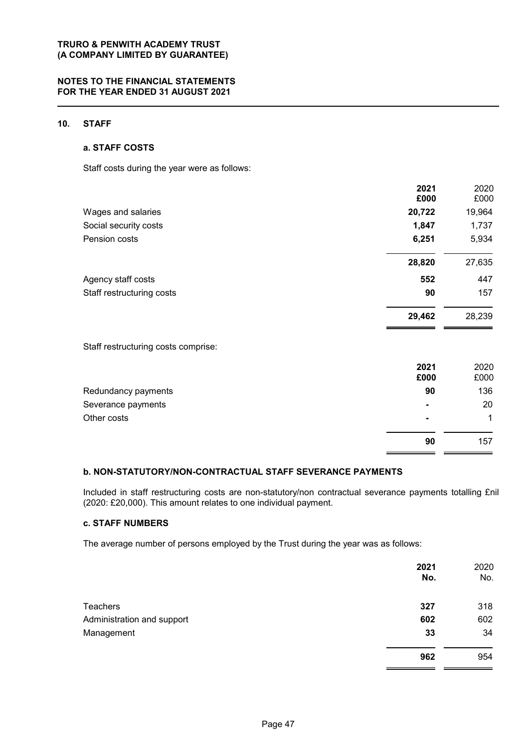## 10. STAFF

### a. STAFF COSTS

Staff costs during the year were as follows:

| | 2021 £000 | 2020 £000 |
|---|---|---|
| Wages and salaries | **20,722** | 19,964 |
| Social security costs | **1,847** | 1,737 |
| Pension costs | **6,251** | 5,934 |
| | **28,820** | 27,635 |
| Agency staff costs | **552** | 447 |
| Staff restructuring costs | **90** | 157 |
| | **29,462** | 28,239 |

Staff restructuring costs comprise:

| | 2021 £000 | 2020 £000 |
|---|---|---|
| Redundancy payments | **90** | 136 |
| Severance payments | **-** | 20 |
| Other costs | **-** | 1 |
| | **90** | 157 |

### b. NON-STATUTORY/NON-CONTRACTUAL STAFF SEVERANCE PAYMENTS

Included in staff restructuring costs are non-statutory/non contractual severance payments totalling £nil (2020: £20,000). This amount relates to one individual payment.

### c. STAFF NUMBERS

The average number of persons employed by the Trust during the year was as follows:

| | 2021 No. | 2020 No. |
|---|---|---|
| Teachers | **327** | 318 |
| Administration and support | **602** | 602 |
| Management | **33** | 34 |
| | **962** | 954 |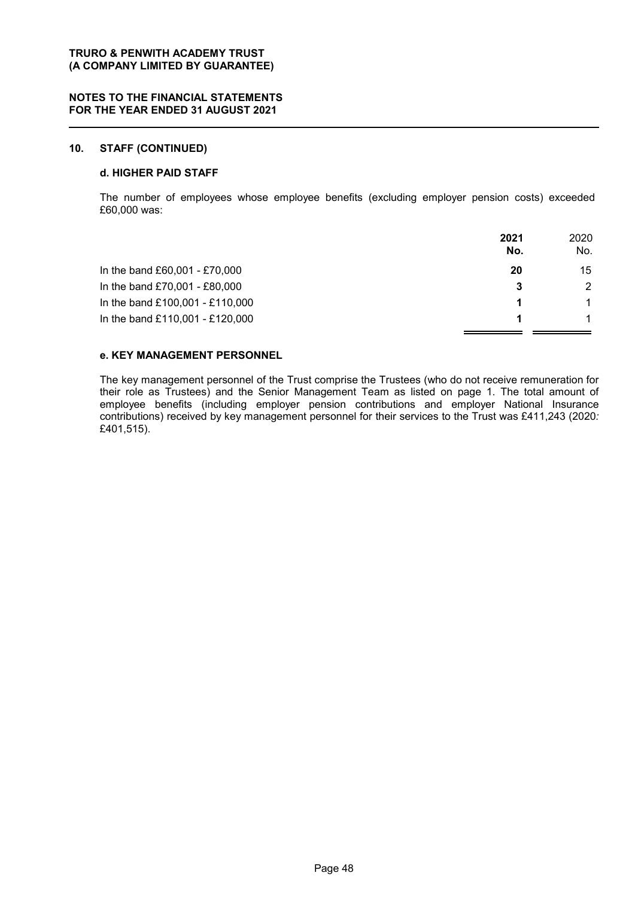## 10. STAFF (CONTINUED)

### d. HIGHER PAID STAFF

The number of employees whose employee benefits (excluding employer pension costs) exceeded £60,000 was:

| | 2021 No. | 2020 No. |
|---|---|---|
| In the band £60,001 - £70,000 | **20** | 15 |
| In the band £70,001 - £80,000 | **3** | 2 |
| In the band £100,001 - £110,000 | **1** | 1 |
| In the band £110,001 - £120,000 | **1** | 1 |

### e. KEY MANAGEMENT PERSONNEL

The key management personnel of the Trust comprise the Trustees (who do not receive remuneration for their role as Trustees) and the Senior Management Team as listed on page 1. The total amount of employee benefits (including employer pension contributions and employer National Insurance contributions) received by key management personnel for their services to the Trust was £411,243 (2020*:* £401,515).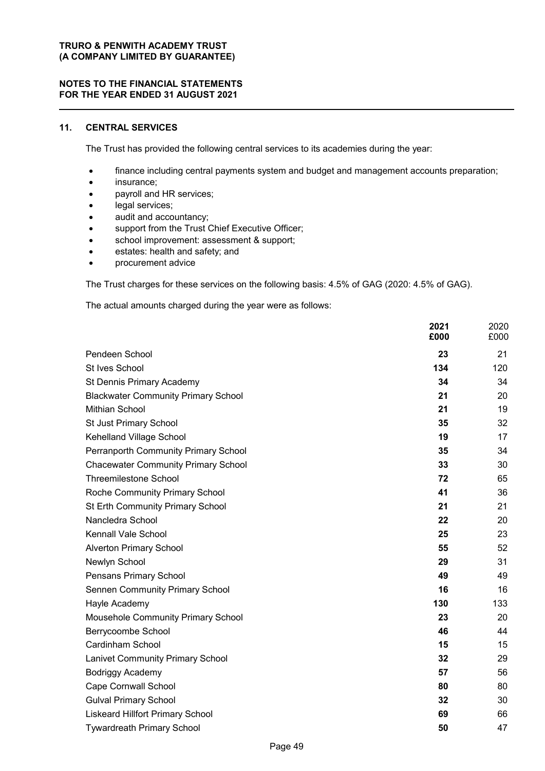## 11. CENTRAL SERVICES

The Trust has provided the following central services to its academies during the year:

- finance including central payments system and budget and management accounts preparation;
- insurance;
- payroll and HR services;
- legal services;
- audit and accountancy;
- support from the Trust Chief Executive Officer;
- school improvement: assessment & support;
- estates: health and safety; and
- procurement advice

The Trust charges for these services on the following basis: 4.5% of GAG (2020: 4.5% of GAG).

The actual amounts charged during the year were as follows:

| | **2021 £000** | 2020 £000 |
|---|---|---|
| Pendeen School | **23** | 21 |
| St Ives School | **134** | 120 |
| St Dennis Primary Academy | **34** | 34 |
| Blackwater Community Primary School | **21** | 20 |
| Mithian School | **21** | 19 |
| St Just Primary School | **35** | 32 |
| Kehelland Village School | **19** | 17 |
| Perranporth Community Primary School | **35** | 34 |
| Chacewater Community Primary School | **33** | 30 |
| Threemilestone School | **72** | 65 |
| Roche Community Primary School | **41** | 36 |
| St Erth Community Primary School | **21** | 21 |
| Nancledra School | **22** | 20 |
| Kennall Vale School | **25** | 23 |
| Alverton Primary School | **55** | 52 |
| Newlyn School | **29** | 31 |
| Pensans Primary School | **49** | 49 |
| Sennen Community Primary School | **16** | 16 |
| Hayle Academy | **130** | 133 |
| Mousehole Community Primary School | **23** | 20 |
| Berrycoombe School | **46** | 44 |
| Cardinham School | **15** | 15 |
| Lanivet Community Primary School | **32** | 29 |
| Bodriggy Academy | **57** | 56 |
| Cape Cornwall School | **80** | 80 |
| Gulval Primary School | **32** | 30 |
| Liskeard Hillfort Primary School | **69** | 66 |
| Tywardreath Primary School | **50** | 47 |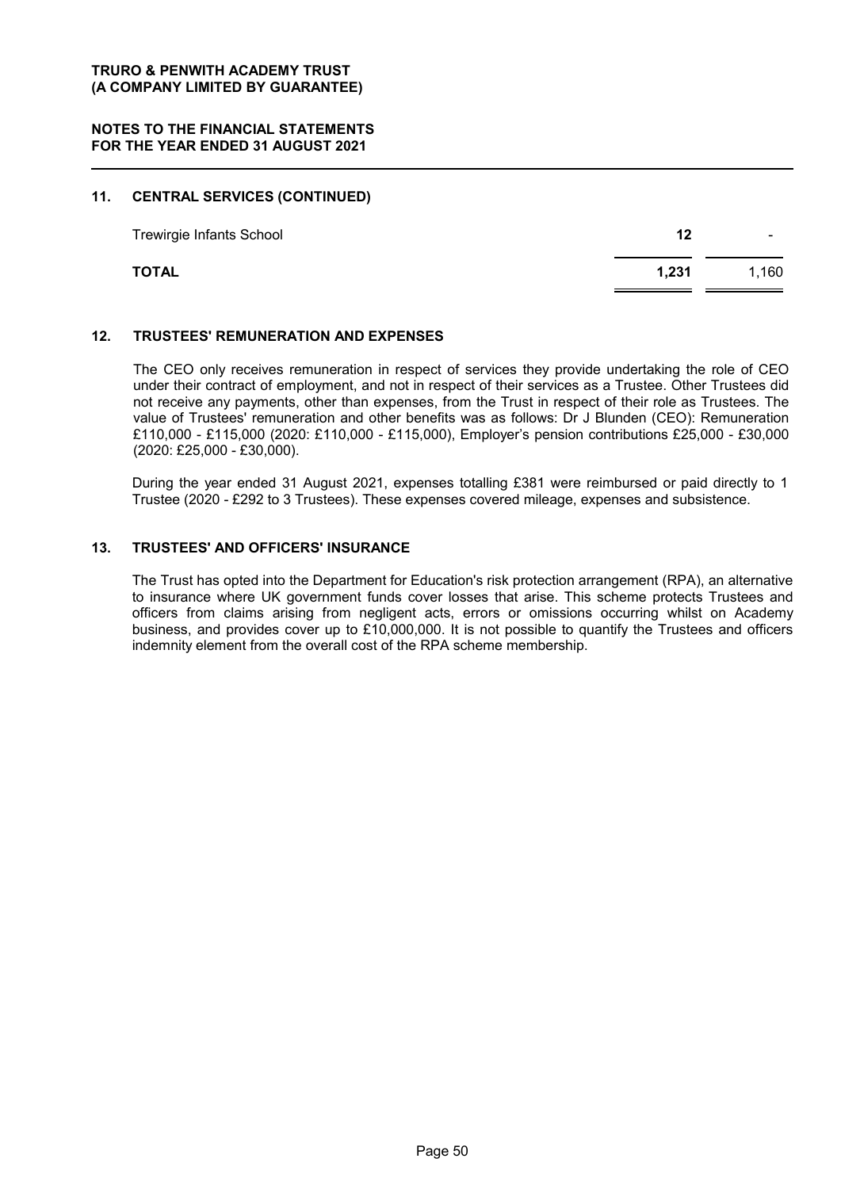## 11. CENTRAL SERVICES (CONTINUED)

| | | |
|---|---|---|
| Trewirgie Infants School | **12** | - |
| **TOTAL** | **1,231** | 1,160 |

## 12. TRUSTEES' REMUNERATION AND EXPENSES

The CEO only receives remuneration in respect of services they provide undertaking the role of CEO under their contract of employment, and not in respect of their services as a Trustee. Other Trustees did not receive any payments, other than expenses, from the Trust in respect of their role as Trustees. The value of Trustees' remuneration and other benefits was as follows: Dr J Blunden (CEO): Remuneration £110,000 - £115,000 (2020: £110,000 - £115,000), Employer's pension contributions £25,000 - £30,000 (2020: £25,000 - £30,000).

During the year ended 31 August 2021, expenses totalling £381 were reimbursed or paid directly to 1 Trustee (2020 - £292 to 3 Trustees). These expenses covered mileage, expenses and subsistence.

## 13. TRUSTEES' AND OFFICERS' INSURANCE

The Trust has opted into the Department for Education's risk protection arrangement (RPA), an alternative to insurance where UK government funds cover losses that arise. This scheme protects Trustees and officers from claims arising from negligent acts, errors or omissions occurring whilst on Academy business, and provides cover up to £10,000,000. It is not possible to quantify the Trustees and officers indemnity element from the overall cost of the RPA scheme membership.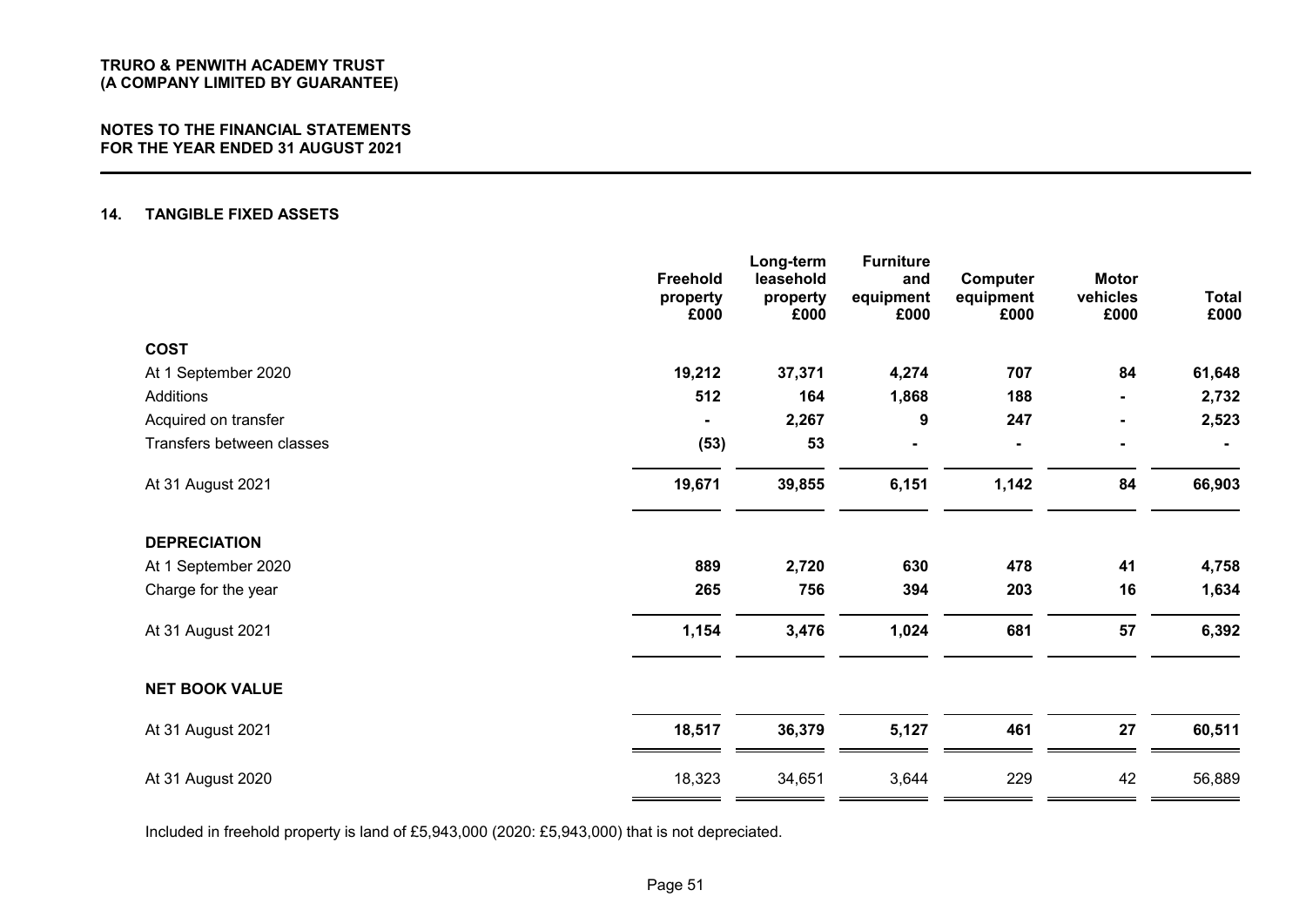## 14. TANGIBLE FIXED ASSETS

| | Freehold property £000 | Long-term leasehold property £000 | Furniture and equipment £000 | Computer equipment £000 | Motor vehicles £000 | Total £000 |
|---|---|---|---|---|---|---|
| **COST** | | | | | | |
| At 1 September 2020 | **19,212** | **37,371** | **4,274** | **707** | **84** | **61,648** |
| Additions | **512** | **164** | **1,868** | **188** | **-** | **2,732** |
| Acquired on transfer | **-** | **2,267** | **9** | **247** | **-** | **2,523** |
| Transfers between classes | **(53)** | **53** | **-** | **-** | **-** | **-** |
| At 31 August 2021 | **19,671** | **39,855** | **6,151** | **1,142** | **84** | **66,903** |
| **DEPRECIATION** | | | | | | |
| At 1 September 2020 | **889** | **2,720** | **630** | **478** | **41** | **4,758** |
| Charge for the year | **265** | **756** | **394** | **203** | **16** | **1,634** |
| At 31 August 2021 | **1,154** | **3,476** | **1,024** | **681** | **57** | **6,392** |
| **NET BOOK VALUE** | | | | | | |
| At 31 August 2021 | **18,517** | **36,379** | **5,127** | **461** | **27** | **60,511** |
| At 31 August 2020 | 18,323 | 34,651 | 3,644 | 229 | 42 | 56,889 |

Included in freehold property is land of £5,943,000 (2020: £5,943,000) that is not depreciated.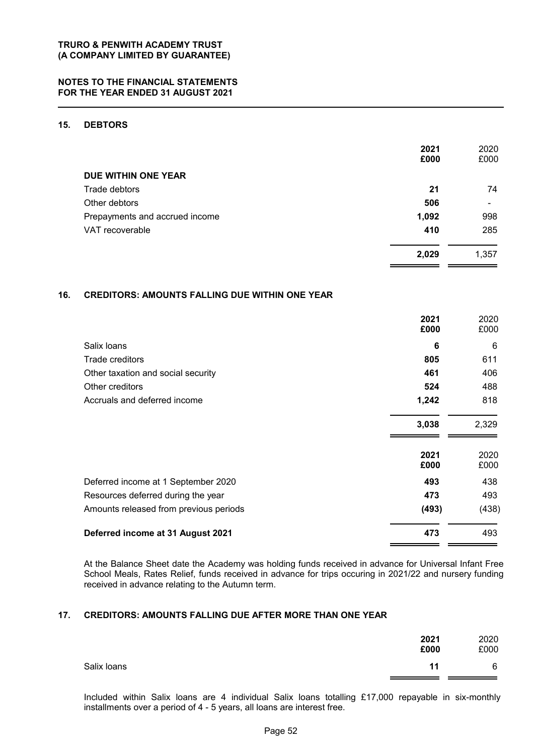## 15. DEBTORS

| | 2021 £000 | 2020 £000 |
|---|---|---|
| **DUE WITHIN ONE YEAR** | | |
| Trade debtors | **21** | 74 |
| Other debtors | **506** | - |
| Prepayments and accrued income | **1,092** | 998 |
| VAT recoverable | **410** | 285 |
| | **2,029** | 1,357 |

## 16. CREDITORS: AMOUNTS FALLING DUE WITHIN ONE YEAR

| | 2021 £000 | 2020 £000 |
|---|---|---|
| Salix loans | **6** | 6 |
| Trade creditors | **805** | 611 |
| Other taxation and social security | **461** | 406 |
| Other creditors | **524** | 488 |
| Accruals and deferred income | **1,242** | 818 |
| | **3,038** | 2,329 |

| | 2021 £000 | 2020 £000 |
|---|---|---|
| Deferred income at 1 September 2020 | **493** | 438 |
| Resources deferred during the year | **473** | 493 |
| Amounts released from previous periods | **(493)** | (438) |
| **Deferred income at 31 August 2021** | **473** | 493 |

At the Balance Sheet date the Academy was holding funds received in advance for Universal Infant Free School Meals, Rates Relief, funds received in advance for trips occuring in 2021/22 and nursery funding received in advance relating to the Autumn term.

## 17. CREDITORS: AMOUNTS FALLING DUE AFTER MORE THAN ONE YEAR

| | 2021 £000 | 2020 £000 |
|---|---|---|
| Salix loans | **11** | 6 |

Included within Salix loans are 4 individual Salix loans totalling £17,000 repayable in six-monthly installments over a period of 4 - 5 years, all loans are interest free.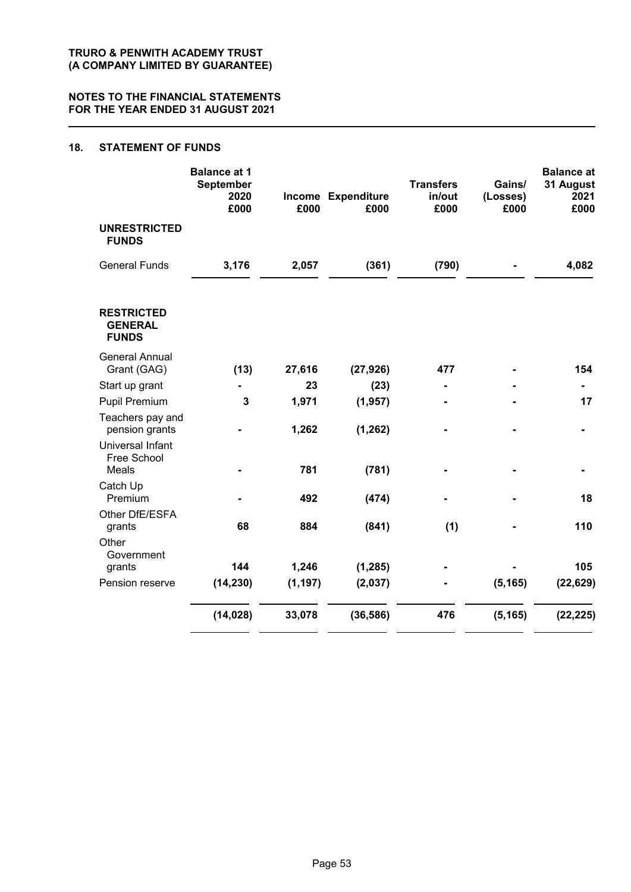## 18. STATEMENT OF FUNDS

| | Balance at 1 September 2020 £000 | Income £000 | Expenditure £000 | Transfers in/out £000 | Gains/ (Losses) £000 | Balance at 31 August 2021 £000 |
|---|---|---|---|---|---|---|
| **UNRESTRICTED FUNDS** | | | | | | |
| General Funds | **3,176** | **2,057** | **(361)** | **(790)** | **-** | **4,082** |
| **RESTRICTED GENERAL FUNDS** | | | | | | |
| General Annual Grant (GAG) | (13) | 27,616 | (27,926) | 477 | - | 154 |
| Start up grant | - | 23 | (23) | - | - | - |
| Pupil Premium | 3 | 1,971 | (1,957) | - | - | 17 |
| Teachers pay and pension grants | - | 1,262 | (1,262) | - | - | - |
| Universal Infant Free School Meals | - | 781 | (781) | - | - | - |
| Catch Up Premium | - | 492 | (474) | - | - | 18 |
| Other DfE/ESFA grants | 68 | 884 | (841) | (1) | - | 110 |
| Other Government grants | 144 | 1,246 | (1,285) | - | - | 105 |
| Pension reserve | (14,230) | (1,197) | (2,037) | - | (5,165) | (22,629) |
| | **(14,028)** | **33,078** | **(36,586)** | **476** | **(5,165)** | **(22,225)** |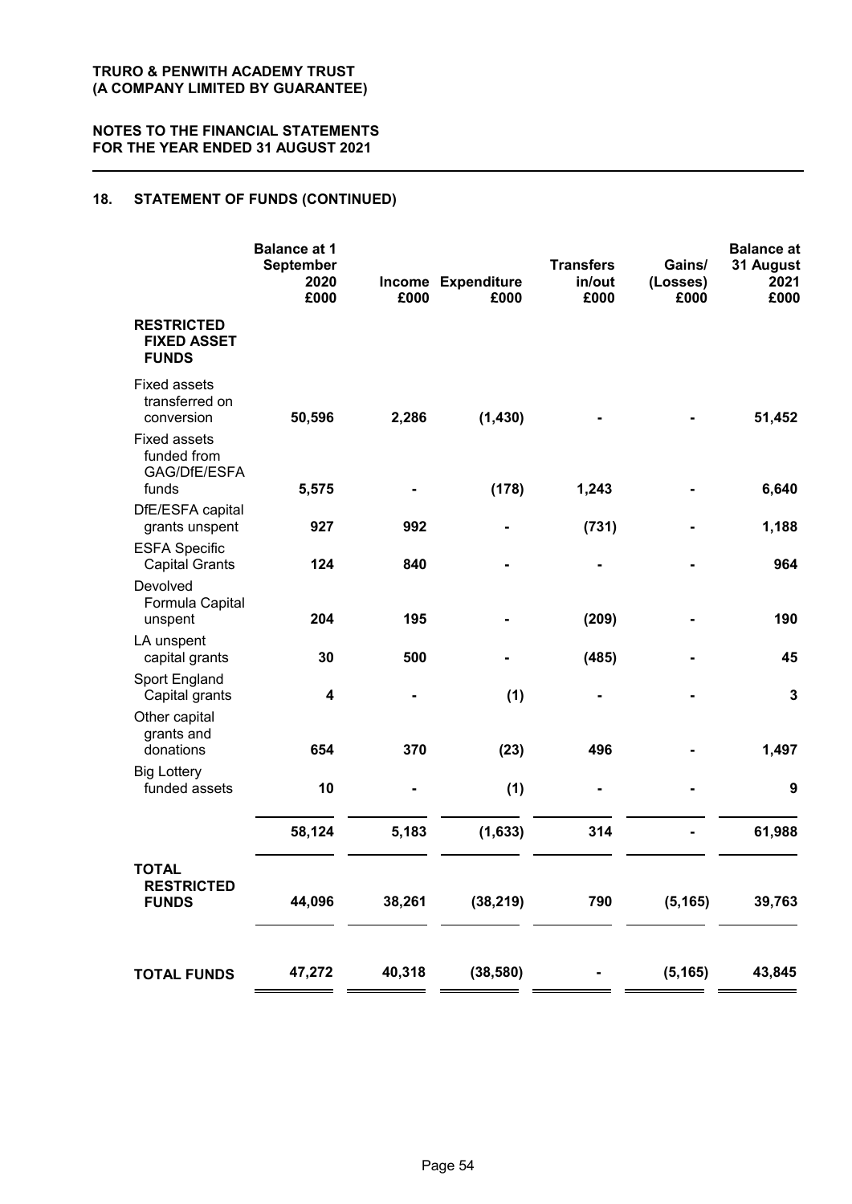## 18. STATEMENT OF FUNDS (CONTINUED)

| | Balance at 1 September 2020 £000 | Income £000 | Expenditure £000 | Transfers in/out £000 | Gains/ (Losses) £000 | Balance at 31 August 2021 £000 |
|---|---|---|---|---|---|---|
| **RESTRICTED FIXED ASSET FUNDS** | | | | | | |
| Fixed assets transferred on conversion | 50,596 | 2,286 | (1,430) | - | - | 51,452 |
| Fixed assets funded from GAG/DfE/ESFA funds | 5,575 | - | (178) | 1,243 | - | 6,640 |
| DfE/ESFA capital grants unspent | 927 | 992 | - | (731) | - | 1,188 |
| ESFA Specific Capital Grants | 124 | 840 | - | - | - | 964 |
| Devolved Formula Capital unspent | 204 | 195 | - | (209) | - | 190 |
| LA unspent capital grants | 30 | 500 | - | (485) | - | 45 |
| Sport England Capital grants | 4 | - | (1) | - | - | 3 |
| Other capital grants and donations | 654 | 370 | (23) | 496 | - | 1,497 |
| Big Lottery funded assets | 10 | - | (1) | - | - | 9 |
| | 58,124 | 5,183 | (1,633) | 314 | - | 61,988 |
| **TOTAL RESTRICTED FUNDS** | 44,096 | 38,261 | (38,219) | 790 | (5,165) | 39,763 |
| **TOTAL FUNDS** | 47,272 | 40,318 | (38,580) | - | (5,165) | 43,845 |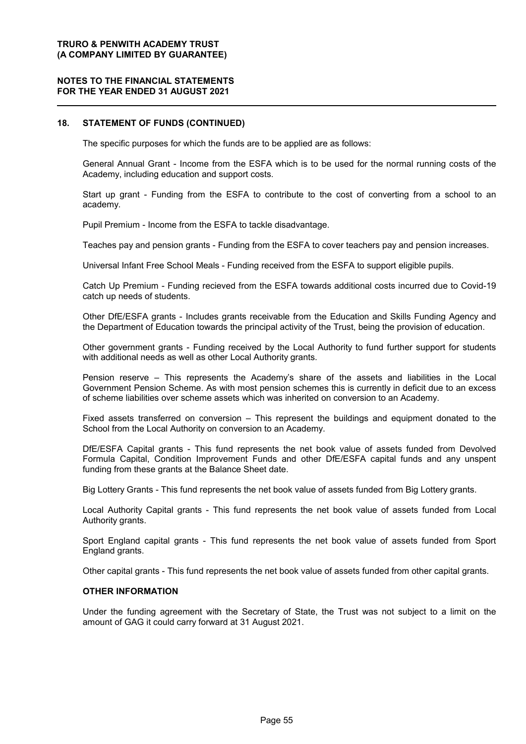## 18. STATEMENT OF FUNDS (CONTINUED)

The specific purposes for which the funds are to be applied are as follows:

General Annual Grant - Income from the ESFA which is to be used for the normal running costs of the Academy, including education and support costs.

Start up grant - Funding from the ESFA to contribute to the cost of converting from a school to an academy.

Pupil Premium - Income from the ESFA to tackle disadvantage.

Teaches pay and pension grants - Funding from the ESFA to cover teachers pay and pension increases.

Universal Infant Free School Meals - Funding received from the ESFA to support eligible pupils.

Catch Up Premium - Funding recieved from the ESFA towards additional costs incurred due to Covid-19 catch up needs of students.

Other DfE/ESFA grants - Includes grants receivable from the Education and Skills Funding Agency and the Department of Education towards the principal activity of the Trust, being the provision of education.

Other government grants - Funding received by the Local Authority to fund further support for students with additional needs as well as other Local Authority grants.

Pension reserve – This represents the Academy's share of the assets and liabilities in the Local Government Pension Scheme. As with most pension schemes this is currently in deficit due to an excess of scheme liabilities over scheme assets which was inherited on conversion to an Academy.

Fixed assets transferred on conversion – This represent the buildings and equipment donated to the School from the Local Authority on conversion to an Academy.

DfE/ESFA Capital grants - This fund represents the net book value of assets funded from Devolved Formula Capital, Condition Improvement Funds and other DfE/ESFA capital funds and any unspent funding from these grants at the Balance Sheet date.

Big Lottery Grants - This fund represents the net book value of assets funded from Big Lottery grants.

Local Authority Capital grants - This fund represents the net book value of assets funded from Local Authority grants.

Sport England capital grants - This fund represents the net book value of assets funded from Sport England grants.

Other capital grants - This fund represents the net book value of assets funded from other capital grants.

### OTHER INFORMATION

Under the funding agreement with the Secretary of State, the Trust was not subject to a limit on the amount of GAG it could carry forward at 31 August 2021.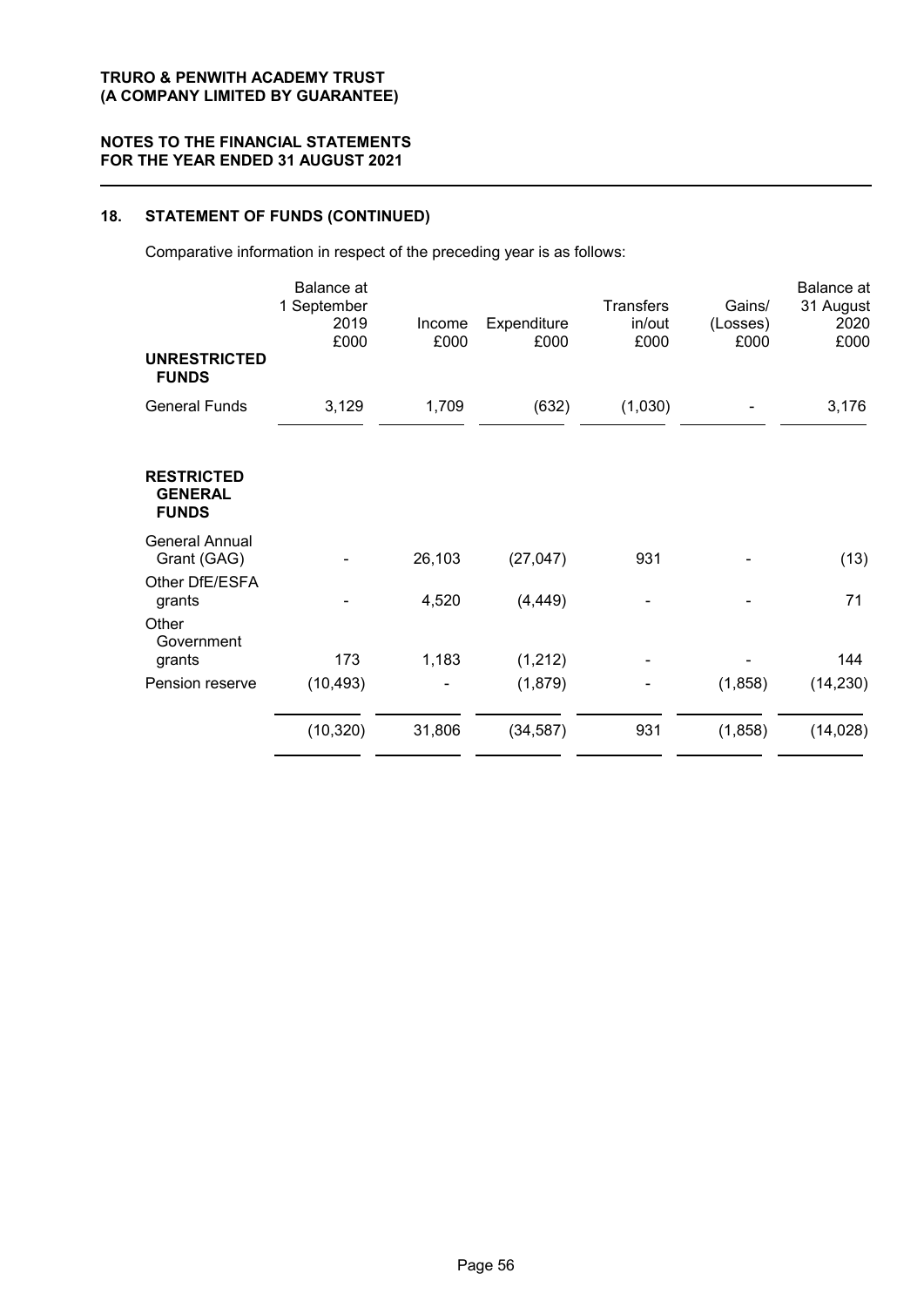## 18. STATEMENT OF FUNDS (CONTINUED)

Comparative information in respect of the preceding year is as follows:

| | Balance at 1 September 2019 £000 | Income £000 | Expenditure £000 | Transfers in/out £000 | Gains/ (Losses) £000 | Balance at 31 August 2020 £000 |
|---|---|---|---|---|---|---|
| **UNRESTRICTED FUNDS** | | | | | | |
| General Funds | 3,129 | 1,709 | (632) | (1,030) | - | 3,176 |
| **RESTRICTED GENERAL FUNDS** | | | | | | |
| General Annual Grant (GAG) | - | 26,103 | (27,047) | 931 | - | (13) |
| Other DfE/ESFA grants | - | 4,520 | (4,449) | - | - | 71 |
| Other Government grants | 173 | 1,183 | (1,212) | - | - | 144 |
| Pension reserve | (10,493) | - | (1,879) | - | (1,858) | (14,230) |
| | (10,320) | 31,806 | (34,587) | 931 | (1,858) | (14,028) |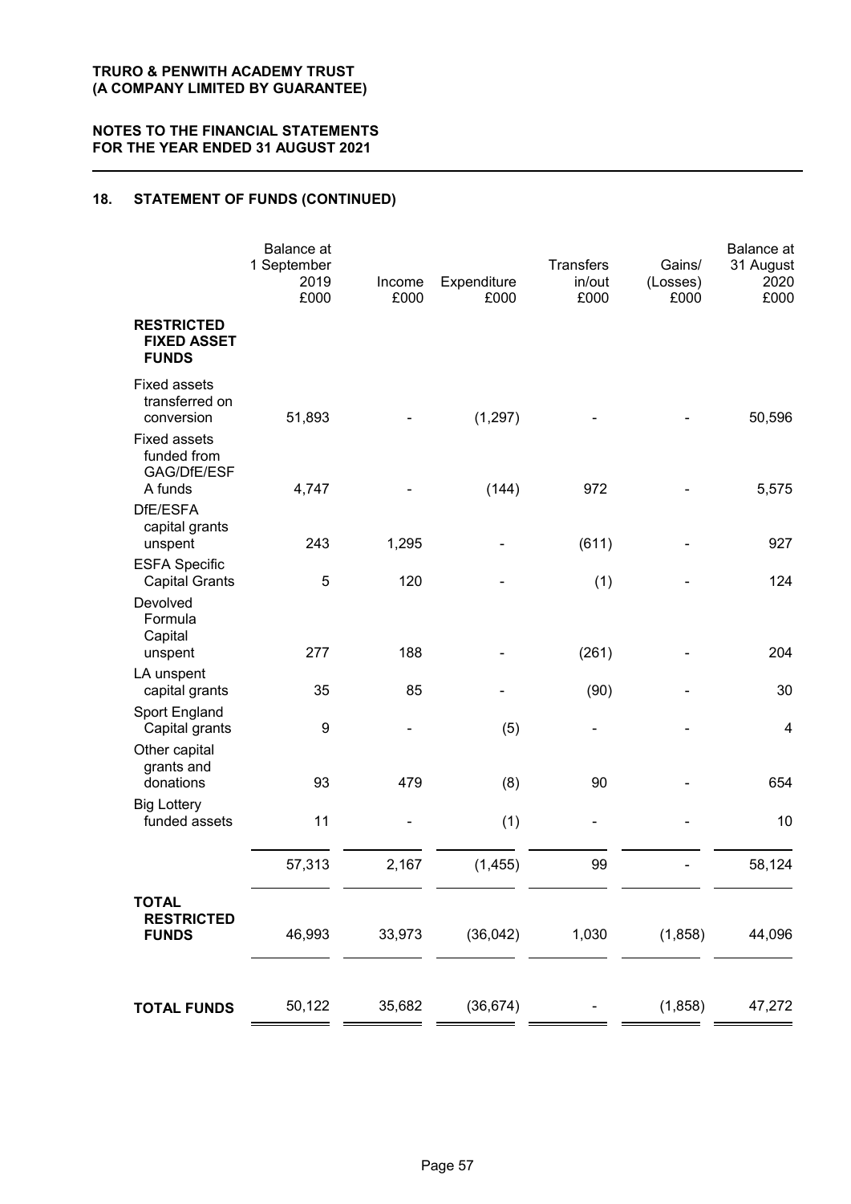## 18. STATEMENT OF FUNDS (CONTINUED)

| | Balance at 1 September 2019 £000 | Income £000 | Expenditure £000 | Transfers in/out £000 | Gains/ (Losses) £000 | Balance at 31 August 2020 £000 |
|---|---|---|---|---|---|---|
| **RESTRICTED FIXED ASSET FUNDS** | | | | | | |
| Fixed assets transferred on conversion | 51,893 | - | (1,297) | - | - | 50,596 |
| Fixed assets funded from GAG/DfE/ESF A funds | 4,747 | - | (144) | 972 | - | 5,575 |
| DfE/ESFA capital grants unspent | 243 | 1,295 | - | (611) | - | 927 |
| ESFA Specific Capital Grants | 5 | 120 | - | (1) | - | 124 |
| Devolved Formula Capital unspent | 277 | 188 | - | (261) | - | 204 |
| LA unspent capital grants | 35 | 85 | - | (90) | - | 30 |
| Sport England Capital grants | 9 | - | (5) | - | - | 4 |
| Other capital grants and donations | 93 | 479 | (8) | 90 | - | 654 |
| Big Lottery funded assets | 11 | - | (1) | - | - | 10 |
| | 57,313 | 2,167 | (1,455) | 99 | - | 58,124 |
| **TOTAL RESTRICTED FUNDS** | 46,993 | 33,973 | (36,042) | 1,030 | (1,858) | 44,096 |
| **TOTAL FUNDS** | 50,122 | 35,682 | (36,674) | - | (1,858) | 47,272 |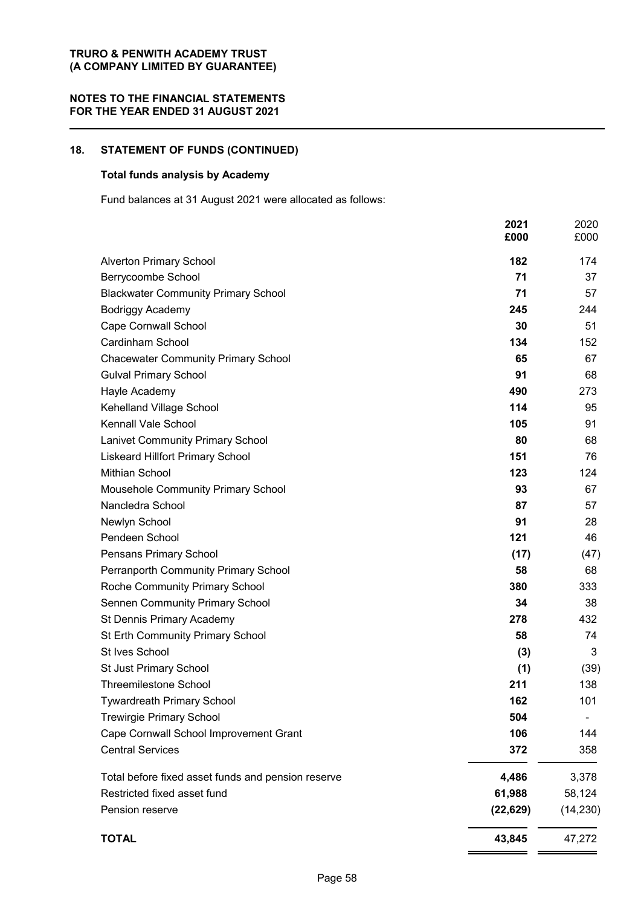## 18. STATEMENT OF FUNDS (CONTINUED)

### Total funds analysis by Academy

Fund balances at 31 August 2021 were allocated as follows:

| | **2021 £000** | 2020 £000 |
|---|---|---|
| Alverton Primary School | **182** | 174 |
| Berrycoombe School | **71** | 37 |
| Blackwater Community Primary School | **71** | 57 |
| Bodriggy Academy | **245** | 244 |
| Cape Cornwall School | **30** | 51 |
| Cardinham School | **134** | 152 |
| Chacewater Community Primary School | **65** | 67 |
| Gulval Primary School | **91** | 68 |
| Hayle Academy | **490** | 273 |
| Kehelland Village School | **114** | 95 |
| Kennall Vale School | **105** | 91 |
| Lanivet Community Primary School | **80** | 68 |
| Liskeard Hillfort Primary School | **151** | 76 |
| Mithian School | **123** | 124 |
| Mousehole Community Primary School | **93** | 67 |
| Nancledra School | **87** | 57 |
| Newlyn School | **91** | 28 |
| Pendeen School | **121** | 46 |
| Pensans Primary School | **(17)** | (47) |
| Perranporth Community Primary School | **58** | 68 |
| Roche Community Primary School | **380** | 333 |
| Sennen Community Primary School | **34** | 38 |
| St Dennis Primary Academy | **278** | 432 |
| St Erth Community Primary School | **58** | 74 |
| St Ives School | **(3)** | 3 |
| St Just Primary School | **(1)** | (39) |
| Threemilestone School | **211** | 138 |
| Tywardreath Primary School | **162** | 101 |
| Trewirgie Primary School | **504** | - |
| Cape Cornwall School Improvement Grant | **106** | 144 |
| Central Services | **372** | 358 |
| Total before fixed asset funds and pension reserve | **4,486** | 3,378 |
| Restricted fixed asset fund | **61,988** | 58,124 |
| Pension reserve | **(22,629)** | (14,230) |
| **TOTAL** | **43,845** | 47,272 |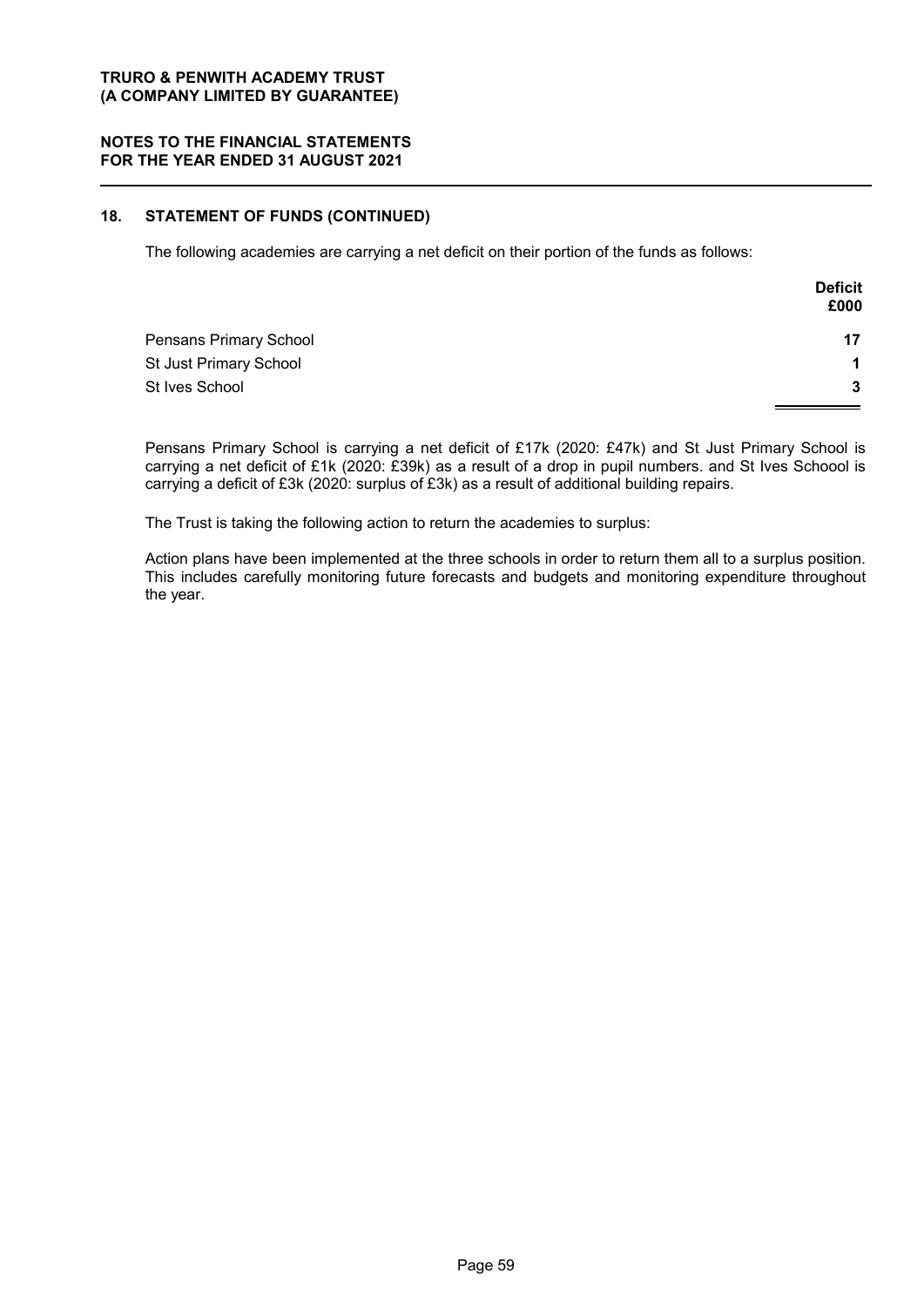## 18. STATEMENT OF FUNDS (CONTINUED)

The following academies are carrying a net deficit on their portion of the funds as follows:

| | Deficit £000 |
|---|---|
| Pensans Primary School | 17 |
| St Just Primary School | 1 |
| St Ives School | 3 |

Pensans Primary School is carrying a net deficit of £17k (2020: £47k) and St Just Primary School is carrying a net deficit of £1k (2020: £39k) as a result of a drop in pupil numbers. and St Ives Schoool is carrying a deficit of £3k (2020: surplus of £3k) as a result of additional building repairs.

The Trust is taking the following action to return the academies to surplus:

Action plans have been implemented at the three schools in order to return them all to a surplus position. This includes carefully monitoring future forecasts and budgets and monitoring expenditure throughout the year.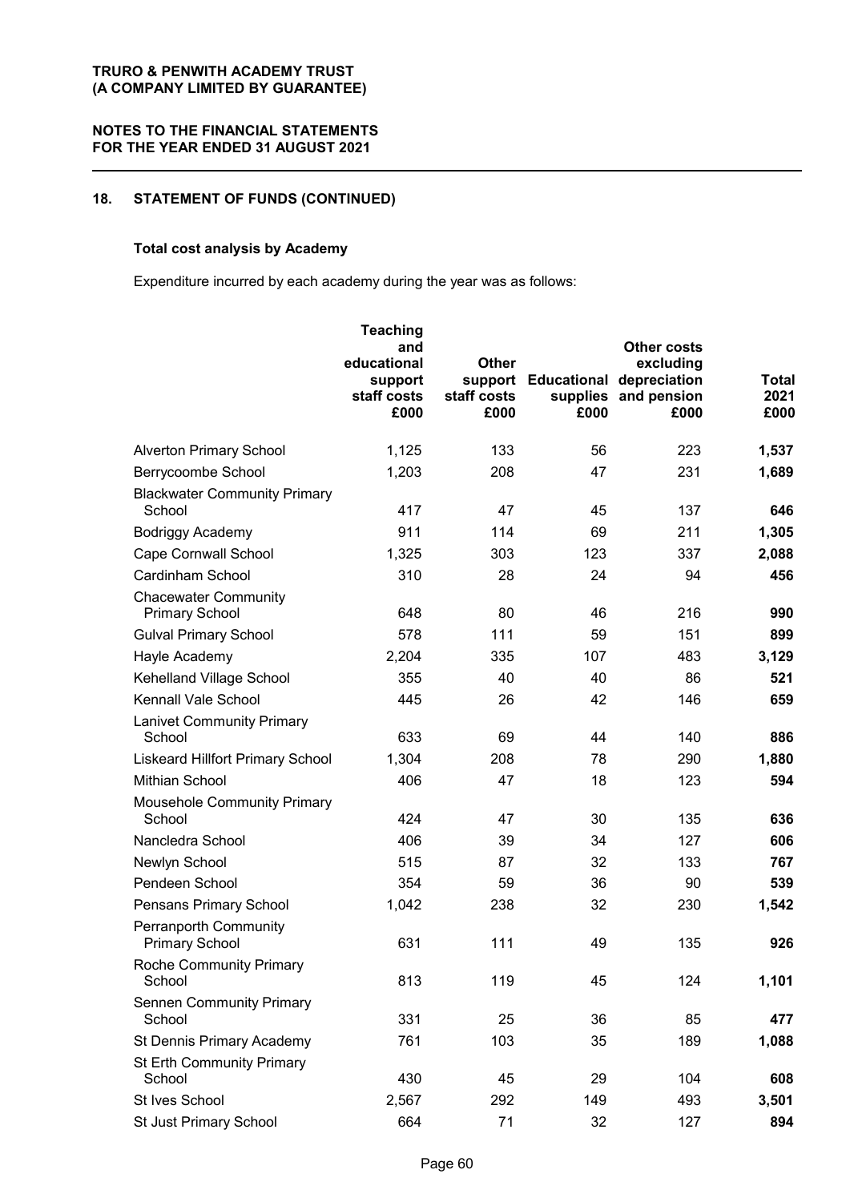## 18. STATEMENT OF FUNDS (CONTINUED)

### Total cost analysis by Academy

Expenditure incurred by each academy during the year was as follows:

| | Teaching and educational support staff costs £000 | Other support staff costs £000 | Educational supplies £000 | Other costs excluding depreciation and pension £000 | Total 2021 £000 |
|---|---|---|---|---|---|
| Alverton Primary School | 1,125 | 133 | 56 | 223 | **1,537** |
| Berrycoombe School | 1,203 | 208 | 47 | 231 | **1,689** |
| Blackwater Community Primary School | 417 | 47 | 45 | 137 | **646** |
| Bodriggy Academy | 911 | 114 | 69 | 211 | **1,305** |
| Cape Cornwall School | 1,325 | 303 | 123 | 337 | **2,088** |
| Cardinham School | 310 | 28 | 24 | 94 | **456** |
| Chacewater Community Primary School | 648 | 80 | 46 | 216 | **990** |
| Gulval Primary School | 578 | 111 | 59 | 151 | **899** |
| Hayle Academy | 2,204 | 335 | 107 | 483 | **3,129** |
| Kehelland Village School | 355 | 40 | 40 | 86 | **521** |
| Kennall Vale School | 445 | 26 | 42 | 146 | **659** |
| Lanivet Community Primary School | 633 | 69 | 44 | 140 | **886** |
| Liskeard Hillfort Primary School | 1,304 | 208 | 78 | 290 | **1,880** |
| Mithian School | 406 | 47 | 18 | 123 | **594** |
| Mousehole Community Primary School | 424 | 47 | 30 | 135 | **636** |
| Nancledra School | 406 | 39 | 34 | 127 | **606** |
| Newlyn School | 515 | 87 | 32 | 133 | **767** |
| Pendeen School | 354 | 59 | 36 | 90 | **539** |
| Pensans Primary School | 1,042 | 238 | 32 | 230 | **1,542** |
| Perranporth Community Primary School | 631 | 111 | 49 | 135 | **926** |
| Roche Community Primary School | 813 | 119 | 45 | 124 | **1,101** |
| Sennen Community Primary School | 331 | 25 | 36 | 85 | **477** |
| St Dennis Primary Academy | 761 | 103 | 35 | 189 | **1,088** |
| St Erth Community Primary School | 430 | 45 | 29 | 104 | **608** |
| St Ives School | 2,567 | 292 | 149 | 493 | **3,501** |
| St Just Primary School | 664 | 71 | 32 | 127 | **894** |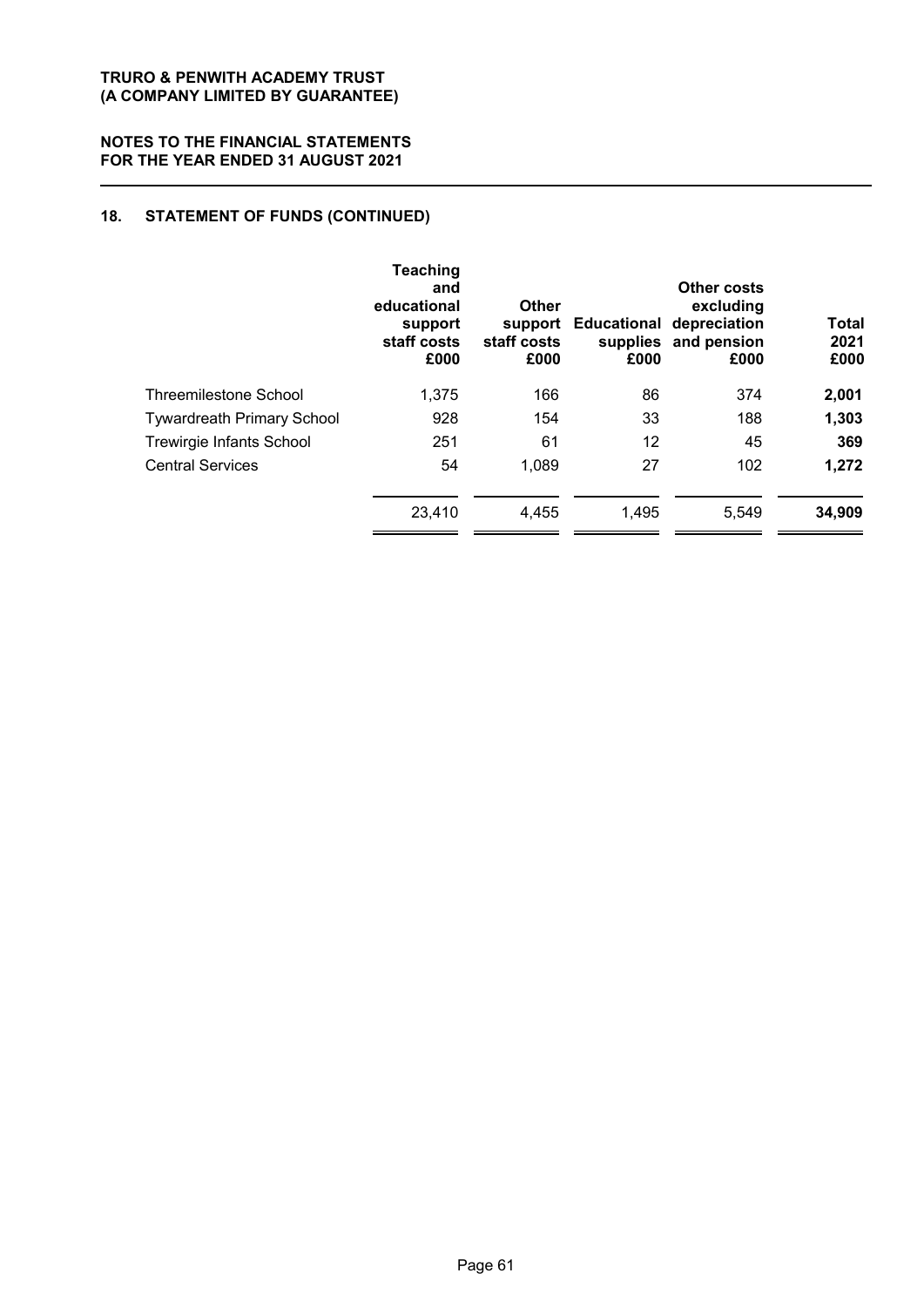## 18. STATEMENT OF FUNDS (CONTINUED)

| | Teaching and educational support staff costs £000 | Other support staff costs £000 | Educational supplies £000 | Other costs excluding depreciation and pension £000 | Total 2021 £000 |
|---|---|---|---|---|---|
| Threemilestone School | 1,375 | 166 | 86 | 374 | **2,001** |
| Tywardreath Primary School | 928 | 154 | 33 | 188 | **1,303** |
| Trewirgie Infants School | 251 | 61 | 12 | 45 | **369** |
| Central Services | 54 | 1,089 | 27 | 102 | **1,272** |
| | 23,410 | 4,455 | 1,495 | 5,549 | **34,909** |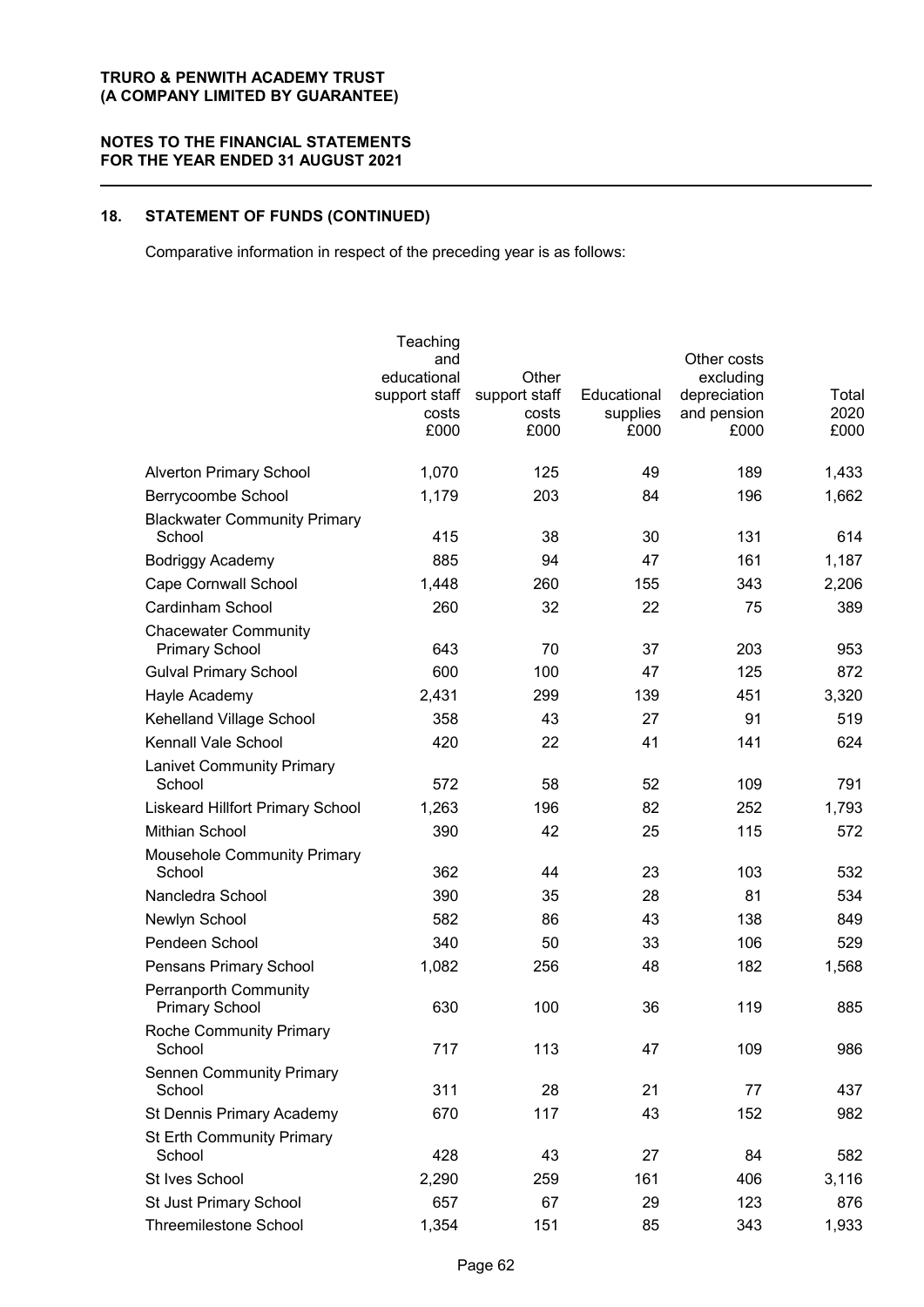## 18. STATEMENT OF FUNDS (CONTINUED)

Comparative information in respect of the preceding year is as follows:

| | Teaching and educational support staff costs £000 | Other support staff costs £000 | Educational supplies £000 | Other costs excluding depreciation and pension £000 | Total 2020 £000 |
|---|---|---|---|---|---|
| Alverton Primary School | 1,070 | 125 | 49 | 189 | 1,433 |
| Berrycoombe School | 1,179 | 203 | 84 | 196 | 1,662 |
| Blackwater Community Primary School | 415 | 38 | 30 | 131 | 614 |
| Bodriggy Academy | 885 | 94 | 47 | 161 | 1,187 |
| Cape Cornwall School | 1,448 | 260 | 155 | 343 | 2,206 |
| Cardinham School | 260 | 32 | 22 | 75 | 389 |
| Chacewater Community Primary School | 643 | 70 | 37 | 203 | 953 |
| Gulval Primary School | 600 | 100 | 47 | 125 | 872 |
| Hayle Academy | 2,431 | 299 | 139 | 451 | 3,320 |
| Kehelland Village School | 358 | 43 | 27 | 91 | 519 |
| Kennall Vale School | 420 | 22 | 41 | 141 | 624 |
| Lanivet Community Primary School | 572 | 58 | 52 | 109 | 791 |
| Liskeard Hillfort Primary School | 1,263 | 196 | 82 | 252 | 1,793 |
| Mithian School | 390 | 42 | 25 | 115 | 572 |
| Mousehole Community Primary School | 362 | 44 | 23 | 103 | 532 |
| Nancledra School | 390 | 35 | 28 | 81 | 534 |
| Newlyn School | 582 | 86 | 43 | 138 | 849 |
| Pendeen School | 340 | 50 | 33 | 106 | 529 |
| Pensans Primary School | 1,082 | 256 | 48 | 182 | 1,568 |
| Perranporth Community Primary School | 630 | 100 | 36 | 119 | 885 |
| Roche Community Primary School | 717 | 113 | 47 | 109 | 986 |
| Sennen Community Primary School | 311 | 28 | 21 | 77 | 437 |
| St Dennis Primary Academy | 670 | 117 | 43 | 152 | 982 |
| St Erth Community Primary School | 428 | 43 | 27 | 84 | 582 |
| St Ives School | 2,290 | 259 | 161 | 406 | 3,116 |
| St Just Primary School | 657 | 67 | 29 | 123 | 876 |
| Threemilestone School | 1,354 | 151 | 85 | 343 | 1,933 |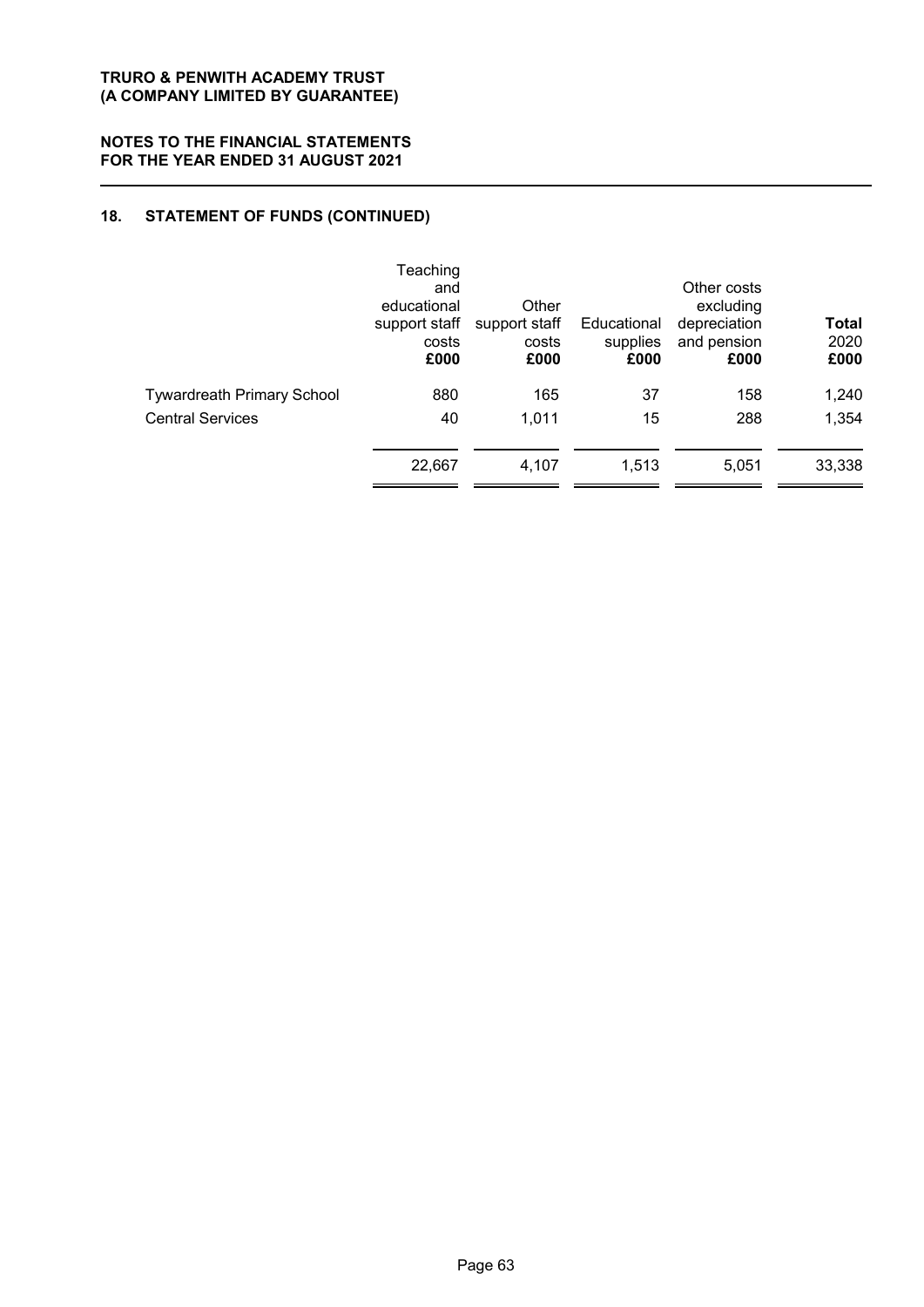## 18. STATEMENT OF FUNDS (CONTINUED)

| | Teaching and educational support staff costs £000 | Other support staff costs £000 | Educational supplies £000 | Other costs excluding depreciation and pension £000 | **Total** 2020 £000 |
|---|---|---|---|---|---|
| Tywardreath Primary School | 880 | 165 | 37 | 158 | 1,240 |
| Central Services | 40 | 1,011 | 15 | 288 | 1,354 |
| | 22,667 | 4,107 | 1,513 | 5,051 | 33,338 |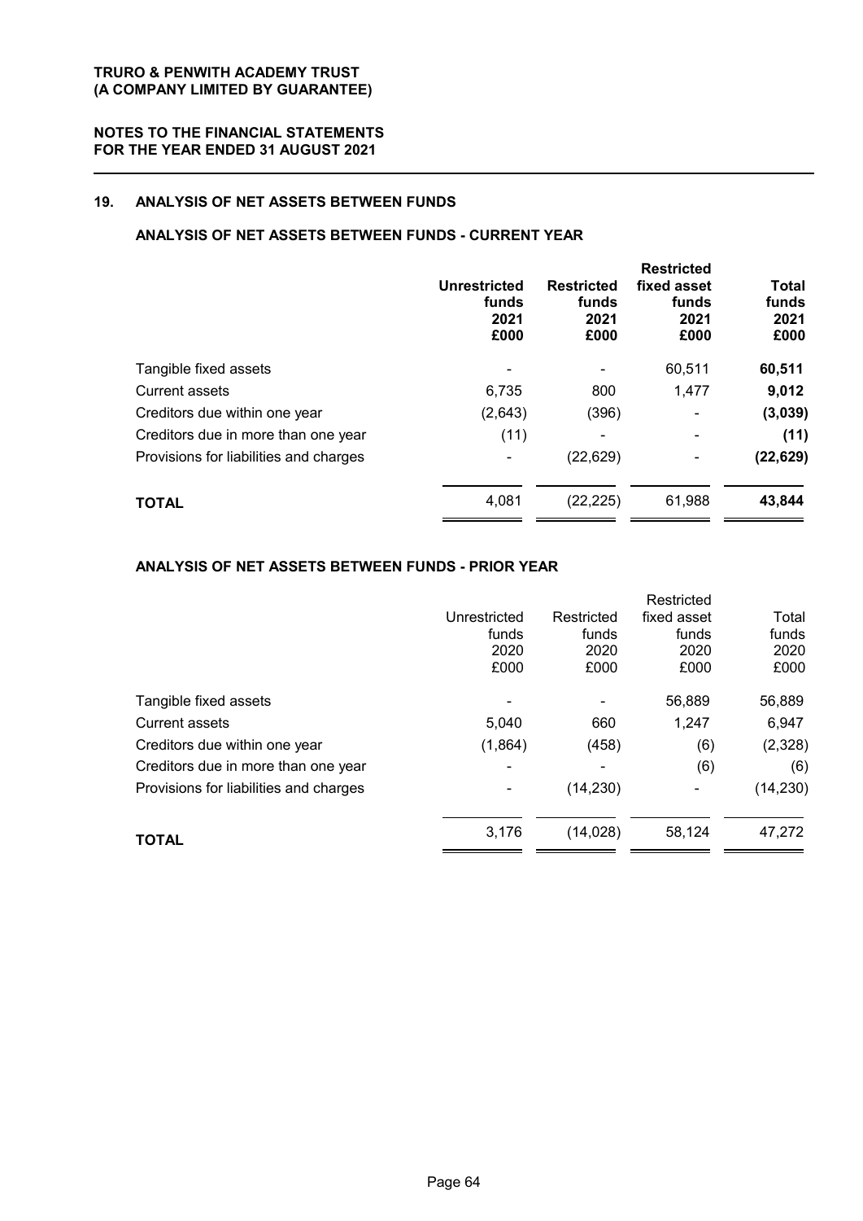## 19. ANALYSIS OF NET ASSETS BETWEEN FUNDS

### ANALYSIS OF NET ASSETS BETWEEN FUNDS - CURRENT YEAR

| | Unrestricted funds 2021 £000 | Restricted funds 2021 £000 | Restricted fixed asset funds 2021 £000 | Total funds 2021 £000 |
|---|---|---|---|---|
| Tangible fixed assets | - | - | 60,511 | **60,511** |
| Current assets | 6,735 | 800 | 1,477 | **9,012** |
| Creditors due within one year | (2,643) | (396) | - | **(3,039)** |
| Creditors due in more than one year | (11) | - | - | **(11)** |
| Provisions for liabilities and charges | - | (22,629) | - | **(22,629)** |
| **TOTAL** | 4,081 | (22,225) | 61,988 | **43,844** |

### ANALYSIS OF NET ASSETS BETWEEN FUNDS - PRIOR YEAR

| | Unrestricted funds 2020 £000 | Restricted funds 2020 £000 | Restricted fixed asset funds 2020 £000 | Total funds 2020 £000 |
|---|---|---|---|---|
| Tangible fixed assets | - | - | 56,889 | 56,889 |
| Current assets | 5,040 | 660 | 1,247 | 6,947 |
| Creditors due within one year | (1,864) | (458) | (6) | (2,328) |
| Creditors due in more than one year | - | - | (6) | (6) |
| Provisions for liabilities and charges | - | (14,230) | - | (14,230) |
| **TOTAL** | 3,176 | (14,028) | 58,124 | 47,272 |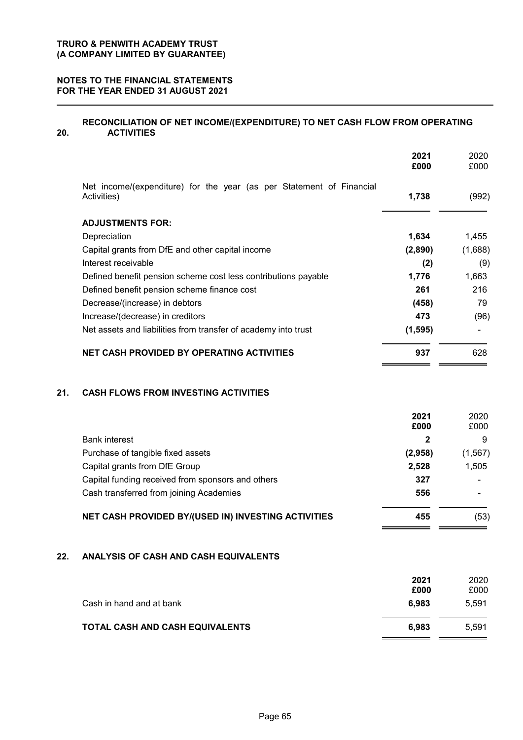**TRURO & PENWITH ACADEMY TRUST**
**(A COMPANY LIMITED BY GUARANTEE)**

**NOTES TO THE FINANCIAL STATEMENTS**
**FOR THE YEAR ENDED 31 AUGUST 2021**

## 20. RECONCILIATION OF NET INCOME/(EXPENDITURE) TO NET CASH FLOW FROM OPERATING ACTIVITIES

| | **2021** **£000** | 2020 £000 |
|---|---|---|
| Net income/(expenditure) for the year (as per Statement of Financial Activities) | **1,738** | (992) |
| **ADJUSTMENTS FOR:** | | |
| Depreciation | **1,634** | 1,455 |
| Capital grants from DfE and other capital income | **(2,890)** | (1,688) |
| Interest receivable | **(2)** | (9) |
| Defined benefit pension scheme cost less contributions payable | **1,776** | 1,663 |
| Defined benefit pension scheme finance cost | **261** | 216 |
| Decrease/(increase) in debtors | **(458)** | 79 |
| Increase/(decrease) in creditors | **473** | (96) |
| Net assets and liabilities from transfer of academy into trust | **(1,595)** | - |
| **NET CASH PROVIDED BY OPERATING ACTIVITIES** | **937** | 628 |

## 21. CASH FLOWS FROM INVESTING ACTIVITIES

| | **2021** **£000** | 2020 £000 |
|---|---|---|
| Bank interest | **2** | 9 |
| Purchase of tangible fixed assets | **(2,958)** | (1,567) |
| Capital grants from DfE Group | **2,528** | 1,505 |
| Capital funding received from sponsors and others | **327** | - |
| Cash transferred from joining Academies | **556** | - |
| **NET CASH PROVIDED BY/(USED IN) INVESTING ACTIVITIES** | **455** | (53) |

## 22. ANALYSIS OF CASH AND CASH EQUIVALENTS

| | **2021** **£000** | 2020 £000 |
|---|---|---|
| Cash in hand and at bank | **6,983** | 5,591 |
| **TOTAL CASH AND CASH EQUIVALENTS** | **6,983** | 5,591 |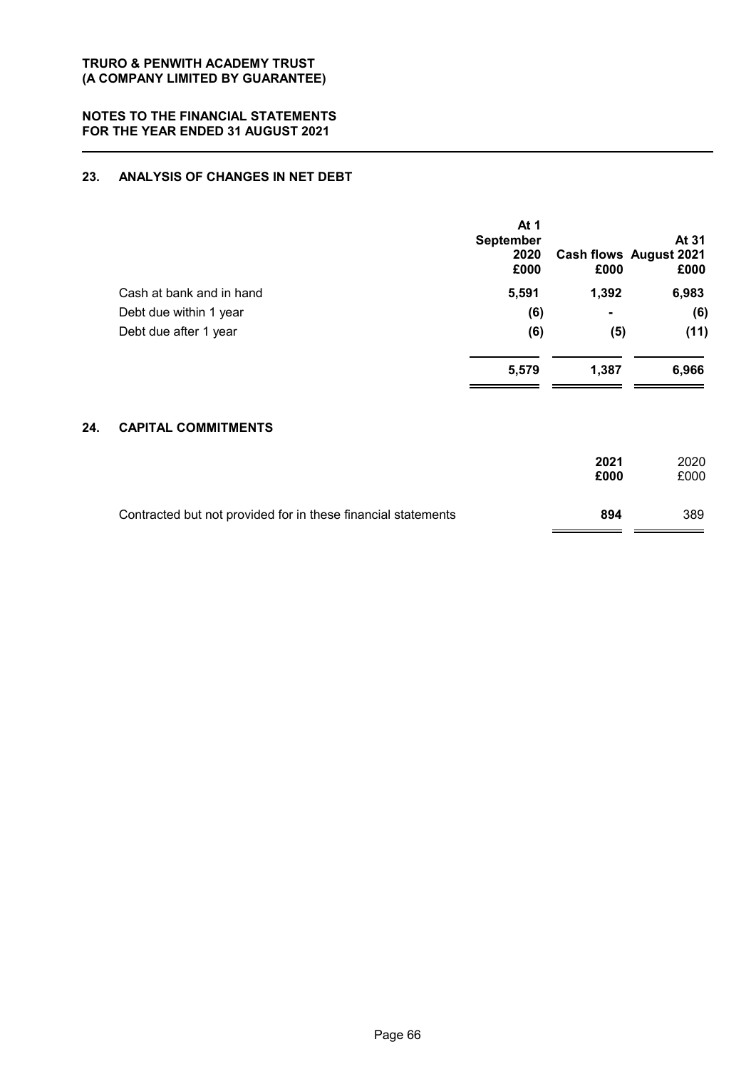**TRURO & PENWITH ACADEMY TRUST**
**(A COMPANY LIMITED BY GUARANTEE)**

**NOTES TO THE FINANCIAL STATEMENTS**
**FOR THE YEAR ENDED 31 AUGUST 2021**

## 23. ANALYSIS OF CHANGES IN NET DEBT

| | At 1 September 2020 £000 | Cash flows £000 | At 31 August 2021 £000 |
|---|---|---|---|
| Cash at bank and in hand | 5,591 | 1,392 | 6,983 |
| Debt due within 1 year | (6) | - | (6) |
| Debt due after 1 year | (6) | (5) | (11) |
| | 5,579 | 1,387 | 6,966 |

## 24. CAPITAL COMMITMENTS

| | 2021 £000 | 2020 £000 |
|---|---|---|
| Contracted but not provided for in these financial statements | 894 | 389 |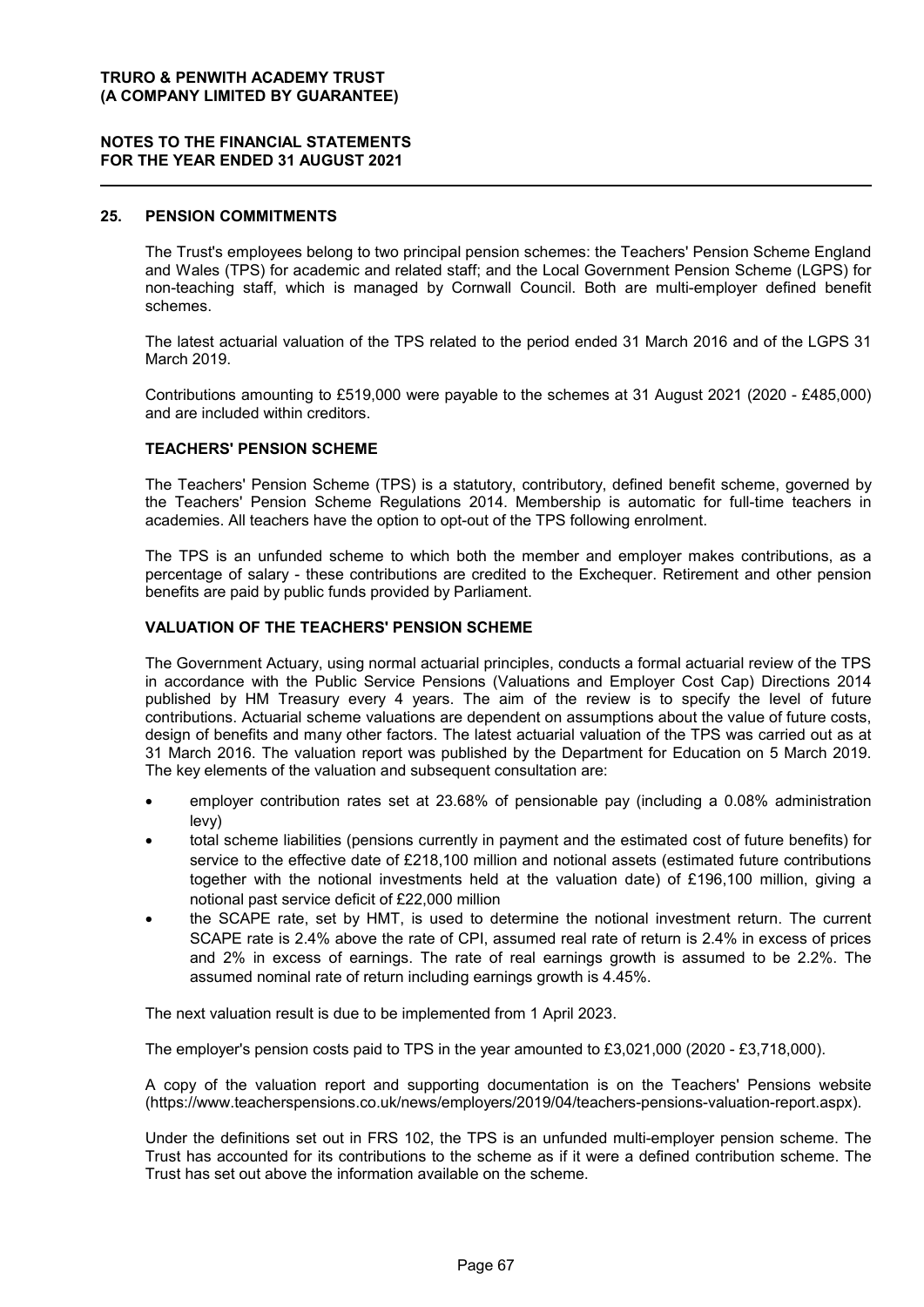## 25. PENSION COMMITMENTS

The Trust's employees belong to two principal pension schemes: the Teachers' Pension Scheme England and Wales (TPS) for academic and related staff; and the Local Government Pension Scheme (LGPS) for non-teaching staff, which is managed by Cornwall Council. Both are multi-employer defined benefit schemes.

The latest actuarial valuation of the TPS related to the period ended 31 March 2016 and of the LGPS 31 March 2019.

Contributions amounting to £519,000 were payable to the schemes at 31 August 2021 (2020 - £485,000) and are included within creditors.

### TEACHERS' PENSION SCHEME

The Teachers' Pension Scheme (TPS) is a statutory, contributory, defined benefit scheme, governed by the Teachers' Pension Scheme Regulations 2014. Membership is automatic for full-time teachers in academies. All teachers have the option to opt-out of the TPS following enrolment.

The TPS is an unfunded scheme to which both the member and employer makes contributions, as a percentage of salary - these contributions are credited to the Exchequer. Retirement and other pension benefits are paid by public funds provided by Parliament.

### VALUATION OF THE TEACHERS' PENSION SCHEME

The Government Actuary, using normal actuarial principles, conducts a formal actuarial review of the TPS in accordance with the Public Service Pensions (Valuations and Employer Cost Cap) Directions 2014 published by HM Treasury every 4 years. The aim of the review is to specify the level of future contributions. Actuarial scheme valuations are dependent on assumptions about the value of future costs, design of benefits and many other factors. The latest actuarial valuation of the TPS was carried out as at 31 March 2016. The valuation report was published by the Department for Education on 5 March 2019. The key elements of the valuation and subsequent consultation are:

- employer contribution rates set at 23.68% of pensionable pay (including a 0.08% administration levy)
- total scheme liabilities (pensions currently in payment and the estimated cost of future benefits) for service to the effective date of £218,100 million and notional assets (estimated future contributions together with the notional investments held at the valuation date) of £196,100 million, giving a notional past service deficit of £22,000 million
- the SCAPE rate, set by HMT, is used to determine the notional investment return. The current SCAPE rate is 2.4% above the rate of CPI, assumed real rate of return is 2.4% in excess of prices and 2% in excess of earnings. The rate of real earnings growth is assumed to be 2.2%. The assumed nominal rate of return including earnings growth is 4.45%.

The next valuation result is due to be implemented from 1 April 2023.

The employer's pension costs paid to TPS in the year amounted to £3,021,000 (2020 - £3,718,000).

A copy of the valuation report and supporting documentation is on the Teachers' Pensions website (https://www.teacherspensions.co.uk/news/employers/2019/04/teachers-pensions-valuation-report.aspx).

Under the definitions set out in FRS 102, the TPS is an unfunded multi-employer pension scheme. The Trust has accounted for its contributions to the scheme as if it were a defined contribution scheme. The Trust has set out above the information available on the scheme.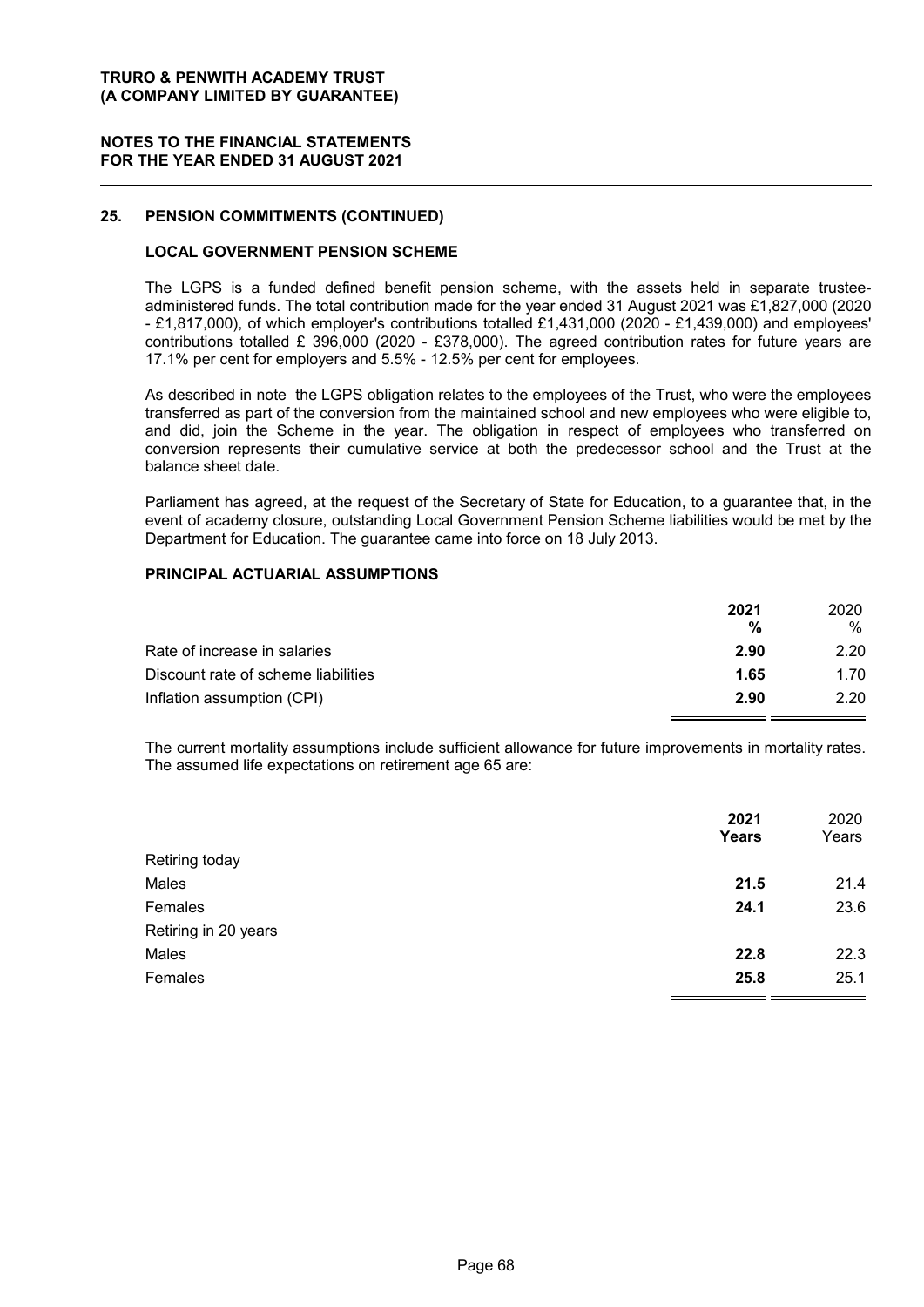## 25. PENSION COMMITMENTS (CONTINUED)

### LOCAL GOVERNMENT PENSION SCHEME

The LGPS is a funded defined benefit pension scheme, with the assets held in separate trustee-administered funds. The total contribution made for the year ended 31 August 2021 was £1,827,000 (2020 - £1,817,000), of which employer's contributions totalled £1,431,000 (2020 - £1,439,000) and employees' contributions totalled £ 396,000 (2020 - £378,000). The agreed contribution rates for future years are 17.1% per cent for employers and 5.5% - 12.5% per cent for employees.

As described in note the LGPS obligation relates to the employees of the Trust, who were the employees transferred as part of the conversion from the maintained school and new employees who were eligible to, and did, join the Scheme in the year. The obligation in respect of employees who transferred on conversion represents their cumulative service at both the predecessor school and the Trust at the balance sheet date.

Parliament has agreed, at the request of the Secretary of State for Education, to a guarantee that, in the event of academy closure, outstanding Local Government Pension Scheme liabilities would be met by the Department for Education. The guarantee came into force on 18 July 2013.

### PRINCIPAL ACTUARIAL ASSUMPTIONS

| | 2021 % | 2020 % |
|---|---|---|
| Rate of increase in salaries | **2.90** | 2.20 |
| Discount rate of scheme liabilities | **1.65** | 1.70 |
| Inflation assumption (CPI) | **2.90** | 2.20 |

The current mortality assumptions include sufficient allowance for future improvements in mortality rates. The assumed life expectations on retirement age 65 are:

| | 2021 Years | 2020 Years |
|---|---|---|
| Retiring today | | |
| Males | **21.5** | 21.4 |
| Females | **24.1** | 23.6 |
| Retiring in 20 years | | |
| Males | **22.8** | 22.3 |
| Females | **25.8** | 25.1 |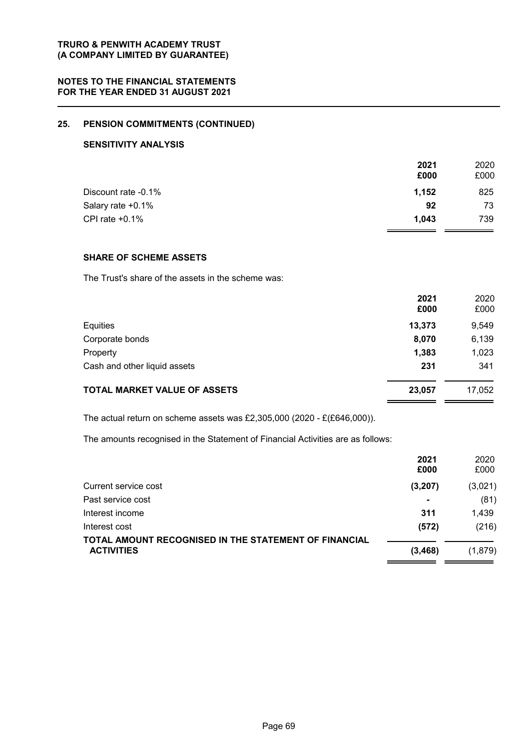## 25. PENSION COMMITMENTS (CONTINUED)

### SENSITIVITY ANALYSIS

| | **2021** | 2020 |
|---|---|---|
| | **£000** | £000 |
| Discount rate -0.1% | **1,152** | 825 |
| Salary rate +0.1% | **92** | 73 |
| CPI rate +0.1% | **1,043** | 739 |

### SHARE OF SCHEME ASSETS

The Trust's share of the assets in the scheme was:

| | **2021** | 2020 |
|---|---|---|
| | **£000** | £000 |
| Equities | **13,373** | 9,549 |
| Corporate bonds | **8,070** | 6,139 |
| Property | **1,383** | 1,023 |
| Cash and other liquid assets | **231** | 341 |
| **TOTAL MARKET VALUE OF ASSETS** | **23,057** | 17,052 |

The actual return on scheme assets was £2,305,000 (2020 - £(£646,000)).

The amounts recognised in the Statement of Financial Activities are as follows:

| | **2021** | 2020 |
|---|---|---|
| | **£000** | £000 |
| Current service cost | **(3,207)** | (3,021) |
| Past service cost | **-** | (81) |
| Interest income | **311** | 1,439 |
| Interest cost | **(572)** | (216) |
| **TOTAL AMOUNT RECOGNISED IN THE STATEMENT OF FINANCIAL ACTIVITIES** | **(3,468)** | (1,879) |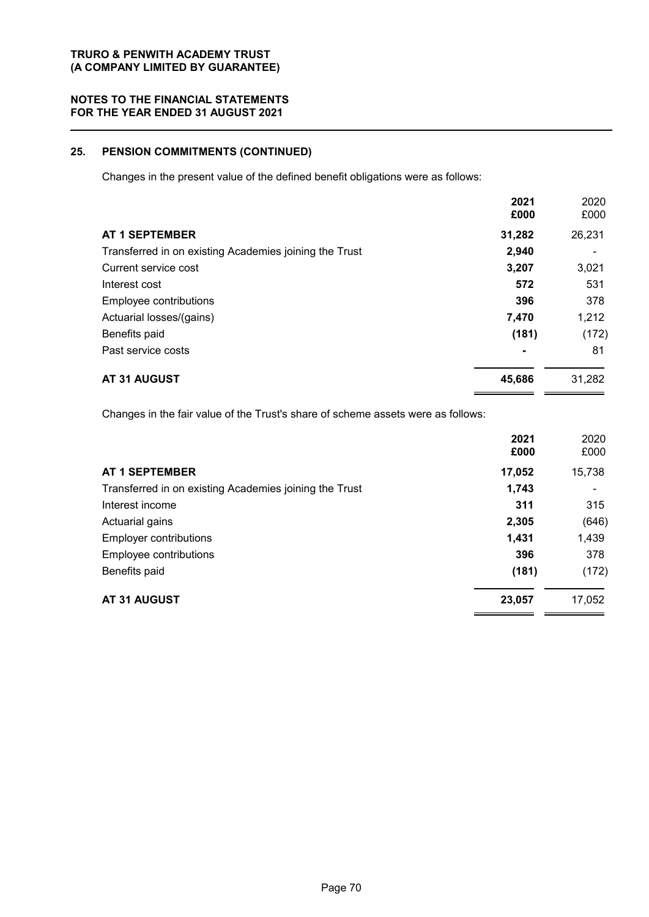## 25. PENSION COMMITMENTS (CONTINUED)

Changes in the present value of the defined benefit obligations were as follows:

| | 2021 £000 | 2020 £000 |
|---|---|---|
| **AT 1 SEPTEMBER** | **31,282** | 26,231 |
| Transferred in on existing Academies joining the Trust | **2,940** | - |
| Current service cost | **3,207** | 3,021 |
| Interest cost | **572** | 531 |
| Employee contributions | **396** | 378 |
| Actuarial losses/(gains) | **7,470** | 1,212 |
| Benefits paid | **(181)** | (172) |
| Past service costs | **-** | 81 |
| **AT 31 AUGUST** | **45,686** | 31,282 |

Changes in the fair value of the Trust's share of scheme assets were as follows:

| | 2021 £000 | 2020 £000 |
|---|---|---|
| **AT 1 SEPTEMBER** | **17,052** | 15,738 |
| Transferred in on existing Academies joining the Trust | **1,743** | - |
| Interest income | **311** | 315 |
| Actuarial gains | **2,305** | (646) |
| Employer contributions | **1,431** | 1,439 |
| Employee contributions | **396** | 378 |
| Benefits paid | **(181)** | (172) |
| **AT 31 AUGUST** | **23,057** | 17,052 |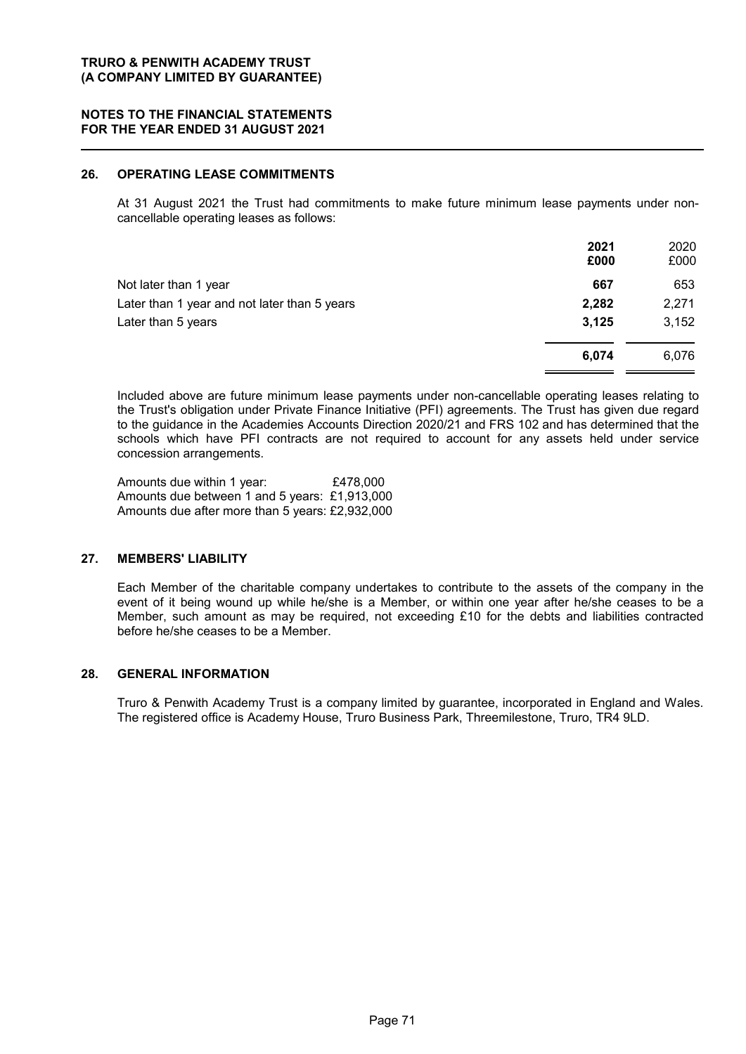## 26. OPERATING LEASE COMMITMENTS

At 31 August 2021 the Trust had commitments to make future minimum lease payments under non-cancellable operating leases as follows:

| | 2021 £000 | 2020 £000 |
|---|---|---|
| Not later than 1 year | **667** | 653 |
| Later than 1 year and not later than 5 years | **2,282** | 2,271 |
| Later than 5 years | **3,125** | 3,152 |
| | **6,074** | 6,076 |

Included above are future minimum lease payments under non-cancellable operating leases relating to the Trust's obligation under Private Finance Initiative (PFI) agreements. The Trust has given due regard to the guidance in the Academies Accounts Direction 2020/21 and FRS 102 and has determined that the schools which have PFI contracts are not required to account for any assets held under service concession arrangements.

Amounts due within 1 year: £478,000
Amounts due between 1 and 5 years: £1,913,000
Amounts due after more than 5 years: £2,932,000

## 27. MEMBERS' LIABILITY

Each Member of the charitable company undertakes to contribute to the assets of the company in the event of it being wound up while he/she is a Member, or within one year after he/she ceases to be a Member, such amount as may be required, not exceeding £10 for the debts and liabilities contracted before he/she ceases to be a Member.

## 28. GENERAL INFORMATION

Truro & Penwith Academy Trust is a company limited by guarantee, incorporated in England and Wales. The registered office is Academy House, Truro Business Park, Threemilestone, Truro, TR4 9LD.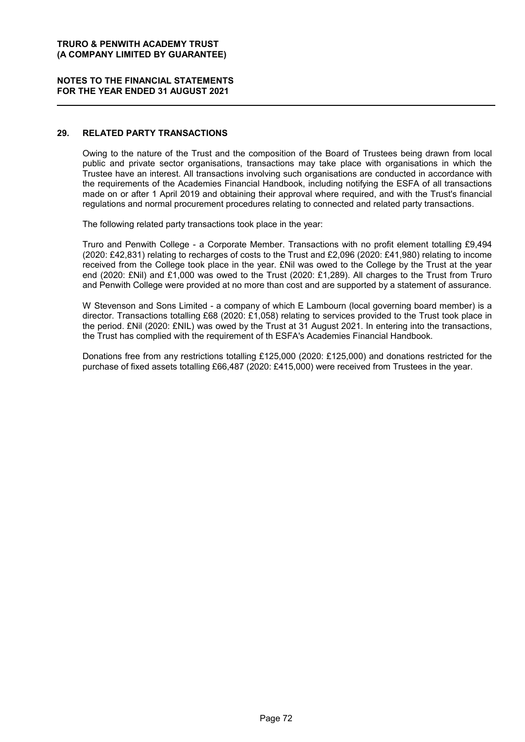## 29. RELATED PARTY TRANSACTIONS

Owing to the nature of the Trust and the composition of the Board of Trustees being drawn from local public and private sector organisations, transactions may take place with organisations in which the Trustee have an interest. All transactions involving such organisations are conducted in accordance with the requirements of the Academies Financial Handbook, including notifying the ESFA of all transactions made on or after 1 April 2019 and obtaining their approval where required, and with the Trust's financial regulations and normal procurement procedures relating to connected and related party transactions.

The following related party transactions took place in the year:

Truro and Penwith College - a Corporate Member. Transactions with no profit element totalling £9,494 (2020: £42,831) relating to recharges of costs to the Trust and £2,096 (2020: £41,980) relating to income received from the College took place in the year. £Nil was owed to the College by the Trust at the year end (2020: £Nil) and £1,000 was owed to the Trust (2020: £1,289). All charges to the Trust from Truro and Penwith College were provided at no more than cost and are supported by a statement of assurance.

W Stevenson and Sons Limited - a company of which E Lambourn (local governing board member) is a director. Transactions totalling £68 (2020: £1,058) relating to services provided to the Trust took place in the period. £Nil (2020: £NIL) was owed by the Trust at 31 August 2021. In entering into the transactions, the Trust has complied with the requirement of th ESFA's Academies Financial Handbook.

Donations free from any restrictions totalling £125,000 (2020: £125,000) and donations restricted for the purchase of fixed assets totalling £66,487 (2020: £415,000) were received from Trustees in the year.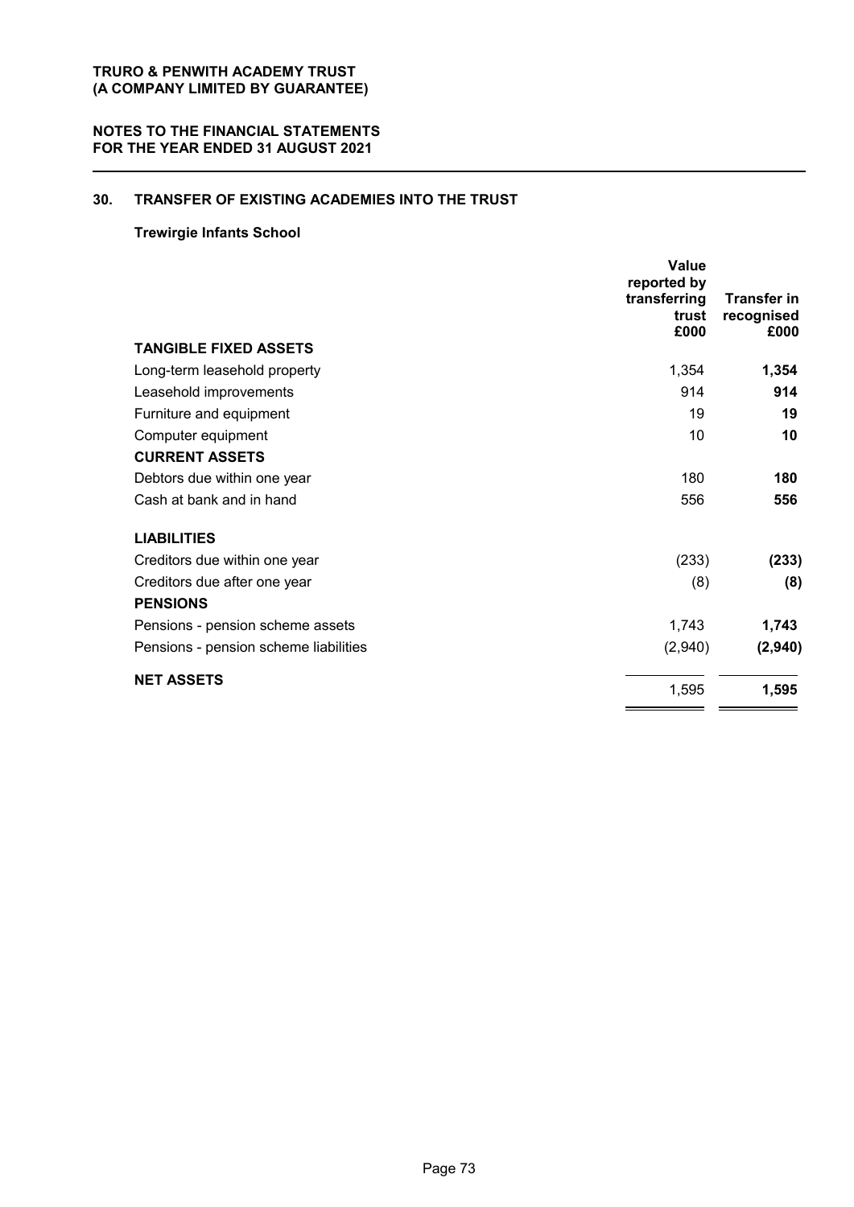## 30. TRANSFER OF EXISTING ACADEMIES INTO THE TRUST

### Trewirgie Infants School

| | Value reported by transferring trust £000 | Transfer in recognised £000 |
|---|---|---|
| **TANGIBLE FIXED ASSETS** | | |
| Long-term leasehold property | 1,354 | **1,354** |
| Leasehold improvements | 914 | **914** |
| Furniture and equipment | 19 | **19** |
| Computer equipment | 10 | **10** |
| **CURRENT ASSETS** | | |
| Debtors due within one year | 180 | **180** |
| Cash at bank and in hand | 556 | **556** |
| **LIABILITIES** | | |
| Creditors due within one year | (233) | **(233)** |
| Creditors due after one year | (8) | **(8)** |
| **PENSIONS** | | |
| Pensions - pension scheme assets | 1,743 | **1,743** |
| Pensions - pension scheme liabilities | (2,940) | **(2,940)** |
| **NET ASSETS** | 1,595 | **1,595** |